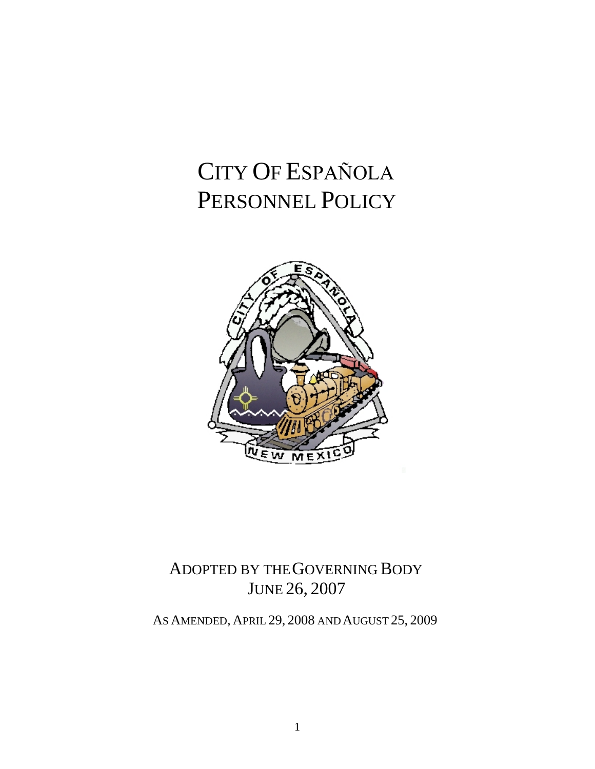# CITY OF ESPAÑOLA
# PERSONNEL POLICY

ADOPTED BY THE GOVERNING BODY
JUNE 26, 2007

AS AMENDED, APRIL 29, 2008 AND AUGUST 25, 2009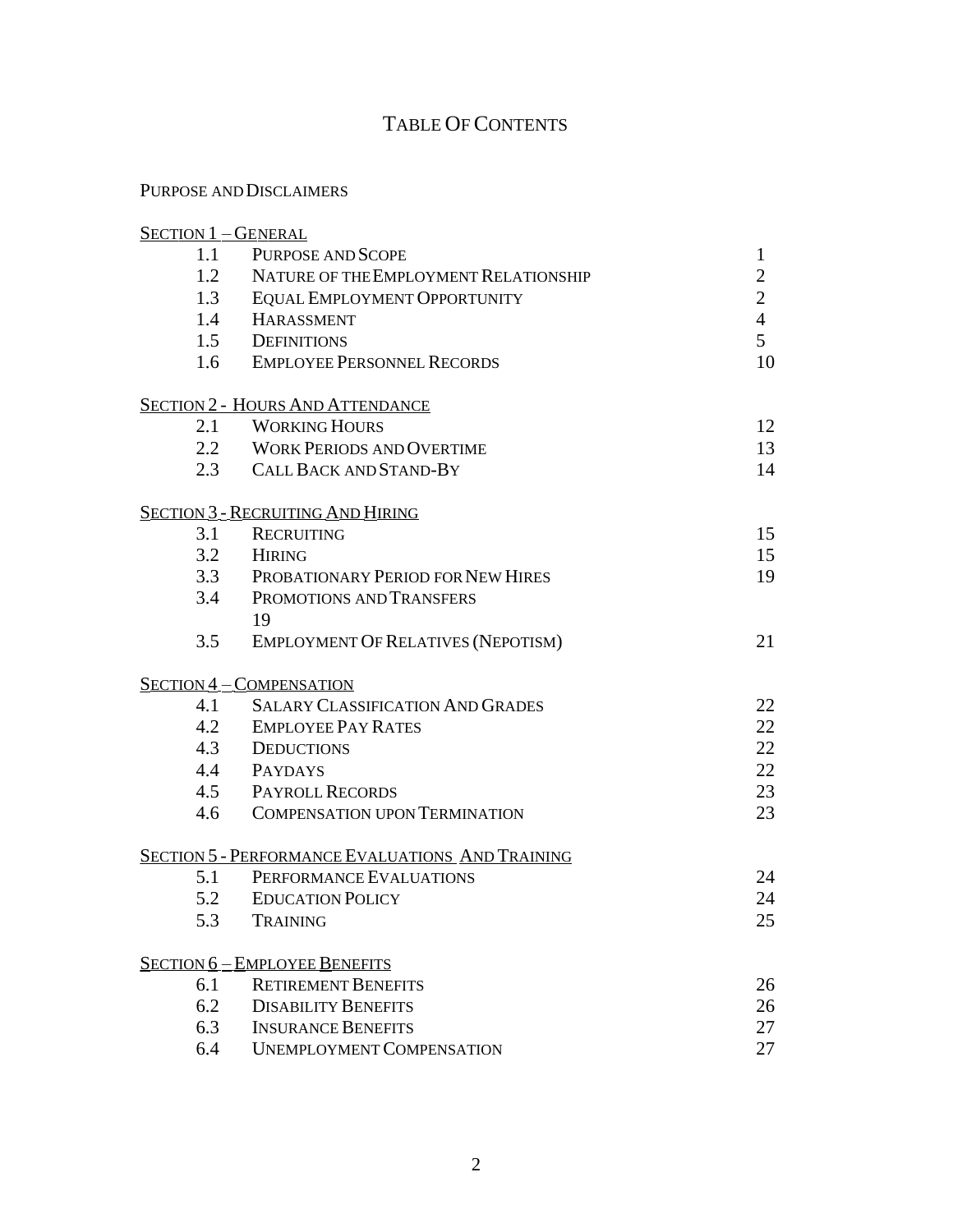# TABLE OF CONTENTS

PURPOSE AND DISCLAIMERS

| | | |
|---|---|---|
| **SECTION 1 – GENERAL** | | |
| 1.1 | PURPOSE AND SCOPE | 1 |
| 1.2 | NATURE OF THE EMPLOYMENT RELATIONSHIP | 2 |
| 1.3 | EQUAL EMPLOYMENT OPPORTUNITY | 2 |
| 1.4 | HARASSMENT | 4 |
| 1.5 | DEFINITIONS | 5 |
| 1.6 | EMPLOYEE PERSONNEL RECORDS | 10 |
| **SECTION 2 - HOURS AND ATTENDANCE** | | |
| 2.1 | WORKING HOURS | 12 |
| 2.2 | WORK PERIODS AND OVERTIME | 13 |
| 2.3 | CALL BACK AND STAND-BY | 14 |
| **SECTION 3 - RECRUITING AND HIRING** | | |
| 3.1 | RECRUITING | 15 |
| 3.2 | HIRING | 15 |
| 3.3 | PROBATIONARY PERIOD FOR NEW HIRES | 19 |
| 3.4 | PROMOTIONS AND TRANSFERS | 19 |
| 3.5 | EMPLOYMENT OF RELATIVES (NEPOTISM) | 21 |
| **SECTION 4 – COMPENSATION** | | |
| 4.1 | SALARY CLASSIFICATION AND GRADES | 22 |
| 4.2 | EMPLOYEE PAY RATES | 22 |
| 4.3 | DEDUCTIONS | 22 |
| 4.4 | PAYDAYS | 22 |
| 4.5 | PAYROLL RECORDS | 23 |
| 4.6 | COMPENSATION UPON TERMINATION | 23 |
| **SECTION 5 - PERFORMANCE EVALUATIONS AND TRAINING** | | |
| 5.1 | PERFORMANCE EVALUATIONS | 24 |
| 5.2 | EDUCATION POLICY | 24 |
| 5.3 | TRAINING | 25 |
| **SECTION 6 – EMPLOYEE BENEFITS** | | |
| 6.1 | RETIREMENT BENEFITS | 26 |
| 6.2 | DISABILITY BENEFITS | 26 |
| 6.3 | INSURANCE BENEFITS | 27 |
| 6.4 | UNEMPLOYMENT COMPENSATION | 27 |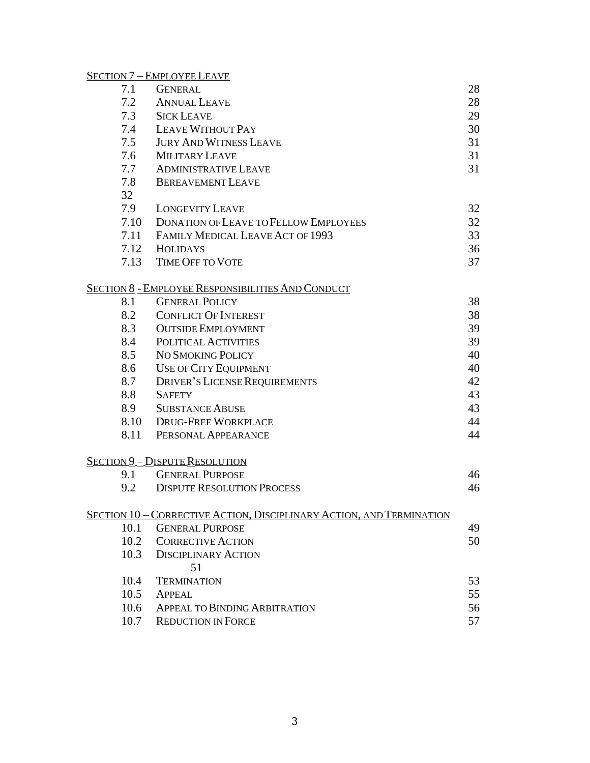Section 7 – Employee Leave

| | | |
|---|---|---|
| 7.1 | General | 28 |
| 7.2 | Annual Leave | 28 |
| 7.3 | Sick Leave | 29 |
| 7.4 | Leave Without Pay | 30 |
| 7.5 | Jury And Witness Leave | 31 |
| 7.6 | Military Leave | 31 |
| 7.7 | Administrative Leave | 31 |
| 7.8 | Bereavement Leave | 32 |
| 7.9 | Longevity Leave | 32 |
| 7.10 | Donation Of Leave To Fellow Employees | 32 |
| 7.11 | Family Medical Leave Act Of 1993 | 33 |
| 7.12 | Holidays | 36 |
| 7.13 | Time Off To Vote | 37 |

Section 8 - Employee Responsibilities And Conduct

| | | |
|---|---|---|
| 8.1 | General Policy | 38 |
| 8.2 | Conflict Of Interest | 38 |
| 8.3 | Outside Employment | 39 |
| 8.4 | Political Activities | 39 |
| 8.5 | No Smoking Policy | 40 |
| 8.6 | Use Of City Equipment | 40 |
| 8.7 | Driver's License Requirements | 42 |
| 8.8 | Safety | 43 |
| 8.9 | Substance Abuse | 43 |
| 8.10 | Drug-Free Workplace | 44 |
| 8.11 | Personal Appearance | 44 |

Section 9 – Dispute Resolution

| | | |
|---|---|---|
| 9.1 | General Purpose | 46 |
| 9.2 | Dispute Resolution Process | 46 |

Section 10 – Corrective Action, Disciplinary Action, and Termination

| | | |
|---|---|---|
| 10.1 | General Purpose | 49 |
| 10.2 | Corrective Action | 50 |
| 10.3 | Disciplinary Action | 51 |
| 10.4 | Termination | 53 |
| 10.5 | Appeal | 55 |
| 10.6 | Appeal To Binding Arbitration | 56 |
| 10.7 | Reduction In Force | 57 |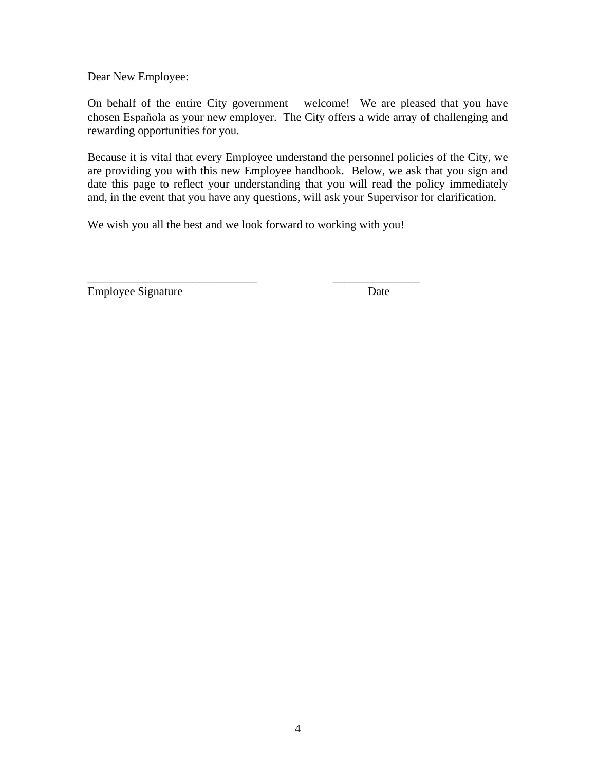Dear New Employee:

On behalf of the entire City government – welcome! We are pleased that you have chosen Española as your new employer. The City offers a wide array of challenging and rewarding opportunities for you.

Because it is vital that every Employee understand the personnel policies of the City, we are providing you with this new Employee handbook. Below, we ask that you sign and date this page to reflect your understanding that you will read the policy immediately and, in the event that you have any questions, will ask your Supervisor for clarification.

We wish you all the best and we look forward to working with you!

_____________________________ _______________

Employee Signature Date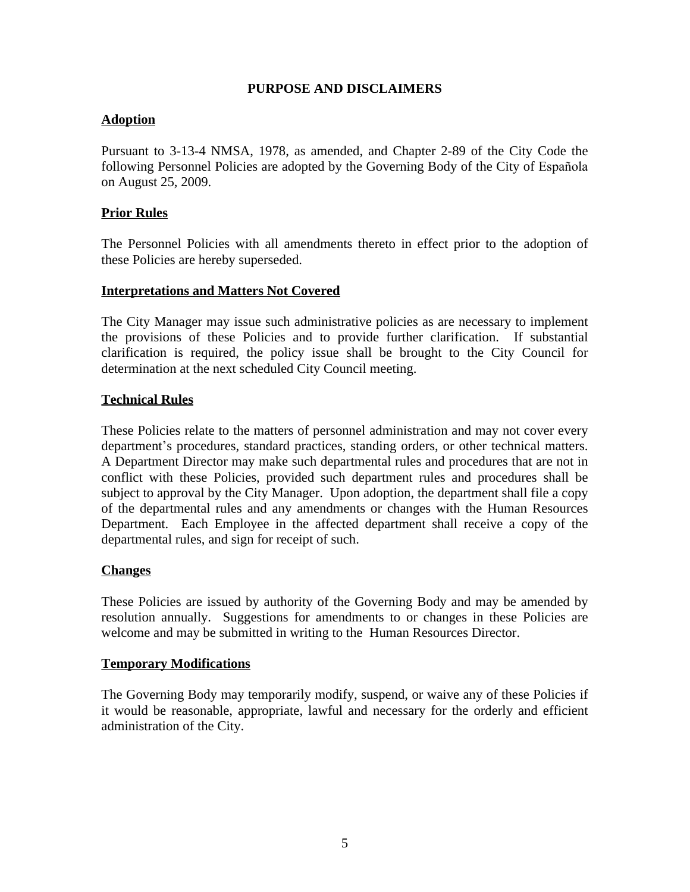# PURPOSE AND DISCLAIMERS

## Adoption

Pursuant to 3-13-4 NMSA, 1978, as amended, and Chapter 2-89 of the City Code the following Personnel Policies are adopted by the Governing Body of the City of Española on August 25, 2009.

## Prior Rules

The Personnel Policies with all amendments thereto in effect prior to the adoption of these Policies are hereby superseded.

## Interpretations and Matters Not Covered

The City Manager may issue such administrative policies as are necessary to implement the provisions of these Policies and to provide further clarification. If substantial clarification is required, the policy issue shall be brought to the City Council for determination at the next scheduled City Council meeting.

## Technical Rules

These Policies relate to the matters of personnel administration and may not cover every department's procedures, standard practices, standing orders, or other technical matters. A Department Director may make such departmental rules and procedures that are not in conflict with these Policies, provided such department rules and procedures shall be subject to approval by the City Manager. Upon adoption, the department shall file a copy of the departmental rules and any amendments or changes with the Human Resources Department. Each Employee in the affected department shall receive a copy of the departmental rules, and sign for receipt of such.

## Changes

These Policies are issued by authority of the Governing Body and may be amended by resolution annually. Suggestions for amendments to or changes in these Policies are welcome and may be submitted in writing to the Human Resources Director.

## Temporary Modifications

The Governing Body may temporarily modify, suspend, or waive any of these Policies if it would be reasonable, appropriate, lawful and necessary for the orderly and efficient administration of the City.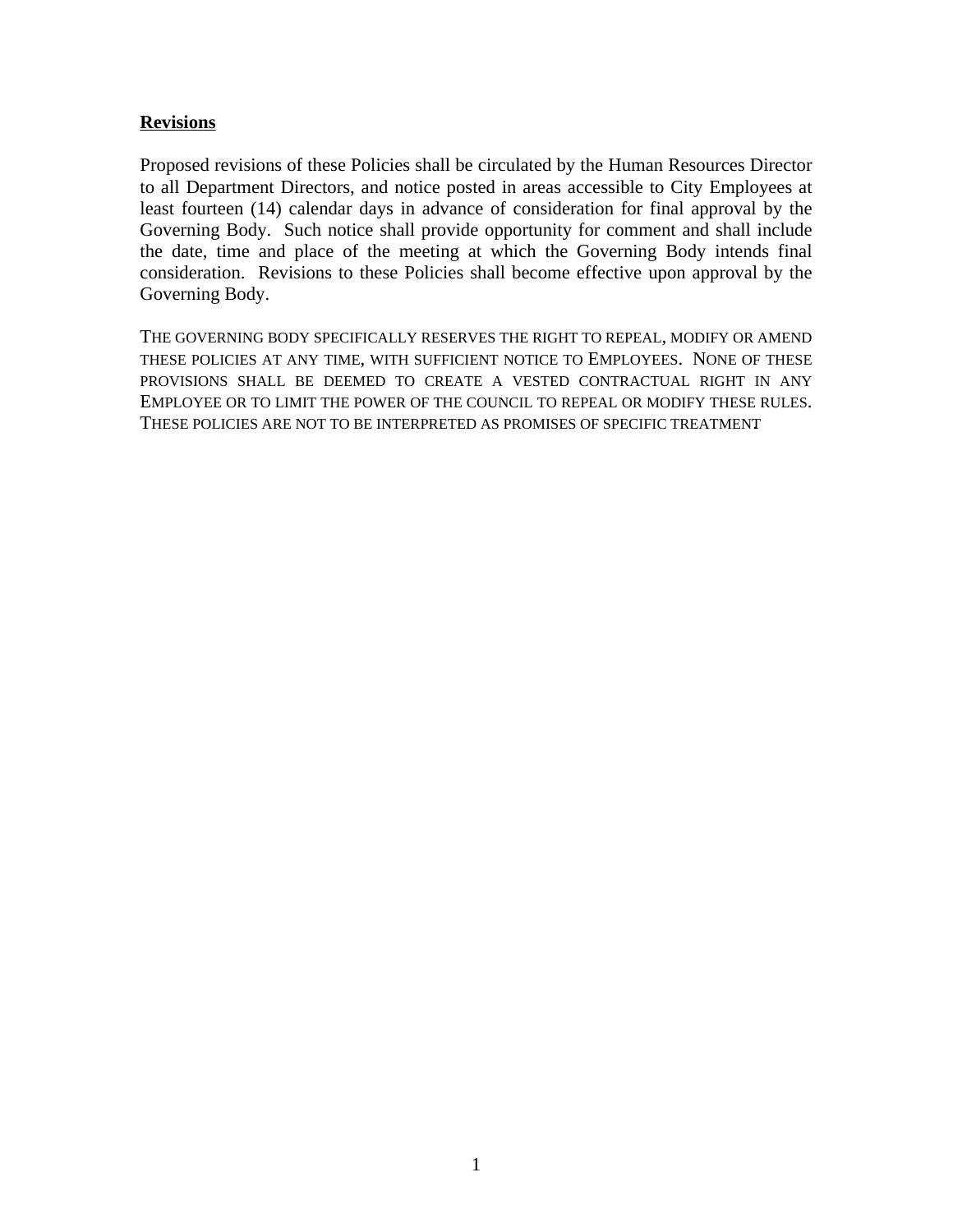**Revisions**

Proposed revisions of these Policies shall be circulated by the Human Resources Director to all Department Directors, and notice posted in areas accessible to City Employees at least fourteen (14) calendar days in advance of consideration for final approval by the Governing Body. Such notice shall provide opportunity for comment and shall include the date, time and place of the meeting at which the Governing Body intends final consideration. Revisions to these Policies shall become effective upon approval by the Governing Body.

THE GOVERNING BODY SPECIFICALLY RESERVES THE RIGHT TO REPEAL, MODIFY OR AMEND THESE POLICIES AT ANY TIME, WITH SUFFICIENT NOTICE TO EMPLOYEES. NONE OF THESE PROVISIONS SHALL BE DEEMED TO CREATE A VESTED CONTRACTUAL RIGHT IN ANY EMPLOYEE OR TO LIMIT THE POWER OF THE COUNCIL TO REPEAL OR MODIFY THESE RULES. THESE POLICIES ARE NOT TO BE INTERPRETED AS PROMISES OF SPECIFIC TREATMENT.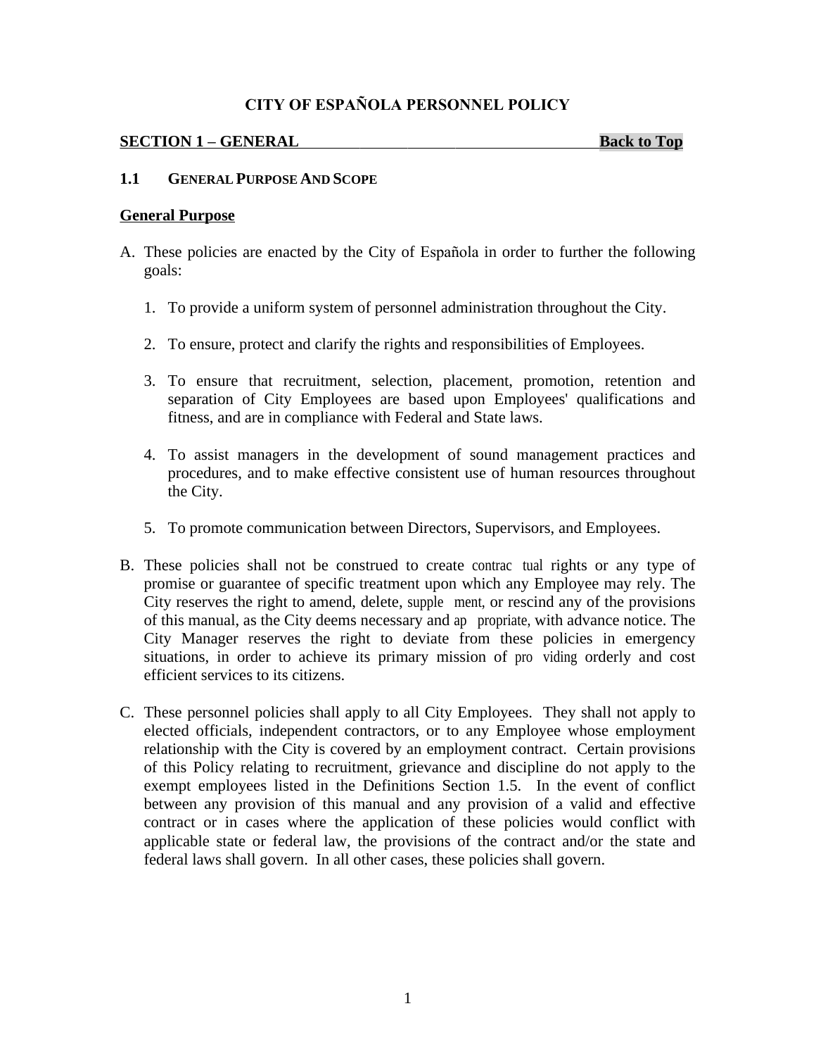# CITY OF ESPAÑOLA PERSONNEL POLICY

## SECTION 1 – GENERAL Back to Top

### 1.1 GENERAL PURPOSE AND SCOPE

**General Purpose**

A. These policies are enacted by the City of Española in order to further the following goals:

1. To provide a uniform system of personnel administration throughout the City.

2. To ensure, protect and clarify the rights and responsibilities of Employees.

3. To ensure that recruitment, selection, placement, promotion, retention and separation of City Employees are based upon Employees' qualifications and fitness, and are in compliance with Federal and State laws.

4. To assist managers in the development of sound management practices and procedures, and to make effective consistent use of human resources throughout the City.

5. To promote communication between Directors, Supervisors, and Employees.

B. These policies shall not be construed to create contractual rights or any type of promise or guarantee of specific treatment upon which any Employee may rely. The City reserves the right to amend, delete, supplement, or rescind any of the provisions of this manual, as the City deems necessary and appropriate, with advance notice. The City Manager reserves the right to deviate from these policies in emergency situations, in order to achieve its primary mission of providing orderly and cost efficient services to its citizens.

C. These personnel policies shall apply to all City Employees. They shall not apply to elected officials, independent contractors, or to any Employee whose employment relationship with the City is covered by an employment contract. Certain provisions of this Policy relating to recruitment, grievance and discipline do not apply to the exempt employees listed in the Definitions Section 1.5. In the event of conflict between any provision of this manual and any provision of a valid and effective contract or in cases where the application of these policies would conflict with applicable state or federal law, the provisions of the contract and/or the state and federal laws shall govern. In all other cases, these policies shall govern.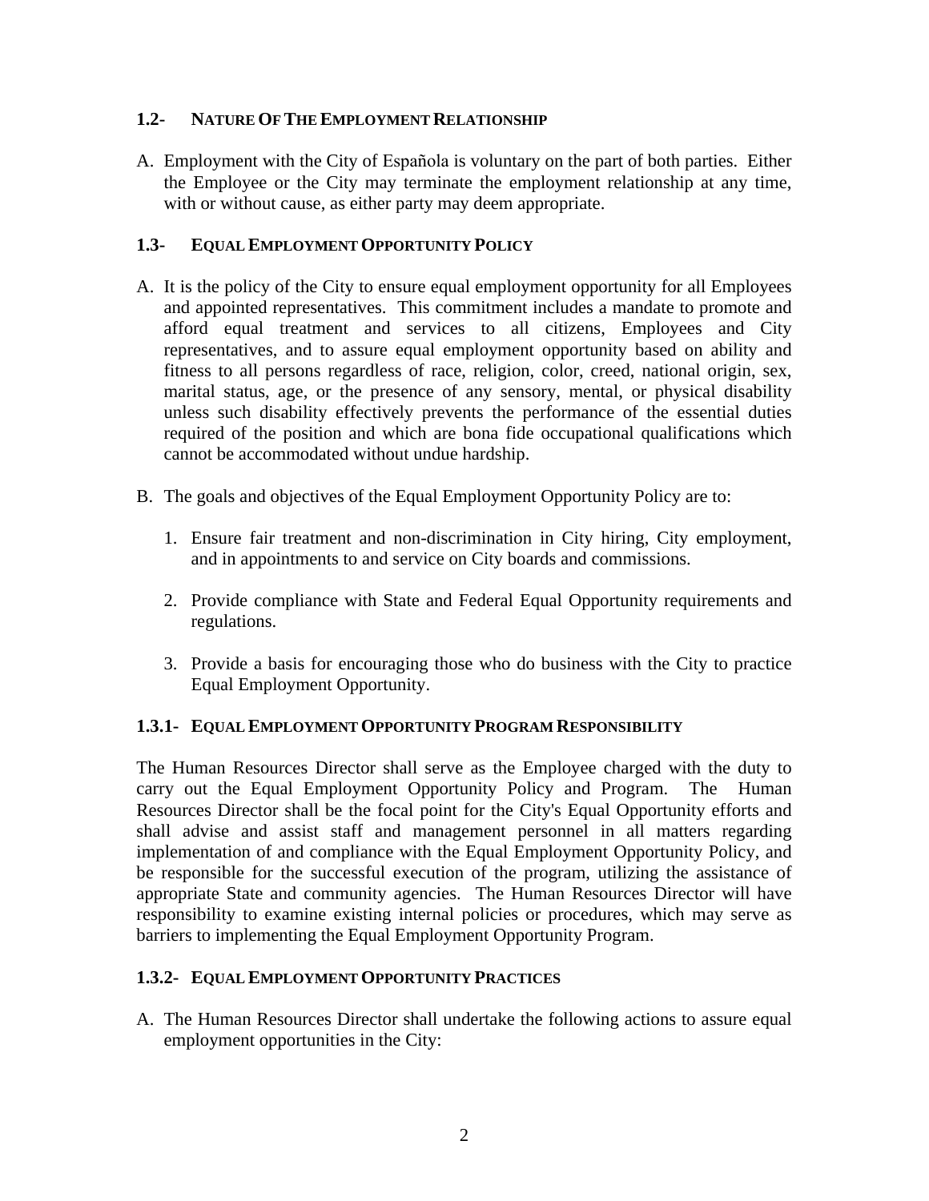### 1.2- NATURE OF THE EMPLOYMENT RELATIONSHIP

A. Employment with the City of Española is voluntary on the part of both parties. Either the Employee or the City may terminate the employment relationship at any time, with or without cause, as either party may deem appropriate.

### 1.3- EQUAL EMPLOYMENT OPPORTUNITY POLICY

A. It is the policy of the City to ensure equal employment opportunity for all Employees and appointed representatives. This commitment includes a mandate to promote and afford equal treatment and services to all citizens, Employees and City representatives, and to assure equal employment opportunity based on ability and fitness to all persons regardless of race, religion, color, creed, national origin, sex, marital status, age, or the presence of any sensory, mental, or physical disability unless such disability effectively prevents the performance of the essential duties required of the position and which are bona fide occupational qualifications which cannot be accommodated without undue hardship.

B. The goals and objectives of the Equal Employment Opportunity Policy are to:

   1. Ensure fair treatment and non-discrimination in City hiring, City employment, and in appointments to and service on City boards and commissions.

   2. Provide compliance with State and Federal Equal Opportunity requirements and regulations.

   3. Provide a basis for encouraging those who do business with the City to practice Equal Employment Opportunity.

### 1.3.1- EQUAL EMPLOYMENT OPPORTUNITY PROGRAM RESPONSIBILITY

The Human Resources Director shall serve as the Employee charged with the duty to carry out the Equal Employment Opportunity Policy and Program. The Human Resources Director shall be the focal point for the City's Equal Opportunity efforts and shall advise and assist staff and management personnel in all matters regarding implementation of and compliance with the Equal Employment Opportunity Policy, and be responsible for the successful execution of the program, utilizing the assistance of appropriate State and community agencies. The Human Resources Director will have responsibility to examine existing internal policies or procedures, which may serve as barriers to implementing the Equal Employment Opportunity Program.

### 1.3.2- EQUAL EMPLOYMENT OPPORTUNITY PRACTICES

A. The Human Resources Director shall undertake the following actions to assure equal employment opportunities in the City: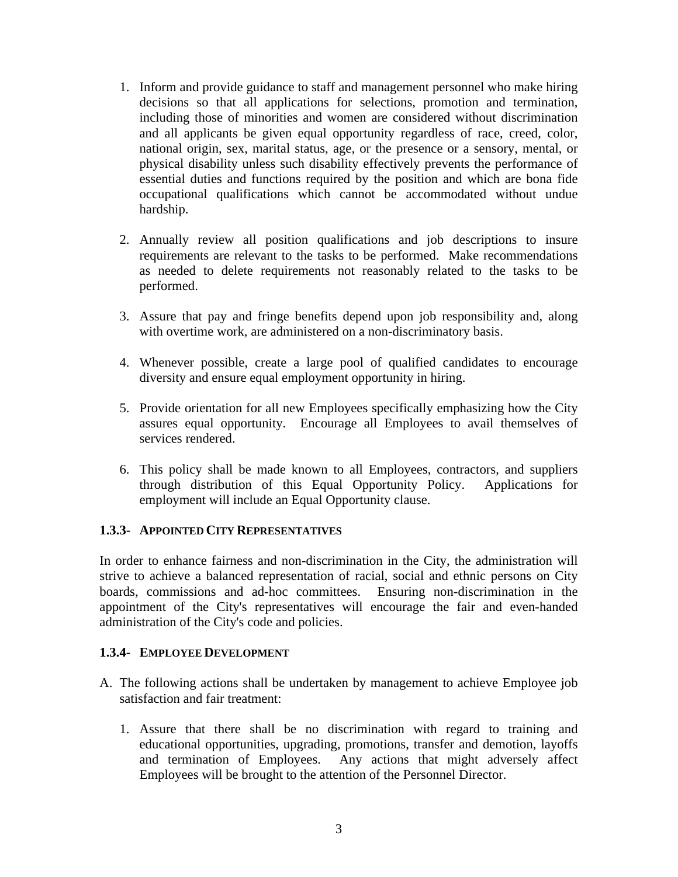1. Inform and provide guidance to staff and management personnel who make hiring decisions so that all applications for selections, promotion and termination, including those of minorities and women are considered without discrimination and all applicants be given equal opportunity regardless of race, creed, color, national origin, sex, marital status, age, or the presence or a sensory, mental, or physical disability unless such disability effectively prevents the performance of essential duties and functions required by the position and which are bona fide occupational qualifications which cannot be accommodated without undue hardship.

2. Annually review all position qualifications and job descriptions to insure requirements are relevant to the tasks to be performed. Make recommendations as needed to delete requirements not reasonably related to the tasks to be performed.

3. Assure that pay and fringe benefits depend upon job responsibility and, along with overtime work, are administered on a non-discriminatory basis.

4. Whenever possible, create a large pool of qualified candidates to encourage diversity and ensure equal employment opportunity in hiring.

5. Provide orientation for all new Employees specifically emphasizing how the City assures equal opportunity. Encourage all Employees to avail themselves of services rendered.

6. This policy shall be made known to all Employees, contractors, and suppliers through distribution of this Equal Opportunity Policy. Applications for employment will include an Equal Opportunity clause.

### 1.3.3- APPOINTED CITY REPRESENTATIVES

In order to enhance fairness and non-discrimination in the City, the administration will strive to achieve a balanced representation of racial, social and ethnic persons on City boards, commissions and ad-hoc committees. Ensuring non-discrimination in the appointment of the City's representatives will encourage the fair and even-handed administration of the City's code and policies.

### 1.3.4- EMPLOYEE DEVELOPMENT

A. The following actions shall be undertaken by management to achieve Employee job satisfaction and fair treatment:

   1. Assure that there shall be no discrimination with regard to training and educational opportunities, upgrading, promotions, transfer and demotion, layoffs and termination of Employees. Any actions that might adversely affect Employees will be brought to the attention of the Personnel Director.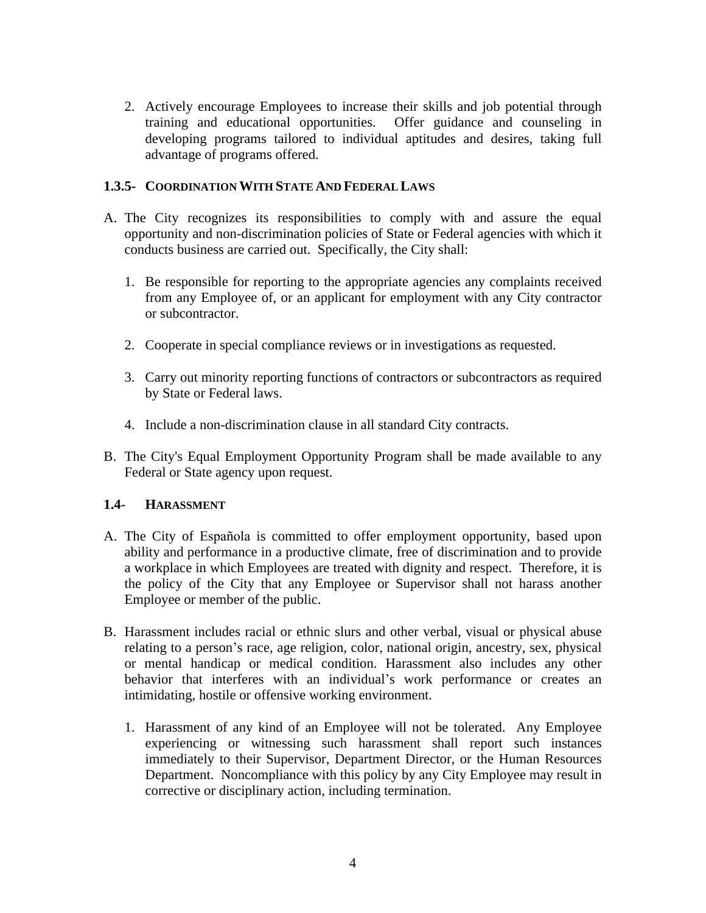2. Actively encourage Employees to increase their skills and job potential through training and educational opportunities. Offer guidance and counseling in developing programs tailored to individual aptitudes and desires, taking full advantage of programs offered.

### 1.3.5- Coordination With State And Federal Laws

A. The City recognizes its responsibilities to comply with and assure the equal opportunity and non-discrimination policies of State or Federal agencies with which it conducts business are carried out. Specifically, the City shall:

   1. Be responsible for reporting to the appropriate agencies any complaints received from any Employee of, or an applicant for employment with any City contractor or subcontractor.

   2. Cooperate in special compliance reviews or in investigations as requested.

   3. Carry out minority reporting functions of contractors or subcontractors as required by State or Federal laws.

   4. Include a non-discrimination clause in all standard City contracts.

B. The City's Equal Employment Opportunity Program shall be made available to any Federal or State agency upon request.

### 1.4- Harassment

A. The City of Española is committed to offer employment opportunity, based upon ability and performance in a productive climate, free of discrimination and to provide a workplace in which Employees are treated with dignity and respect. Therefore, it is the policy of the City that any Employee or Supervisor shall not harass another Employee or member of the public.

B. Harassment includes racial or ethnic slurs and other verbal, visual or physical abuse relating to a person's race, age religion, color, national origin, ancestry, sex, physical or mental handicap or medical condition. Harassment also includes any other behavior that interferes with an individual's work performance or creates an intimidating, hostile or offensive working environment.

   1. Harassment of any kind of an Employee will not be tolerated. Any Employee experiencing or witnessing such harassment shall report such instances immediately to their Supervisor, Department Director, or the Human Resources Department. Noncompliance with this policy by any City Employee may result in corrective or disciplinary action, including termination.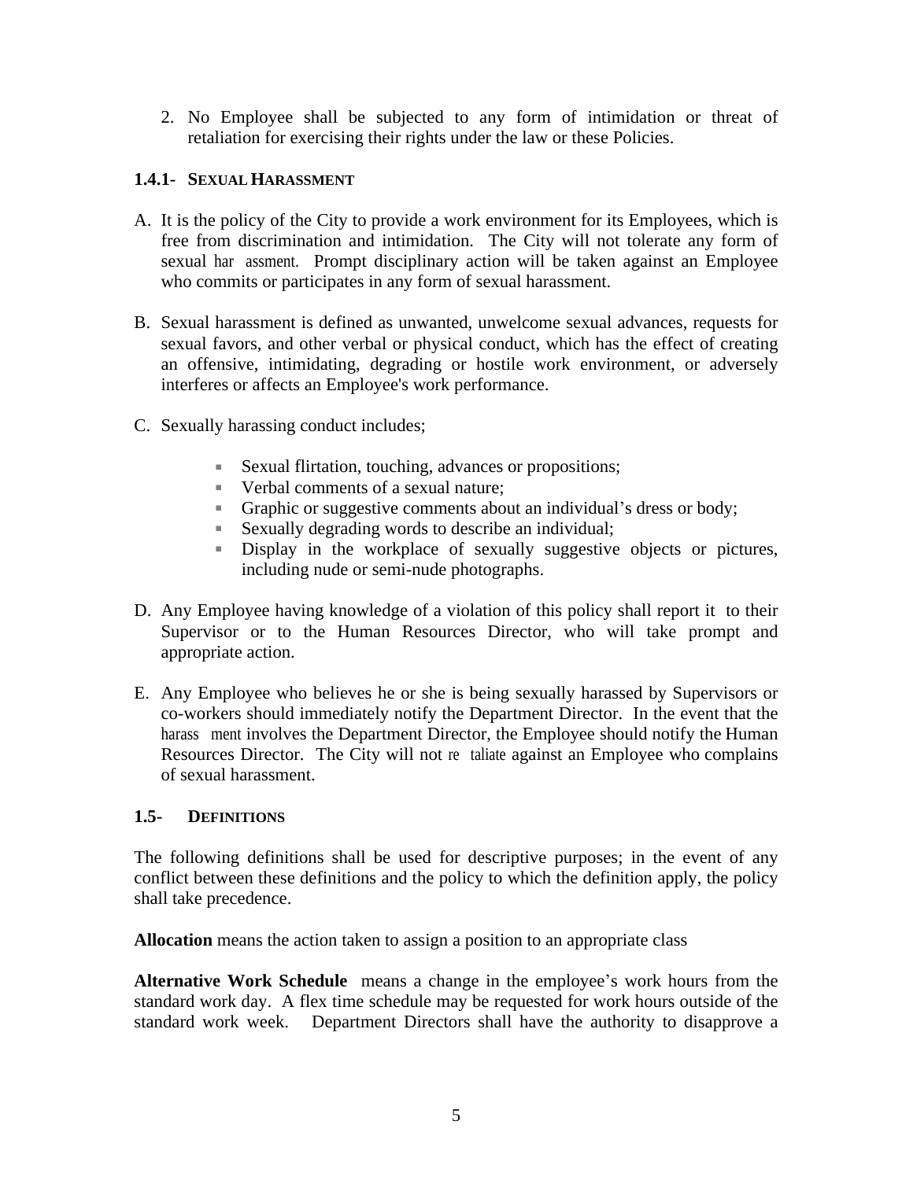2. No Employee shall be subjected to any form of intimidation or threat of retaliation for exercising their rights under the law or these Policies.

### 1.4.1- SEXUAL HARASSMENT

A. It is the policy of the City to provide a work environment for its Employees, which is free from discrimination and intimidation. The City will not tolerate any form of sexual harassment. Prompt disciplinary action will be taken against an Employee who commits or participates in any form of sexual harassment.

B. Sexual harassment is defined as unwanted, unwelcome sexual advances, requests for sexual favors, and other verbal or physical conduct, which has the effect of creating an offensive, intimidating, degrading or hostile work environment, or adversely interferes or affects an Employee's work performance.

C. Sexually harassing conduct includes;

- Sexual flirtation, touching, advances or propositions;
- Verbal comments of a sexual nature;
- Graphic or suggestive comments about an individual's dress or body;
- Sexually degrading words to describe an individual;
- Display in the workplace of sexually suggestive objects or pictures, including nude or semi-nude photographs.

D. Any Employee having knowledge of a violation of this policy shall report it to their Supervisor or to the Human Resources Director, who will take prompt and appropriate action.

E. Any Employee who believes he or she is being sexually harassed by Supervisors or co-workers should immediately notify the Department Director. In the event that the harassment involves the Department Director, the Employee should notify the Human Resources Director. The City will not retaliate against an Employee who complains of sexual harassment.

### 1.5- DEFINITIONS

The following definitions shall be used for descriptive purposes; in the event of any conflict between these definitions and the policy to which the definition apply, the policy shall take precedence.

**Allocation** means the action taken to assign a position to an appropriate class

**Alternative Work Schedule** means a change in the employee's work hours from the standard work day. A flex time schedule may be requested for work hours outside of the standard work week. Department Directors shall have the authority to disapprove a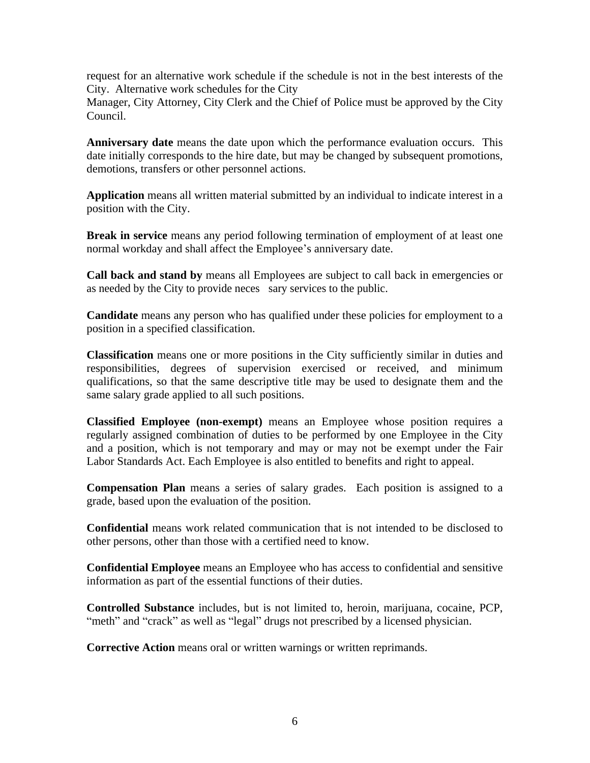request for an alternative work schedule if the schedule is not in the best interests of the City. Alternative work schedules for the City Manager, City Attorney, City Clerk and the Chief of Police must be approved by the City Council.

**Anniversary date** means the date upon which the performance evaluation occurs. This date initially corresponds to the hire date, but may be changed by subsequent promotions, demotions, transfers or other personnel actions.

**Application** means all written material submitted by an individual to indicate interest in a position with the City.

**Break in service** means any period following termination of employment of at least one normal workday and shall affect the Employee's anniversary date.

**Call back and stand by** means all Employees are subject to call back in emergencies or as needed by the City to provide neces sary services to the public.

**Candidate** means any person who has qualified under these policies for employment to a position in a specified classification.

**Classification** means one or more positions in the City sufficiently similar in duties and responsibilities, degrees of supervision exercised or received, and minimum qualifications, so that the same descriptive title may be used to designate them and the same salary grade applied to all such positions.

**Classified Employee (non-exempt)** means an Employee whose position requires a regularly assigned combination of duties to be performed by one Employee in the City and a position, which is not temporary and may or may not be exempt under the Fair Labor Standards Act. Each Employee is also entitled to benefits and right to appeal.

**Compensation Plan** means a series of salary grades. Each position is assigned to a grade, based upon the evaluation of the position.

**Confidential** means work related communication that is not intended to be disclosed to other persons, other than those with a certified need to know.

**Confidential Employee** means an Employee who has access to confidential and sensitive information as part of the essential functions of their duties.

**Controlled Substance** includes, but is not limited to, heroin, marijuana, cocaine, PCP, "meth" and "crack" as well as "legal" drugs not prescribed by a licensed physician.

**Corrective Action** means oral or written warnings or written reprimands.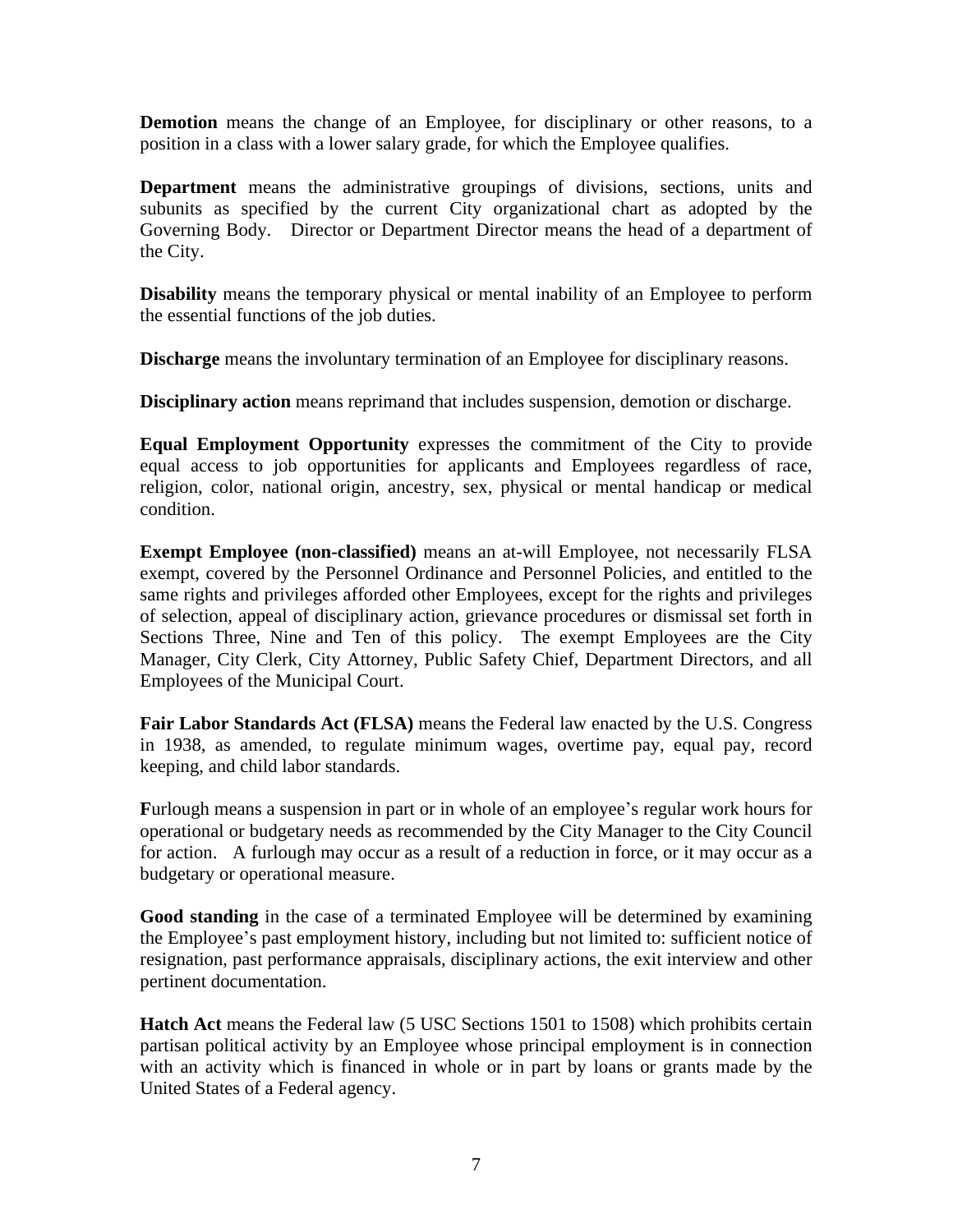**Demotion** means the change of an Employee, for disciplinary or other reasons, to a position in a class with a lower salary grade, for which the Employee qualifies.

**Department** means the administrative groupings of divisions, sections, units and subunits as specified by the current City organizational chart as adopted by the Governing Body. Director or Department Director means the head of a department of the City.

**Disability** means the temporary physical or mental inability of an Employee to perform the essential functions of the job duties.

**Discharge** means the involuntary termination of an Employee for disciplinary reasons.

**Disciplinary action** means reprimand that includes suspension, demotion or discharge.

**Equal Employment Opportunity** expresses the commitment of the City to provide equal access to job opportunities for applicants and Employees regardless of race, religion, color, national origin, ancestry, sex, physical or mental handicap or medical condition.

**Exempt Employee (non-classified)** means an at-will Employee, not necessarily FLSA exempt, covered by the Personnel Ordinance and Personnel Policies, and entitled to the same rights and privileges afforded other Employees, except for the rights and privileges of selection, appeal of disciplinary action, grievance procedures or dismissal set forth in Sections Three, Nine and Ten of this policy. The exempt Employees are the City Manager, City Clerk, City Attorney, Public Safety Chief, Department Directors, and all Employees of the Municipal Court.

**Fair Labor Standards Act (FLSA)** means the Federal law enacted by the U.S. Congress in 1938, as amended, to regulate minimum wages, overtime pay, equal pay, record keeping, and child labor standards.

**F**urlough means a suspension in part or in whole of an employee's regular work hours for operational or budgetary needs as recommended by the City Manager to the City Council for action. A furlough may occur as a result of a reduction in force, or it may occur as a budgetary or operational measure.

**Good standing** in the case of a terminated Employee will be determined by examining the Employee's past employment history, including but not limited to: sufficient notice of resignation, past performance appraisals, disciplinary actions, the exit interview and other pertinent documentation.

**Hatch Act** means the Federal law (5 USC Sections 1501 to 1508) which prohibits certain partisan political activity by an Employee whose principal employment is in connection with an activity which is financed in whole or in part by loans or grants made by the United States of a Federal agency.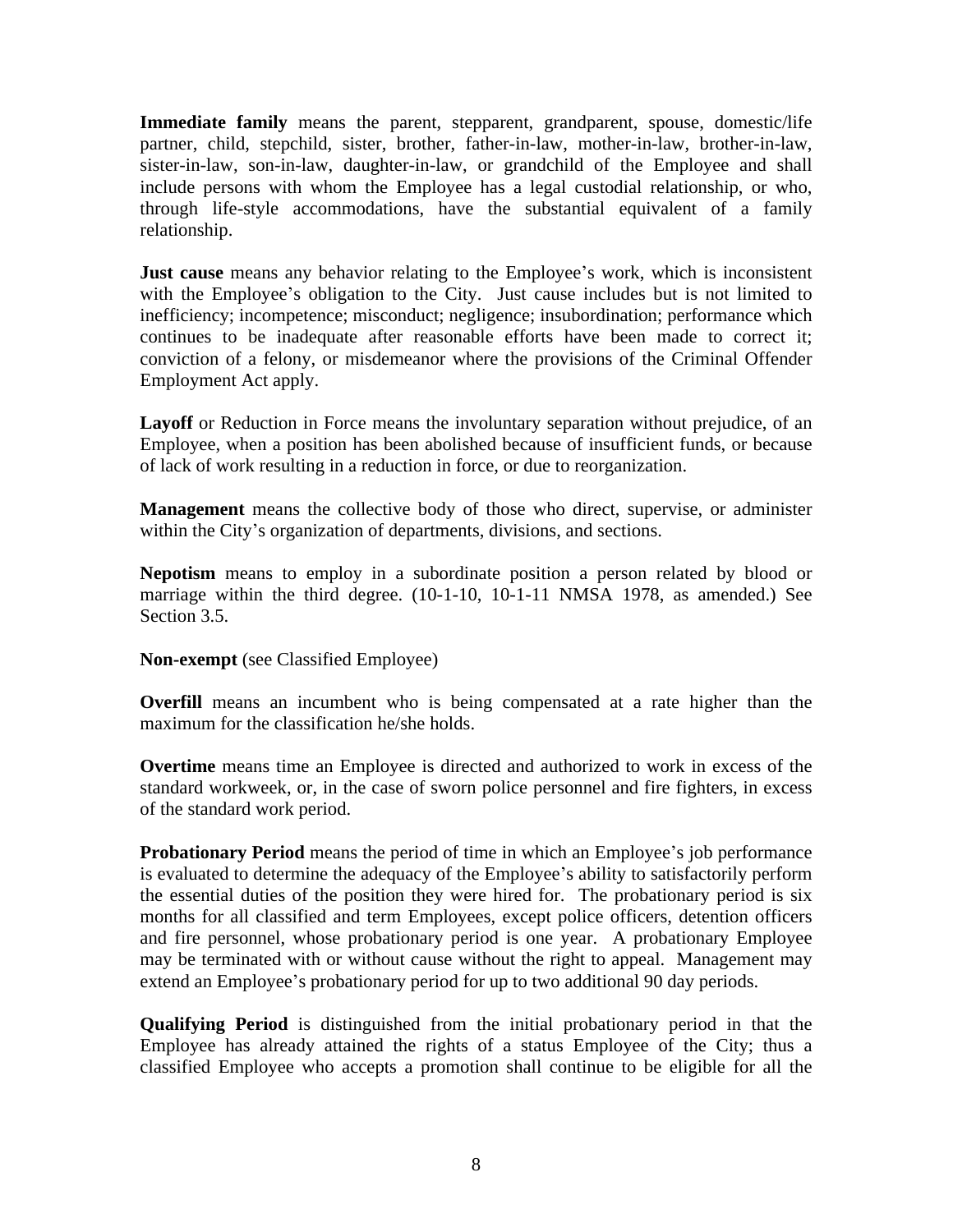**Immediate family** means the parent, stepparent, grandparent, spouse, domestic/life partner, child, stepchild, sister, brother, father-in-law, mother-in-law, brother-in-law, sister-in-law, son-in-law, daughter-in-law, or grandchild of the Employee and shall include persons with whom the Employee has a legal custodial relationship, or who, through life-style accommodations, have the substantial equivalent of a family relationship.

**Just cause** means any behavior relating to the Employee's work, which is inconsistent with the Employee's obligation to the City. Just cause includes but is not limited to inefficiency; incompetence; misconduct; negligence; insubordination; performance which continues to be inadequate after reasonable efforts have been made to correct it; conviction of a felony, or misdemeanor where the provisions of the Criminal Offender Employment Act apply.

**Layoff** or Reduction in Force means the involuntary separation without prejudice, of an Employee, when a position has been abolished because of insufficient funds, or because of lack of work resulting in a reduction in force, or due to reorganization.

**Management** means the collective body of those who direct, supervise, or administer within the City's organization of departments, divisions, and sections.

**Nepotism** means to employ in a subordinate position a person related by blood or marriage within the third degree. (10-1-10, 10-1-11 NMSA 1978, as amended.) See Section 3.5.

**Non-exempt** (see Classified Employee)

**Overfill** means an incumbent who is being compensated at a rate higher than the maximum for the classification he/she holds.

**Overtime** means time an Employee is directed and authorized to work in excess of the standard workweek, or, in the case of sworn police personnel and fire fighters, in excess of the standard work period.

**Probationary Period** means the period of time in which an Employee's job performance is evaluated to determine the adequacy of the Employee's ability to satisfactorily perform the essential duties of the position they were hired for. The probationary period is six months for all classified and term Employees, except police officers, detention officers and fire personnel, whose probationary period is one year. A probationary Employee may be terminated with or without cause without the right to appeal. Management may extend an Employee's probationary period for up to two additional 90 day periods.

**Qualifying Period** is distinguished from the initial probationary period in that the Employee has already attained the rights of a status Employee of the City; thus a classified Employee who accepts a promotion shall continue to be eligible for all the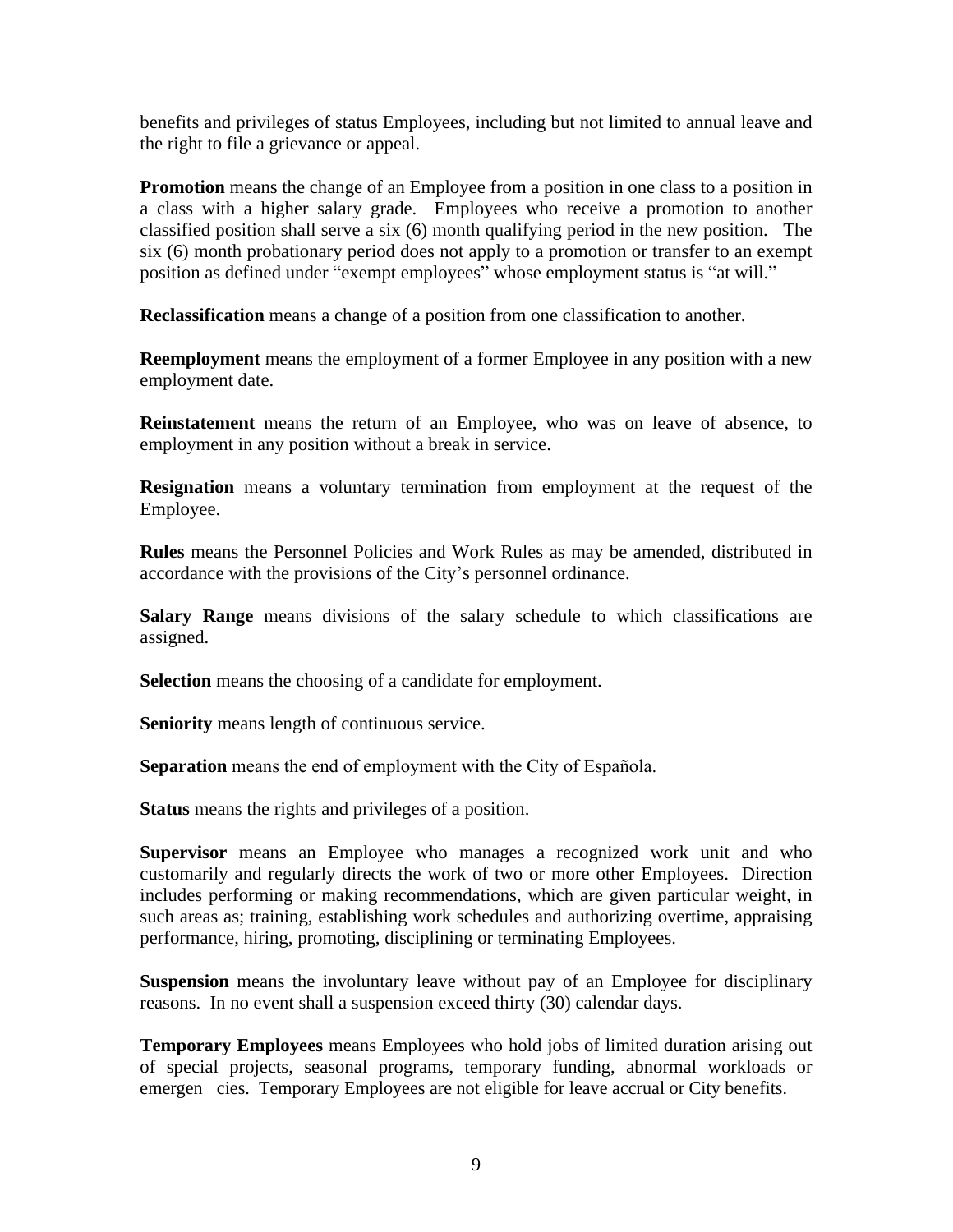benefits and privileges of status Employees, including but not limited to annual leave and the right to file a grievance or appeal.

**Promotion** means the change of an Employee from a position in one class to a position in a class with a higher salary grade. Employees who receive a promotion to another classified position shall serve a six (6) month qualifying period in the new position. The six (6) month probationary period does not apply to a promotion or transfer to an exempt position as defined under "exempt employees" whose employment status is "at will."

**Reclassification** means a change of a position from one classification to another.

**Reemployment** means the employment of a former Employee in any position with a new employment date.

**Reinstatement** means the return of an Employee, who was on leave of absence, to employment in any position without a break in service.

**Resignation** means a voluntary termination from employment at the request of the Employee.

**Rules** means the Personnel Policies and Work Rules as may be amended, distributed in accordance with the provisions of the City's personnel ordinance.

**Salary Range** means divisions of the salary schedule to which classifications are assigned.

**Selection** means the choosing of a candidate for employment.

**Seniority** means length of continuous service.

**Separation** means the end of employment with the City of Española.

**Status** means the rights and privileges of a position.

**Supervisor** means an Employee who manages a recognized work unit and who customarily and regularly directs the work of two or more other Employees. Direction includes performing or making recommendations, which are given particular weight, in such areas as; training, establishing work schedules and authorizing overtime, appraising performance, hiring, promoting, disciplining or terminating Employees.

**Suspension** means the involuntary leave without pay of an Employee for disciplinary reasons. In no event shall a suspension exceed thirty (30) calendar days.

**Temporary Employees** means Employees who hold jobs of limited duration arising out of special projects, seasonal programs, temporary funding, abnormal workloads or emergen cies. Temporary Employees are not eligible for leave accrual or City benefits.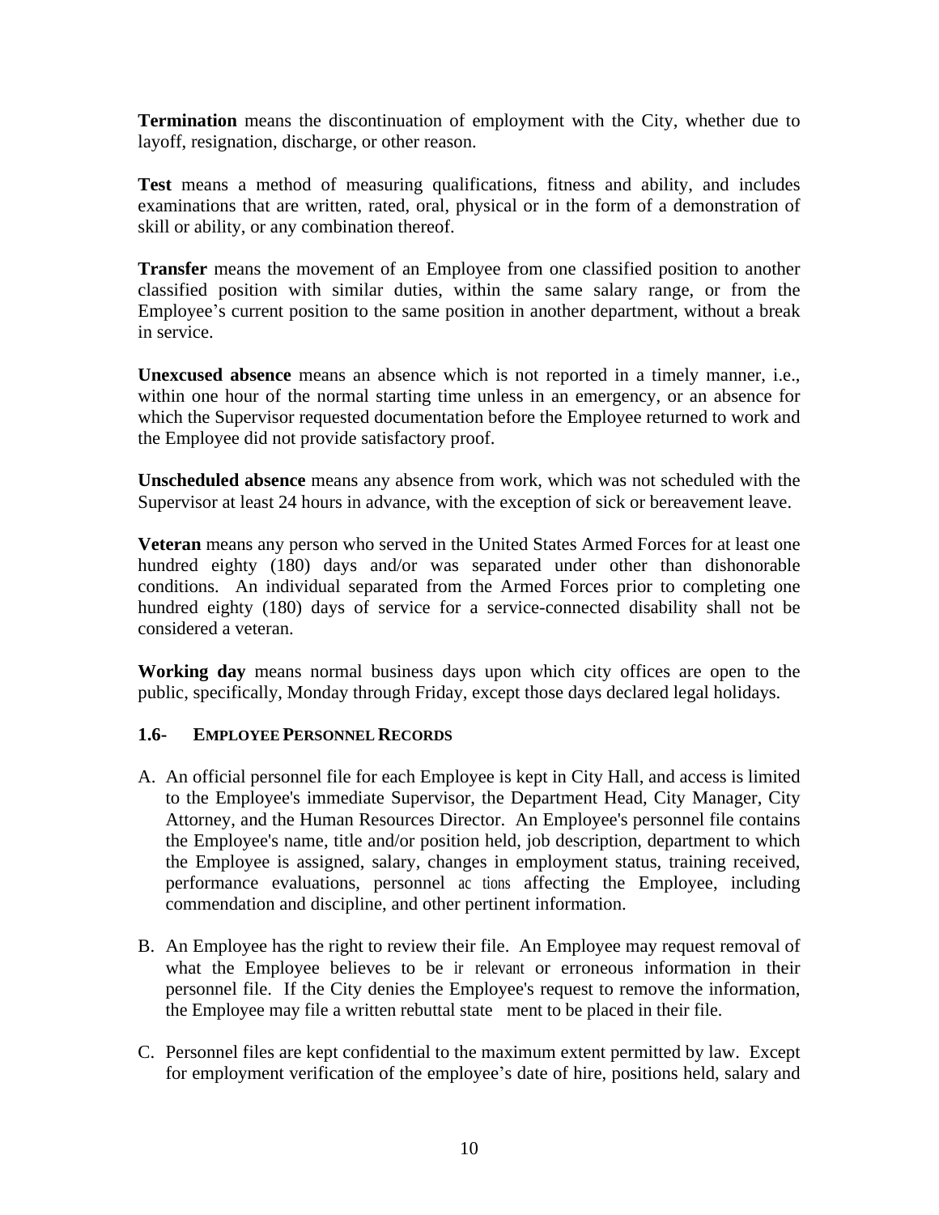**Termination** means the discontinuation of employment with the City, whether due to layoff, resignation, discharge, or other reason.

**Test** means a method of measuring qualifications, fitness and ability, and includes examinations that are written, rated, oral, physical or in the form of a demonstration of skill or ability, or any combination thereof.

**Transfer** means the movement of an Employee from one classified position to another classified position with similar duties, within the same salary range, or from the Employee's current position to the same position in another department, without a break in service.

**Unexcused absence** means an absence which is not reported in a timely manner, i.e., within one hour of the normal starting time unless in an emergency, or an absence for which the Supervisor requested documentation before the Employee returned to work and the Employee did not provide satisfactory proof.

**Unscheduled absence** means any absence from work, which was not scheduled with the Supervisor at least 24 hours in advance, with the exception of sick or bereavement leave.

**Veteran** means any person who served in the United States Armed Forces for at least one hundred eighty (180) days and/or was separated under other than dishonorable conditions. An individual separated from the Armed Forces prior to completing one hundred eighty (180) days of service for a service-connected disability shall not be considered a veteran.

**Working day** means normal business days upon which city offices are open to the public, specifically, Monday through Friday, except those days declared legal holidays.

### 1.6- EMPLOYEE PERSONNEL RECORDS

A. An official personnel file for each Employee is kept in City Hall, and access is limited to the Employee's immediate Supervisor, the Department Head, City Manager, City Attorney, and the Human Resources Director. An Employee's personnel file contains the Employee's name, title and/or position held, job description, department to which the Employee is assigned, salary, changes in employment status, training received, performance evaluations, personnel actions affecting the Employee, including commendation and discipline, and other pertinent information.

B. An Employee has the right to review their file. An Employee may request removal of what the Employee believes to be irrelevant or erroneous information in their personnel file. If the City denies the Employee's request to remove the information, the Employee may file a written rebuttal statement to be placed in their file.

C. Personnel files are kept confidential to the maximum extent permitted by law. Except for employment verification of the employee's date of hire, positions held, salary and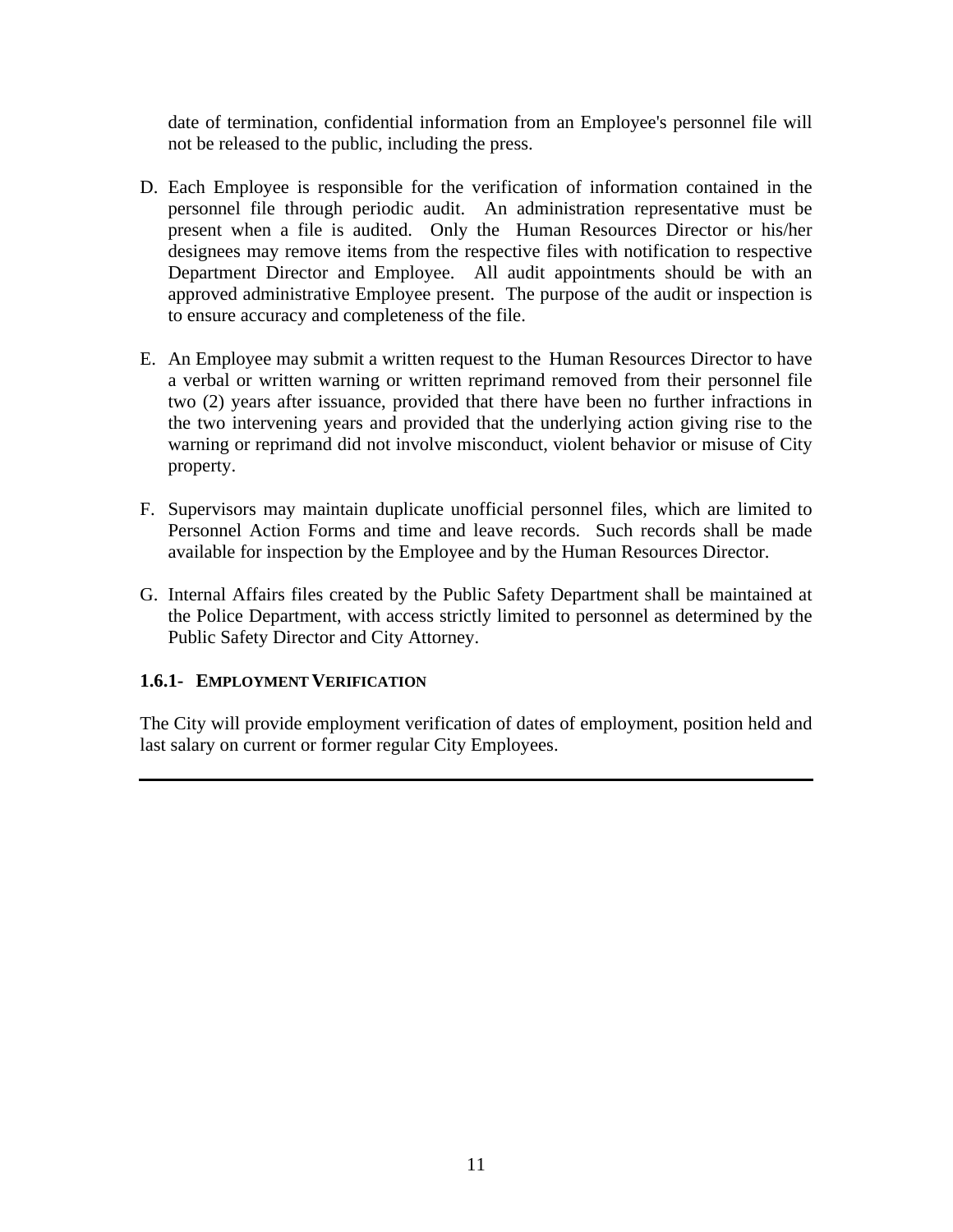date of termination, confidential information from an Employee's personnel file will not be released to the public, including the press.

D. Each Employee is responsible for the verification of information contained in the personnel file through periodic audit. An administration representative must be present when a file is audited. Only the Human Resources Director or his/her designees may remove items from the respective files with notification to respective Department Director and Employee. All audit appointments should be with an approved administrative Employee present. The purpose of the audit or inspection is to ensure accuracy and completeness of the file.

E. An Employee may submit a written request to the Human Resources Director to have a verbal or written warning or written reprimand removed from their personnel file two (2) years after issuance, provided that there have been no further infractions in the two intervening years and provided that the underlying action giving rise to the warning or reprimand did not involve misconduct, violent behavior or misuse of City property.

F. Supervisors may maintain duplicate unofficial personnel files, which are limited to Personnel Action Forms and time and leave records. Such records shall be made available for inspection by the Employee and by the Human Resources Director.

G. Internal Affairs files created by the Public Safety Department shall be maintained at the Police Department, with access strictly limited to personnel as determined by the Public Safety Director and City Attorney.

### 1.6.1- EMPLOYMENT VERIFICATION

The City will provide employment verification of dates of employment, position held and last salary on current or former regular City Employees.

---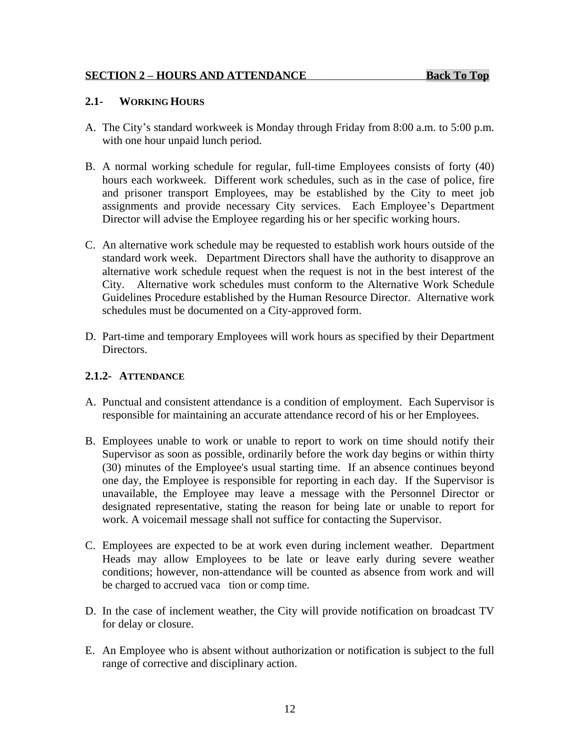## SECTION 2 – HOURS AND ATTENDANCE Back To Top

### 2.1- WORKING HOURS

A. The City's standard workweek is Monday through Friday from 8:00 a.m. to 5:00 p.m. with one hour unpaid lunch period.

B. A normal working schedule for regular, full-time Employees consists of forty (40) hours each workweek. Different work schedules, such as in the case of police, fire and prisoner transport Employees, may be established by the City to meet job assignments and provide necessary City services. Each Employee's Department Director will advise the Employee regarding his or her specific working hours.

C. An alternative work schedule may be requested to establish work hours outside of the standard work week. Department Directors shall have the authority to disapprove an alternative work schedule request when the request is not in the best interest of the City. Alternative work schedules must conform to the Alternative Work Schedule Guidelines Procedure established by the Human Resource Director. Alternative work schedules must be documented on a City-approved form.

D. Part-time and temporary Employees will work hours as specified by their Department Directors.

### 2.1.2- ATTENDANCE

A. Punctual and consistent attendance is a condition of employment. Each Supervisor is responsible for maintaining an accurate attendance record of his or her Employees.

B. Employees unable to work or unable to report to work on time should notify their Supervisor as soon as possible, ordinarily before the work day begins or within thirty (30) minutes of the Employee's usual starting time. If an absence continues beyond one day, the Employee is responsible for reporting in each day. If the Supervisor is unavailable, the Employee may leave a message with the Personnel Director or designated representative, stating the reason for being late or unable to report for work. A voicemail message shall not suffice for contacting the Supervisor.

C. Employees are expected to be at work even during inclement weather. Department Heads may allow Employees to be late or leave early during severe weather conditions; however, non-attendance will be counted as absence from work and will be charged to accrued vaca tion or comp time.

D. In the case of inclement weather, the City will provide notification on broadcast TV for delay or closure.

E. An Employee who is absent without authorization or notification is subject to the full range of corrective and disciplinary action.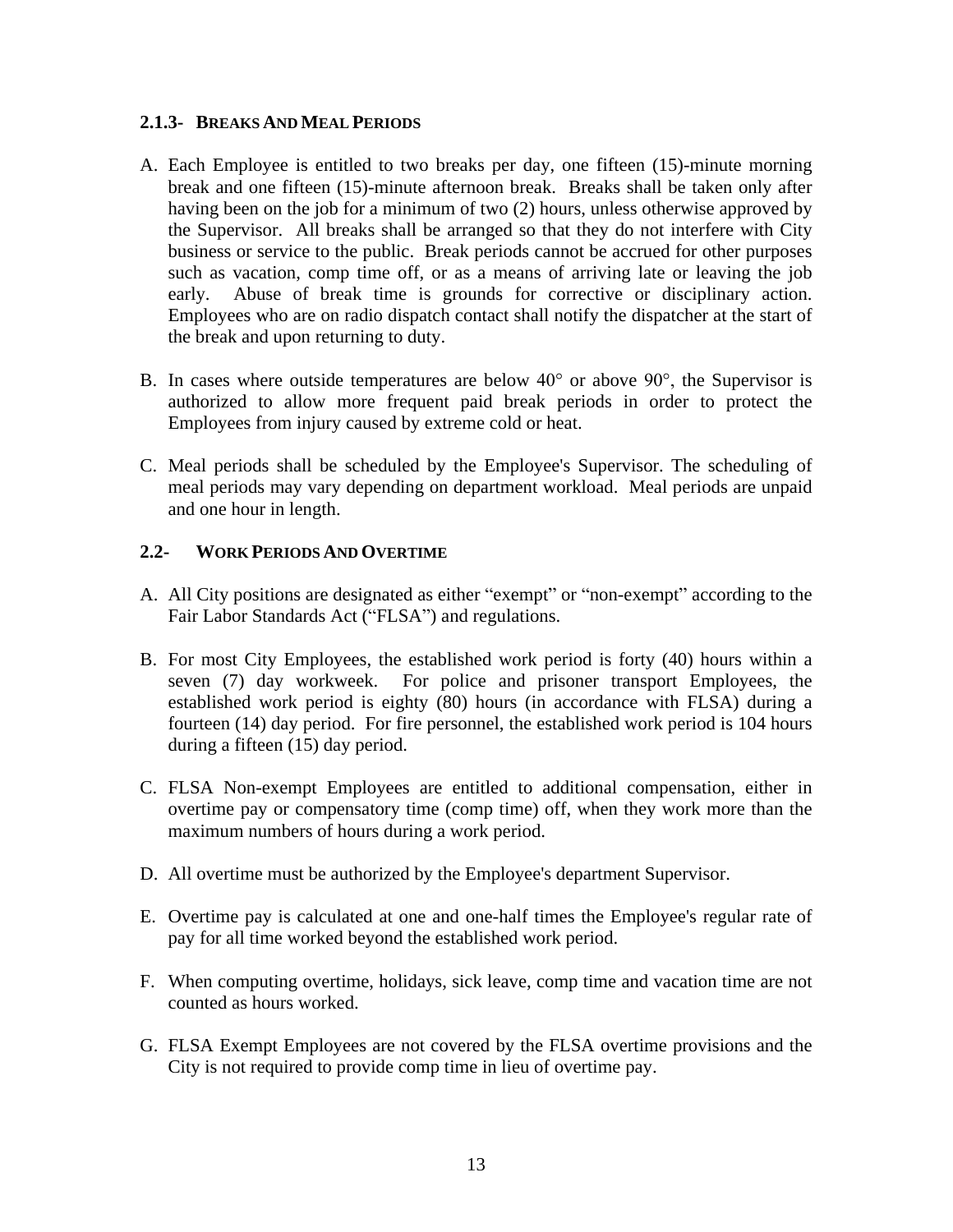### 2.1.3- Breaks And Meal Periods

A. Each Employee is entitled to two breaks per day, one fifteen (15)-minute morning break and one fifteen (15)-minute afternoon break. Breaks shall be taken only after having been on the job for a minimum of two (2) hours, unless otherwise approved by the Supervisor. All breaks shall be arranged so that they do not interfere with City business or service to the public. Break periods cannot be accrued for other purposes such as vacation, comp time off, or as a means of arriving late or leaving the job early. Abuse of break time is grounds for corrective or disciplinary action. Employees who are on radio dispatch contact shall notify the dispatcher at the start of the break and upon returning to duty.

B. In cases where outside temperatures are below 40° or above 90°, the Supervisor is authorized to allow more frequent paid break periods in order to protect the Employees from injury caused by extreme cold or heat.

C. Meal periods shall be scheduled by the Employee's Supervisor. The scheduling of meal periods may vary depending on department workload. Meal periods are unpaid and one hour in length.

### 2.2- Work Periods And Overtime

A. All City positions are designated as either "exempt" or "non-exempt" according to the Fair Labor Standards Act ("FLSA") and regulations.

B. For most City Employees, the established work period is forty (40) hours within a seven (7) day workweek. For police and prisoner transport Employees, the established work period is eighty (80) hours (in accordance with FLSA) during a fourteen (14) day period. For fire personnel, the established work period is 104 hours during a fifteen (15) day period.

C. FLSA Non-exempt Employees are entitled to additional compensation, either in overtime pay or compensatory time (comp time) off, when they work more than the maximum numbers of hours during a work period.

D. All overtime must be authorized by the Employee's department Supervisor.

E. Overtime pay is calculated at one and one-half times the Employee's regular rate of pay for all time worked beyond the established work period.

F. When computing overtime, holidays, sick leave, comp time and vacation time are not counted as hours worked.

G. FLSA Exempt Employees are not covered by the FLSA overtime provisions and the City is not required to provide comp time in lieu of overtime pay.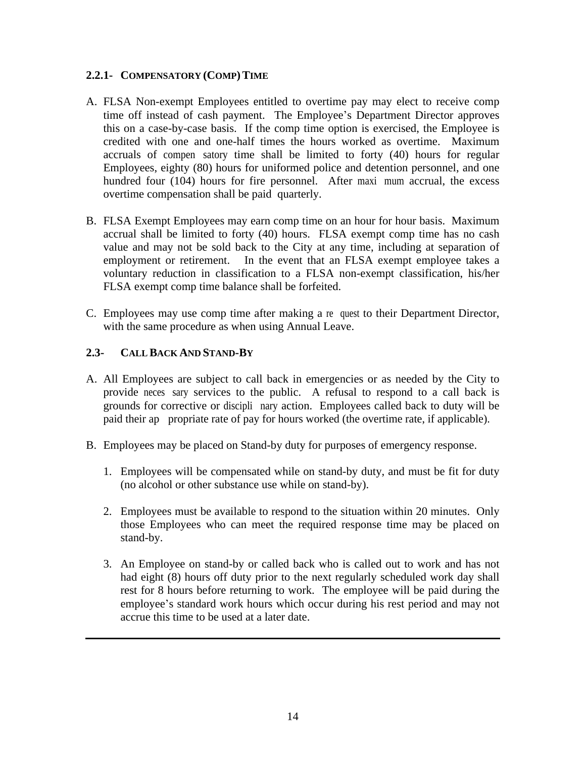### 2.2.1- COMPENSATORY (COMP) TIME

A. FLSA Non-exempt Employees entitled to overtime pay may elect to receive comp time off instead of cash payment. The Employee's Department Director approves this on a case-by-case basis. If the comp time option is exercised, the Employee is credited with one and one-half times the hours worked as overtime. Maximum accruals of compensatory time shall be limited to forty (40) hours for regular Employees, eighty (80) hours for uniformed police and detention personnel, and one hundred four (104) hours for fire personnel. After maximum accrual, the excess overtime compensation shall be paid quarterly.

B. FLSA Exempt Employees may earn comp time on an hour for hour basis. Maximum accrual shall be limited to forty (40) hours. FLSA exempt comp time has no cash value and may not be sold back to the City at any time, including at separation of employment or retirement. In the event that an FLSA exempt employee takes a voluntary reduction in classification to a FLSA non-exempt classification, his/her FLSA exempt comp time balance shall be forfeited.

C. Employees may use comp time after making a request to their Department Director, with the same procedure as when using Annual Leave.

### 2.3- CALL BACK AND STAND-BY

A. All Employees are subject to call back in emergencies or as needed by the City to provide necessary services to the public. A refusal to respond to a call back is grounds for corrective or disciplinary action. Employees called back to duty will be paid their appropriate rate of pay for hours worked (the overtime rate, if applicable).

B. Employees may be placed on Stand-by duty for purposes of emergency response.

   1. Employees will be compensated while on stand-by duty, and must be fit for duty (no alcohol or other substance use while on stand-by).

   2. Employees must be available to respond to the situation within 20 minutes. Only those Employees who can meet the required response time may be placed on stand-by.

   3. An Employee on stand-by or called back who is called out to work and has not had eight (8) hours off duty prior to the next regularly scheduled work day shall rest for 8 hours before returning to work. The employee will be paid during the employee's standard work hours which occur during his rest period and may not accrue this time to be used at a later date.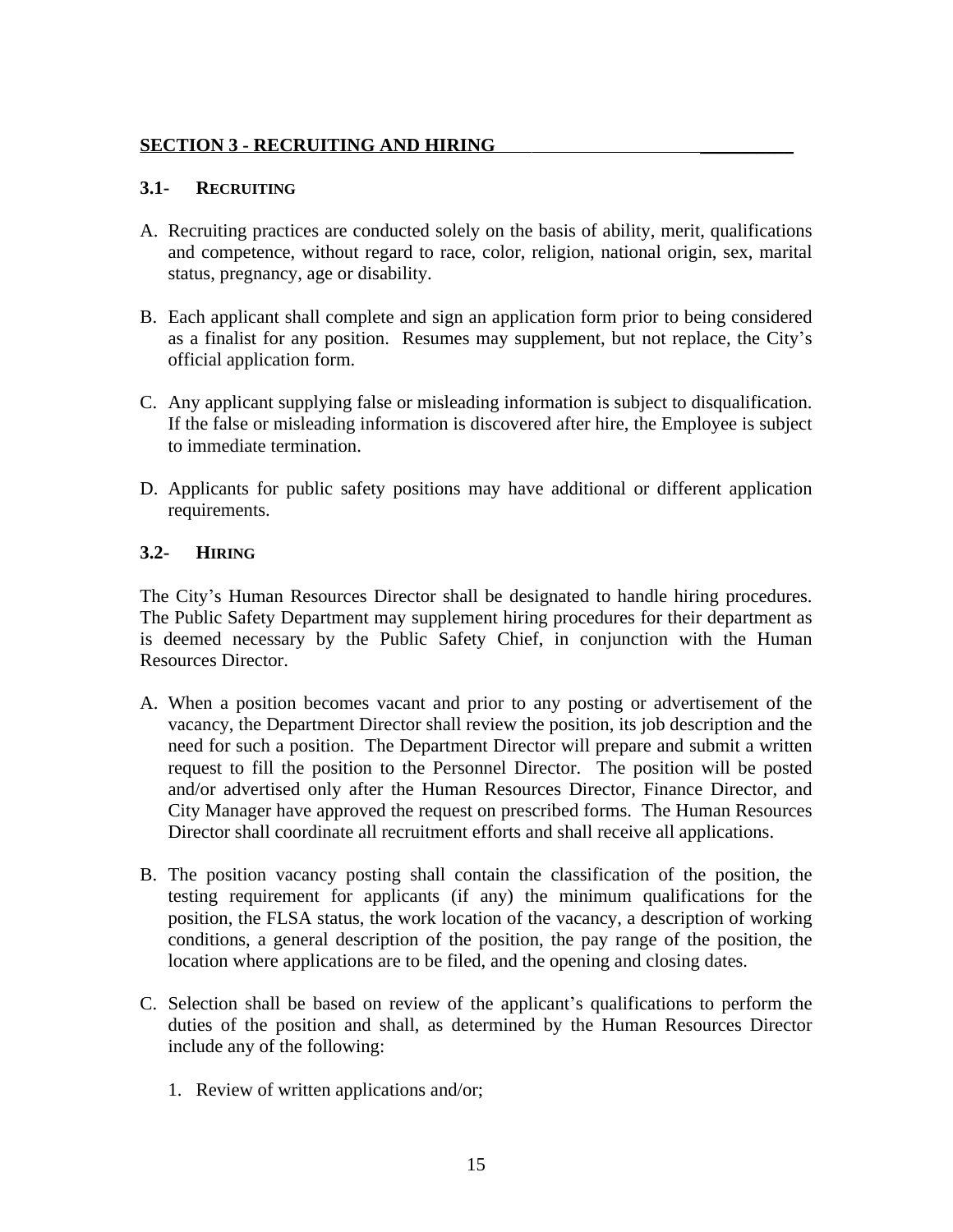## SECTION 3 - RECRUITING AND HIRING

### 3.1- RECRUITING

A. Recruiting practices are conducted solely on the basis of ability, merit, qualifications and competence, without regard to race, color, religion, national origin, sex, marital status, pregnancy, age or disability.

B. Each applicant shall complete and sign an application form prior to being considered as a finalist for any position. Resumes may supplement, but not replace, the City's official application form.

C. Any applicant supplying false or misleading information is subject to disqualification. If the false or misleading information is discovered after hire, the Employee is subject to immediate termination.

D. Applicants for public safety positions may have additional or different application requirements.

### 3.2- HIRING

The City's Human Resources Director shall be designated to handle hiring procedures. The Public Safety Department may supplement hiring procedures for their department as is deemed necessary by the Public Safety Chief, in conjunction with the Human Resources Director.

A. When a position becomes vacant and prior to any posting or advertisement of the vacancy, the Department Director shall review the position, its job description and the need for such a position. The Department Director will prepare and submit a written request to fill the position to the Personnel Director. The position will be posted and/or advertised only after the Human Resources Director, Finance Director, and City Manager have approved the request on prescribed forms. The Human Resources Director shall coordinate all recruitment efforts and shall receive all applications.

B. The position vacancy posting shall contain the classification of the position, the testing requirement for applicants (if any) the minimum qualifications for the position, the FLSA status, the work location of the vacancy, a description of working conditions, a general description of the position, the pay range of the position, the location where applications are to be filed, and the opening and closing dates.

C. Selection shall be based on review of the applicant's qualifications to perform the duties of the position and shall, as determined by the Human Resources Director include any of the following:

   1. Review of written applications and/or;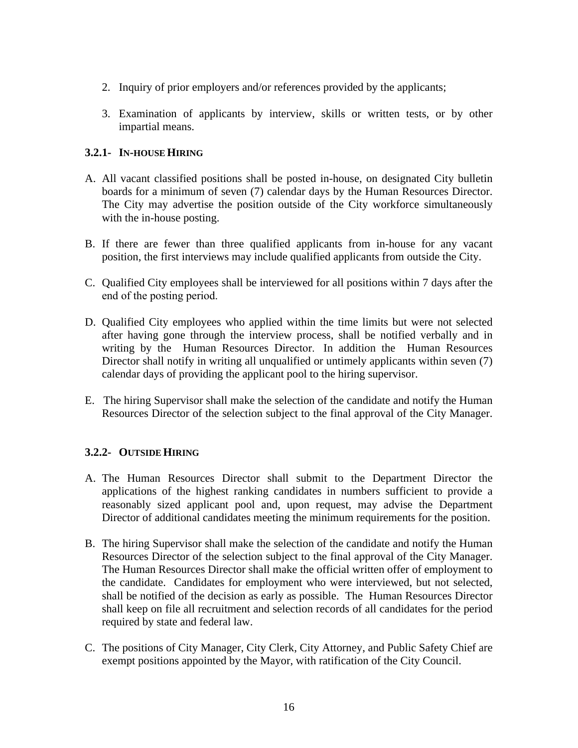2. Inquiry of prior employers and/or references provided by the applicants;

3. Examination of applicants by interview, skills or written tests, or by other impartial means.

### 3.2.1- IN-HOUSE HIRING

A. All vacant classified positions shall be posted in-house, on designated City bulletin boards for a minimum of seven (7) calendar days by the Human Resources Director. The City may advertise the position outside of the City workforce simultaneously with the in-house posting.

B. If there are fewer than three qualified applicants from in-house for any vacant position, the first interviews may include qualified applicants from outside the City.

C. Qualified City employees shall be interviewed for all positions within 7 days after the end of the posting period.

D. Qualified City employees who applied within the time limits but were not selected after having gone through the interview process, shall be notified verbally and in writing by the Human Resources Director. In addition the Human Resources Director shall notify in writing all unqualified or untimely applicants within seven (7) calendar days of providing the applicant pool to the hiring supervisor.

E. The hiring Supervisor shall make the selection of the candidate and notify the Human Resources Director of the selection subject to the final approval of the City Manager.

### 3.2.2- OUTSIDE HIRING

A. The Human Resources Director shall submit to the Department Director the applications of the highest ranking candidates in numbers sufficient to provide a reasonably sized applicant pool and, upon request, may advise the Department Director of additional candidates meeting the minimum requirements for the position.

B. The hiring Supervisor shall make the selection of the candidate and notify the Human Resources Director of the selection subject to the final approval of the City Manager. The Human Resources Director shall make the official written offer of employment to the candidate. Candidates for employment who were interviewed, but not selected, shall be notified of the decision as early as possible. The Human Resources Director shall keep on file all recruitment and selection records of all candidates for the period required by state and federal law.

C. The positions of City Manager, City Clerk, City Attorney, and Public Safety Chief are exempt positions appointed by the Mayor, with ratification of the City Council.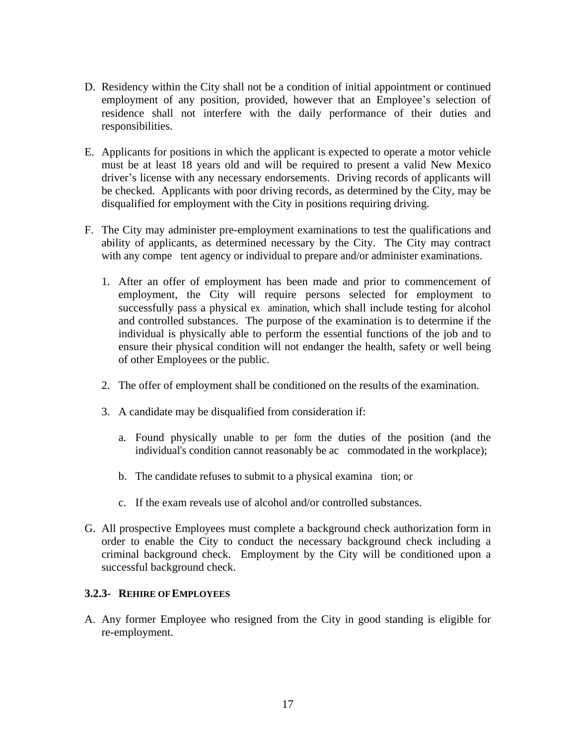D. Residency within the City shall not be a condition of initial appointment or continued employment of any position, provided, however that an Employee's selection of residence shall not interfere with the daily performance of their duties and responsibilities.

E. Applicants for positions in which the applicant is expected to operate a motor vehicle must be at least 18 years old and will be required to present a valid New Mexico driver's license with any necessary endorsements. Driving records of applicants will be checked. Applicants with poor driving records, as determined by the City, may be disqualified for employment with the City in positions requiring driving.

F. The City may administer pre-employment examinations to test the qualifications and ability of applicants, as determined necessary by the City. The City may contract with any competent agency or individual to prepare and/or administer examinations.

   1. After an offer of employment has been made and prior to commencement of employment, the City will require persons selected for employment to successfully pass a physical examination, which shall include testing for alcohol and controlled substances. The purpose of the examination is to determine if the individual is physically able to perform the essential functions of the job and to ensure their physical condition will not endanger the health, safety or well being of other Employees or the public.

   2. The offer of employment shall be conditioned on the results of the examination.

   3. A candidate may be disqualified from consideration if:

      a. Found physically unable to perform the duties of the position (and the individual's condition cannot reasonably be accommodated in the workplace);

      b. The candidate refuses to submit to a physical examination; or

      c. If the exam reveals use of alcohol and/or controlled substances.

G. All prospective Employees must complete a background check authorization form in order to enable the City to conduct the necessary background check including a criminal background check. Employment by the City will be conditioned upon a successful background check.

### 3.2.3- REHIRE OF EMPLOYEES

A. Any former Employee who resigned from the City in good standing is eligible for re-employment.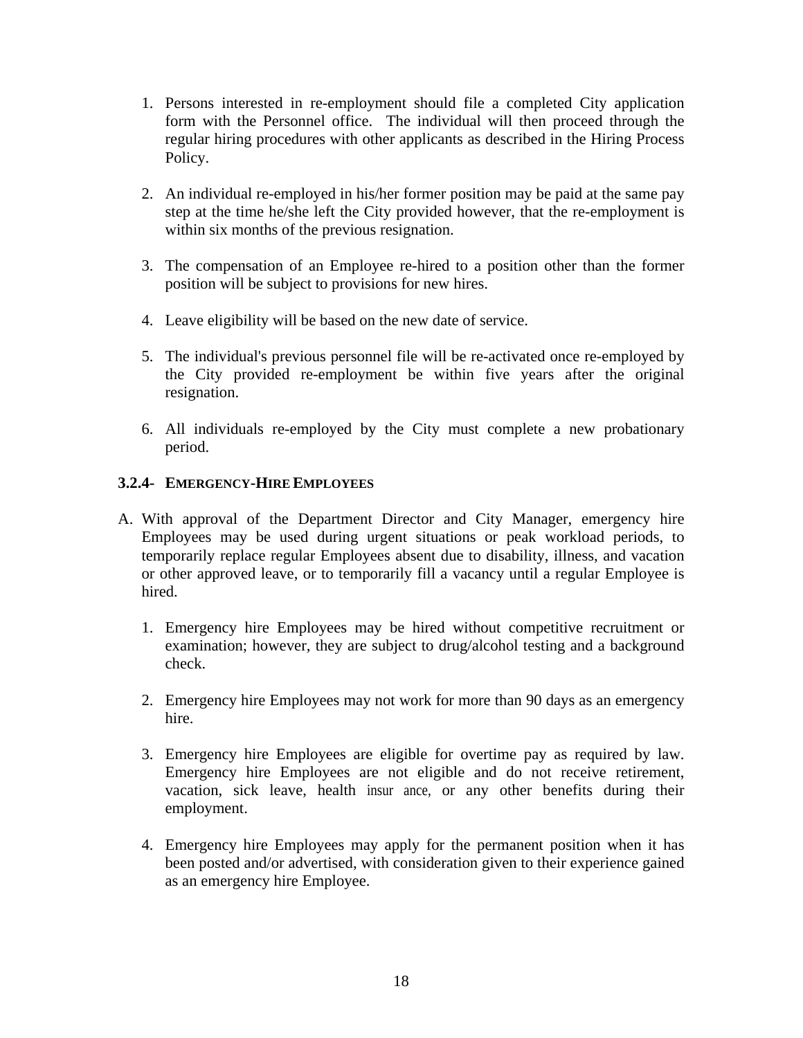1. Persons interested in re-employment should file a completed City application form with the Personnel office. The individual will then proceed through the regular hiring procedures with other applicants as described in the Hiring Process Policy.

2. An individual re-employed in his/her former position may be paid at the same pay step at the time he/she left the City provided however, that the re-employment is within six months of the previous resignation.

3. The compensation of an Employee re-hired to a position other than the former position will be subject to provisions for new hires.

4. Leave eligibility will be based on the new date of service.

5. The individual's previous personnel file will be re-activated once re-employed by the City provided re-employment be within five years after the original resignation.

6. All individuals re-employed by the City must complete a new probationary period.

### 3.2.4- EMERGENCY-HIRE EMPLOYEES

A. With approval of the Department Director and City Manager, emergency hire Employees may be used during urgent situations or peak workload periods, to temporarily replace regular Employees absent due to disability, illness, and vacation or other approved leave, or to temporarily fill a vacancy until a regular Employee is hired.

   1. Emergency hire Employees may be hired without competitive recruitment or examination; however, they are subject to drug/alcohol testing and a background check.

   2. Emergency hire Employees may not work for more than 90 days as an emergency hire.

   3. Emergency hire Employees are eligible for overtime pay as required by law. Emergency hire Employees are not eligible and do not receive retirement, vacation, sick leave, health insurance, or any other benefits during their employment.

   4. Emergency hire Employees may apply for the permanent position when it has been posted and/or advertised, with consideration given to their experience gained as an emergency hire Employee.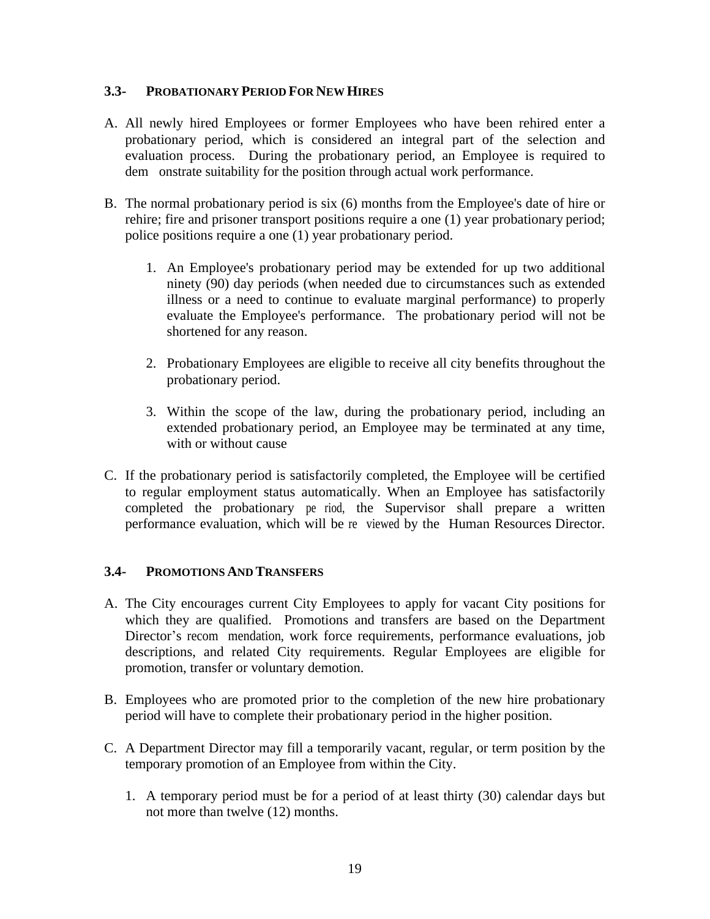### 3.3- PROBATIONARY PERIOD FOR NEW HIRES

A. All newly hired Employees or former Employees who have been rehired enter a probationary period, which is considered an integral part of the selection and evaluation process. During the probationary period, an Employee is required to demonstrate suitability for the position through actual work performance.

B. The normal probationary period is six (6) months from the Employee's date of hire or rehire; fire and prisoner transport positions require a one (1) year probationary period; police positions require a one (1) year probationary period.

   1. An Employee's probationary period may be extended for up two additional ninety (90) day periods (when needed due to circumstances such as extended illness or a need to continue to evaluate marginal performance) to properly evaluate the Employee's performance. The probationary period will not be shortened for any reason.

   2. Probationary Employees are eligible to receive all city benefits throughout the probationary period.

   3. Within the scope of the law, during the probationary period, including an extended probationary period, an Employee may be terminated at any time, with or without cause

C. If the probationary period is satisfactorily completed, the Employee will be certified to regular employment status automatically. When an Employee has satisfactorily completed the probationary period, the Supervisor shall prepare a written performance evaluation, which will be reviewed by the Human Resources Director.

### 3.4- PROMOTIONS AND TRANSFERS

A. The City encourages current City Employees to apply for vacant City positions for which they are qualified. Promotions and transfers are based on the Department Director's recommendation, work force requirements, performance evaluations, job descriptions, and related City requirements. Regular Employees are eligible for promotion, transfer or voluntary demotion.

B. Employees who are promoted prior to the completion of the new hire probationary period will have to complete their probationary period in the higher position.

C. A Department Director may fill a temporarily vacant, regular, or term position by the temporary promotion of an Employee from within the City.

   1. A temporary period must be for a period of at least thirty (30) calendar days but not more than twelve (12) months.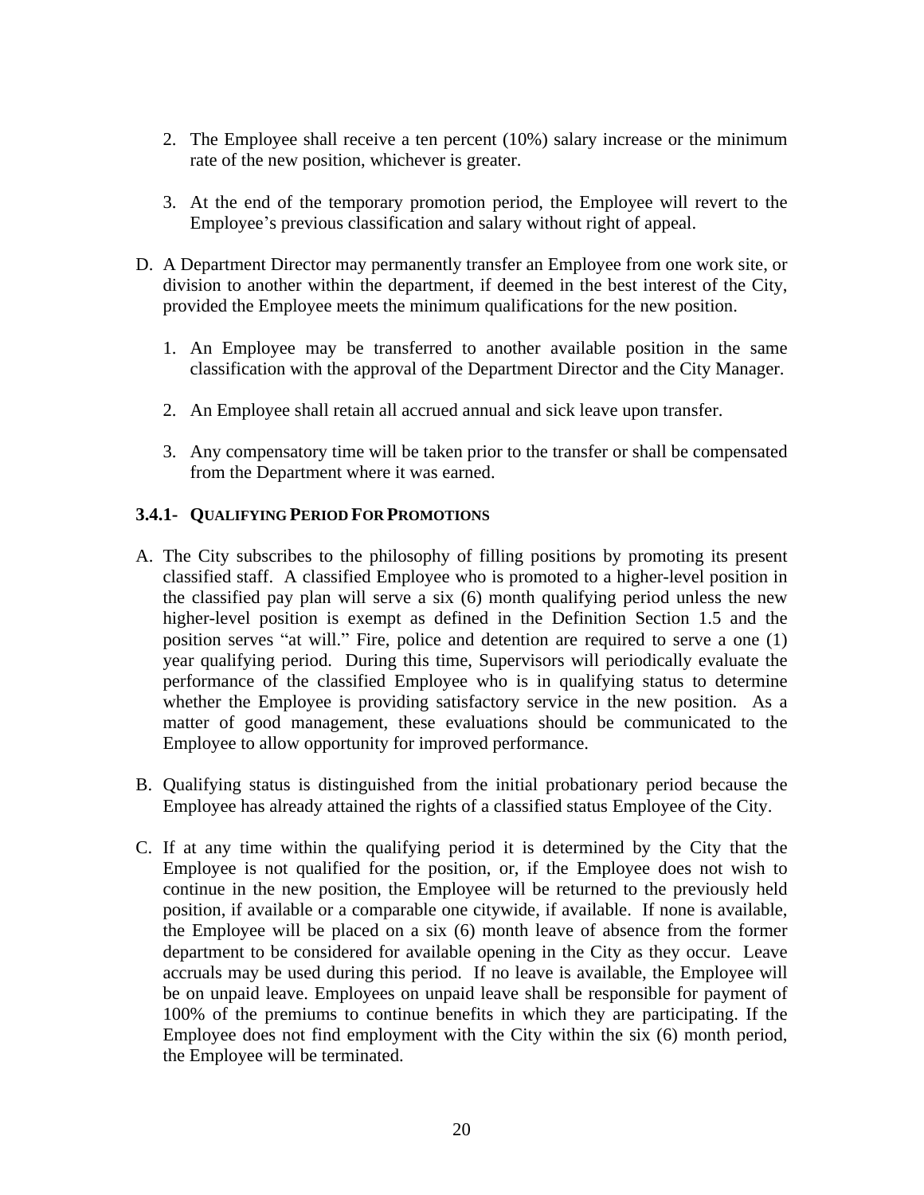2. The Employee shall receive a ten percent (10%) salary increase or the minimum rate of the new position, whichever is greater.

3. At the end of the temporary promotion period, the Employee will revert to the Employee's previous classification and salary without right of appeal.

D. A Department Director may permanently transfer an Employee from one work site, or division to another within the department, if deemed in the best interest of the City, provided the Employee meets the minimum qualifications for the new position.

   1. An Employee may be transferred to another available position in the same classification with the approval of the Department Director and the City Manager.

   2. An Employee shall retain all accrued annual and sick leave upon transfer.

   3. Any compensatory time will be taken prior to the transfer or shall be compensated from the Department where it was earned.

### 3.4.1- QUALIFYING PERIOD FOR PROMOTIONS

A. The City subscribes to the philosophy of filling positions by promoting its present classified staff. A classified Employee who is promoted to a higher-level position in the classified pay plan will serve a six (6) month qualifying period unless the new higher-level position is exempt as defined in the Definition Section 1.5 and the position serves "at will." Fire, police and detention are required to serve a one (1) year qualifying period. During this time, Supervisors will periodically evaluate the performance of the classified Employee who is in qualifying status to determine whether the Employee is providing satisfactory service in the new position. As a matter of good management, these evaluations should be communicated to the Employee to allow opportunity for improved performance.

B. Qualifying status is distinguished from the initial probationary period because the Employee has already attained the rights of a classified status Employee of the City.

C. If at any time within the qualifying period it is determined by the City that the Employee is not qualified for the position, or, if the Employee does not wish to continue in the new position, the Employee will be returned to the previously held position, if available or a comparable one citywide, if available. If none is available, the Employee will be placed on a six (6) month leave of absence from the former department to be considered for available opening in the City as they occur. Leave accruals may be used during this period. If no leave is available, the Employee will be on unpaid leave. Employees on unpaid leave shall be responsible for payment of 100% of the premiums to continue benefits in which they are participating. If the Employee does not find employment with the City within the six (6) month period, the Employee will be terminated.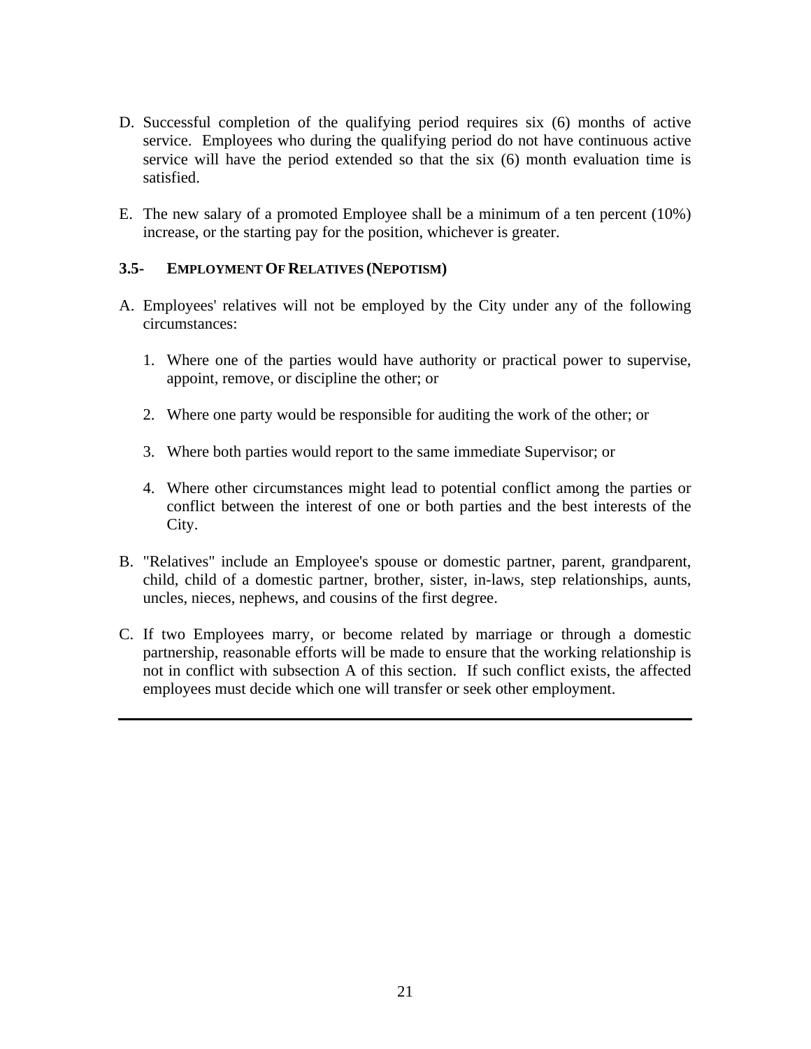D. Successful completion of the qualifying period requires six (6) months of active service. Employees who during the qualifying period do not have continuous active service will have the period extended so that the six (6) month evaluation time is satisfied.

E. The new salary of a promoted Employee shall be a minimum of a ten percent (10%) increase, or the starting pay for the position, whichever is greater.

### 3.5- EMPLOYMENT OF RELATIVES (NEPOTISM)

A. Employees' relatives will not be employed by the City under any of the following circumstances:

   1. Where one of the parties would have authority or practical power to supervise, appoint, remove, or discipline the other; or

   2. Where one party would be responsible for auditing the work of the other; or

   3. Where both parties would report to the same immediate Supervisor; or

   4. Where other circumstances might lead to potential conflict among the parties or conflict between the interest of one or both parties and the best interests of the City.

B. "Relatives" include an Employee's spouse or domestic partner, parent, grandparent, child, child of a domestic partner, brother, sister, in-laws, step relationships, aunts, uncles, nieces, nephews, and cousins of the first degree.

C. If two Employees marry, or become related by marriage or through a domestic partnership, reasonable efforts will be made to ensure that the working relationship is not in conflict with subsection A of this section. If such conflict exists, the affected employees must decide which one will transfer or seek other employment.

---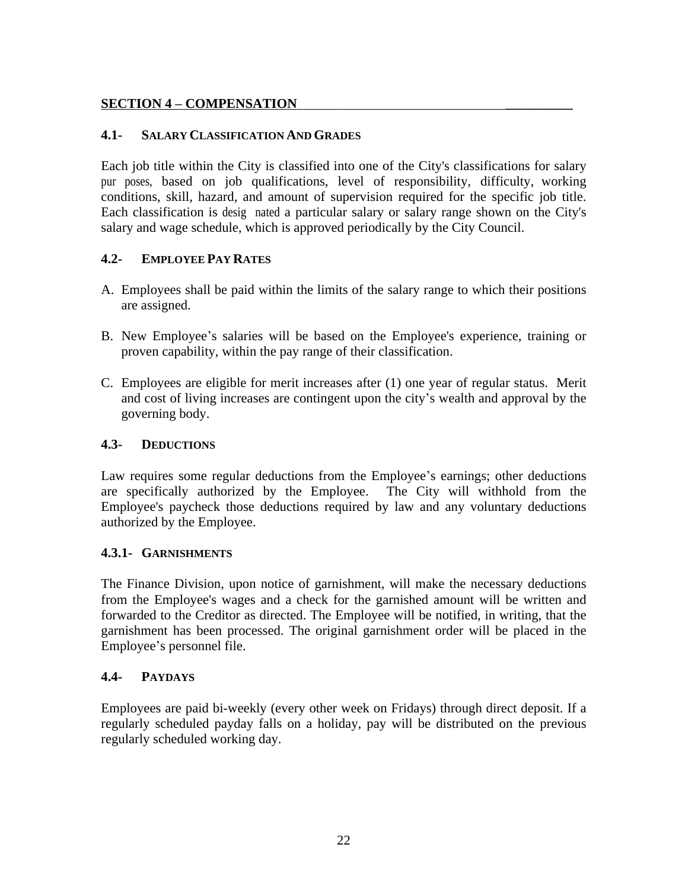## SECTION 4 – COMPENSATION

### 4.1- SALARY CLASSIFICATION AND GRADES

Each job title within the City is classified into one of the City's classifications for salary pur poses, based on job qualifications, level of responsibility, difficulty, working conditions, skill, hazard, and amount of supervision required for the specific job title. Each classification is desig nated a particular salary or salary range shown on the City's salary and wage schedule, which is approved periodically by the City Council.

### 4.2- EMPLOYEE PAY RATES

A. Employees shall be paid within the limits of the salary range to which their positions are assigned.

B. New Employee's salaries will be based on the Employee's experience, training or proven capability, within the pay range of their classification.

C. Employees are eligible for merit increases after (1) one year of regular status. Merit and cost of living increases are contingent upon the city's wealth and approval by the governing body.

### 4.3- DEDUCTIONS

Law requires some regular deductions from the Employee's earnings; other deductions are specifically authorized by the Employee. The City will withhold from the Employee's paycheck those deductions required by law and any voluntary deductions authorized by the Employee.

### 4.3.1- GARNISHMENTS

The Finance Division, upon notice of garnishment, will make the necessary deductions from the Employee's wages and a check for the garnished amount will be written and forwarded to the Creditor as directed. The Employee will be notified, in writing, that the garnishment has been processed. The original garnishment order will be placed in the Employee's personnel file.

### 4.4- PAYDAYS

Employees are paid bi-weekly (every other week on Fridays) through direct deposit. If a regularly scheduled payday falls on a holiday, pay will be distributed on the previous regularly scheduled working day.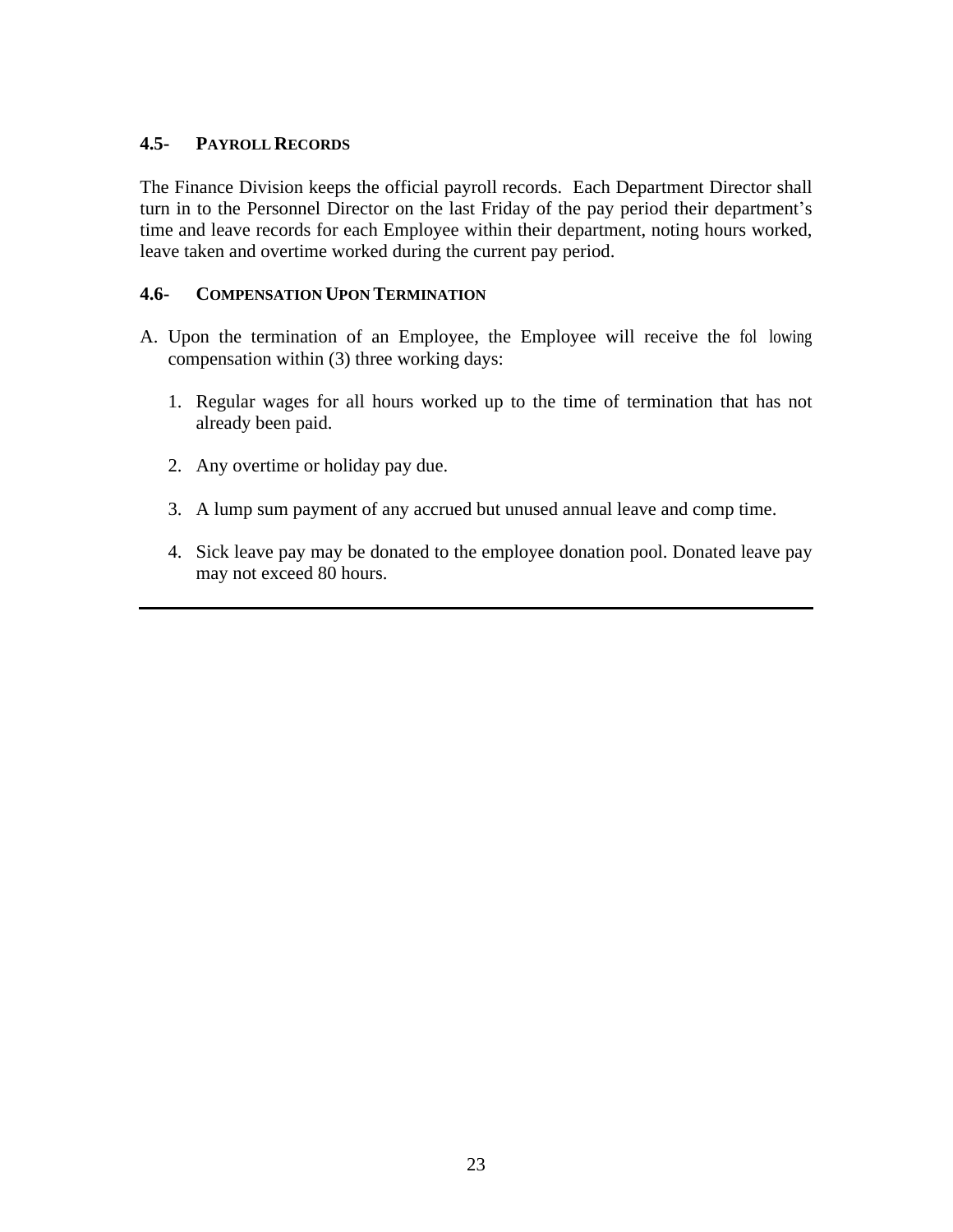### 4.5- PAYROLL RECORDS

The Finance Division keeps the official payroll records. Each Department Director shall turn in to the Personnel Director on the last Friday of the pay period their department's time and leave records for each Employee within their department, noting hours worked, leave taken and overtime worked during the current pay period.

### 4.6- COMPENSATION UPON TERMINATION

A. Upon the termination of an Employee, the Employee will receive the fol lowing compensation within (3) three working days:

   1. Regular wages for all hours worked up to the time of termination that has not already been paid.

   2. Any overtime or holiday pay due.

   3. A lump sum payment of any accrued but unused annual leave and comp time.

   4. Sick leave pay may be donated to the employee donation pool. Donated leave pay may not exceed 80 hours.

---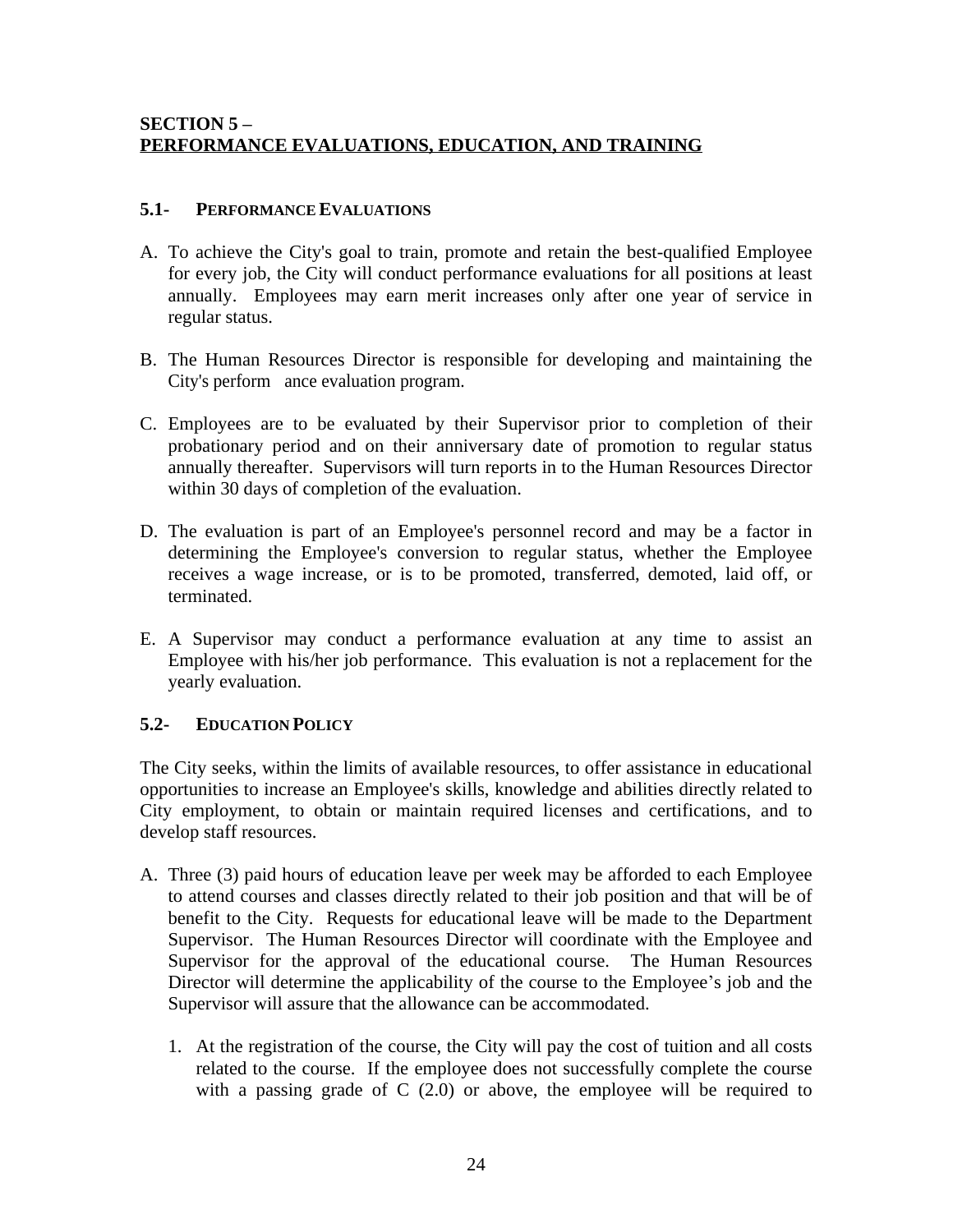## SECTION 5 – PERFORMANCE EVALUATIONS, EDUCATION, AND TRAINING

### 5.1- PERFORMANCE EVALUATIONS

A. To achieve the City's goal to train, promote and retain the best-qualified Employee for every job, the City will conduct performance evaluations for all positions at least annually. Employees may earn merit increases only after one year of service in regular status.

B. The Human Resources Director is responsible for developing and maintaining the City's perform ance evaluation program.

C. Employees are to be evaluated by their Supervisor prior to completion of their probationary period and on their anniversary date of promotion to regular status annually thereafter. Supervisors will turn reports in to the Human Resources Director within 30 days of completion of the evaluation.

D. The evaluation is part of an Employee's personnel record and may be a factor in determining the Employee's conversion to regular status, whether the Employee receives a wage increase, or is to be promoted, transferred, demoted, laid off, or terminated.

E. A Supervisor may conduct a performance evaluation at any time to assist an Employee with his/her job performance. This evaluation is not a replacement for the yearly evaluation.

### 5.2- EDUCATION POLICY

The City seeks, within the limits of available resources, to offer assistance in educational opportunities to increase an Employee's skills, knowledge and abilities directly related to City employment, to obtain or maintain required licenses and certifications, and to develop staff resources.

A. Three (3) paid hours of education leave per week may be afforded to each Employee to attend courses and classes directly related to their job position and that will be of benefit to the City. Requests for educational leave will be made to the Department Supervisor. The Human Resources Director will coordinate with the Employee and Supervisor for the approval of the educational course. The Human Resources Director will determine the applicability of the course to the Employee's job and the Supervisor will assure that the allowance can be accommodated.

   1. At the registration of the course, the City will pay the cost of tuition and all costs related to the course. If the employee does not successfully complete the course with a passing grade of C (2.0) or above, the employee will be required to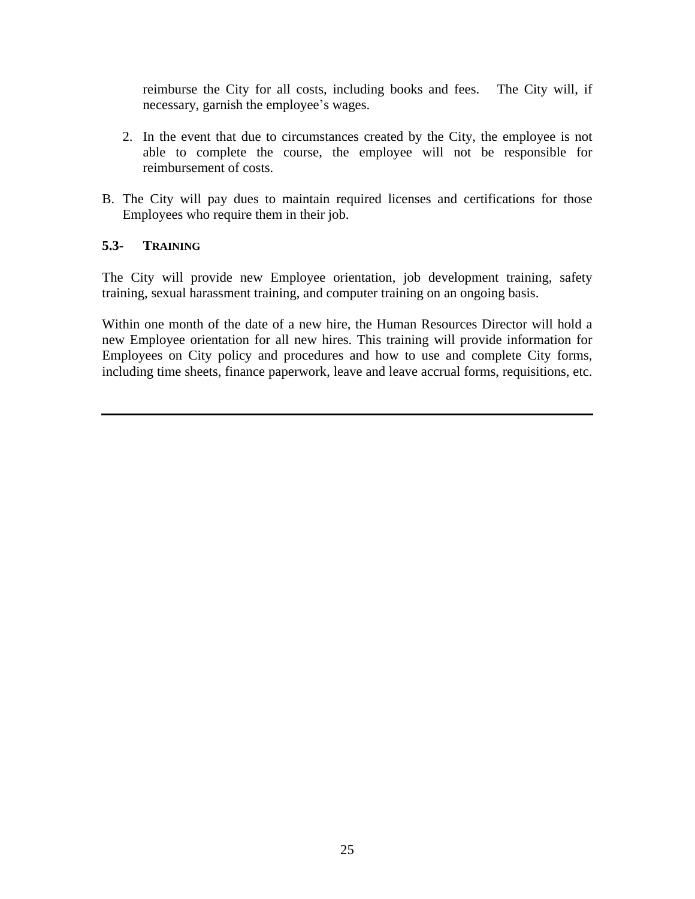reimburse the City for all costs, including books and fees. The City will, if necessary, garnish the employee's wages.

2. In the event that due to circumstances created by the City, the employee is not able to complete the course, the employee will not be responsible for reimbursement of costs.

B. The City will pay dues to maintain required licenses and certifications for those Employees who require them in their job.

### 5.3- TRAINING

The City will provide new Employee orientation, job development training, safety training, sexual harassment training, and computer training on an ongoing basis.

Within one month of the date of a new hire, the Human Resources Director will hold a new Employee orientation for all new hires. This training will provide information for Employees on City policy and procedures and how to use and complete City forms, including time sheets, finance paperwork, leave and leave accrual forms, requisitions, etc.

---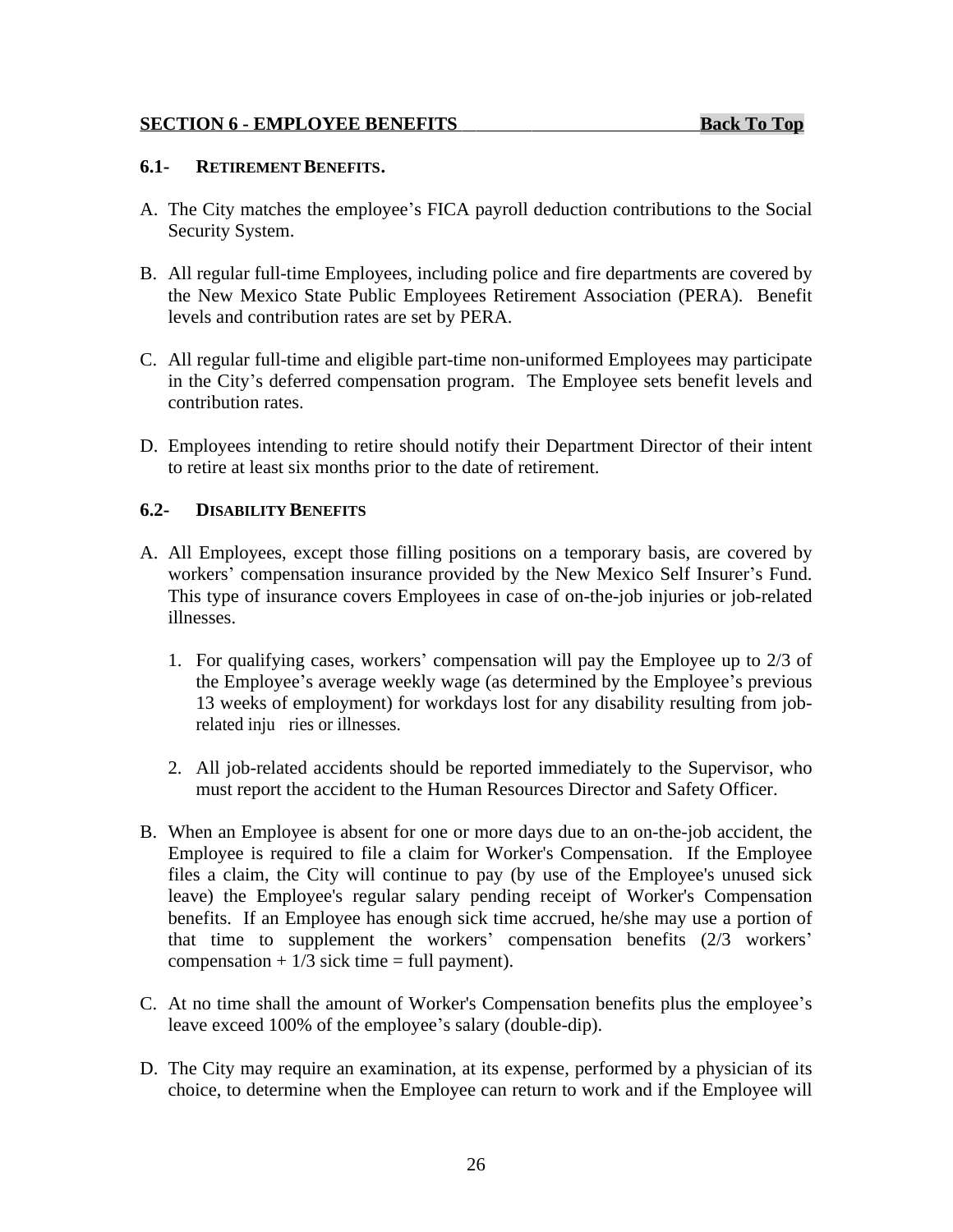## SECTION 6 - EMPLOYEE BENEFITS Back To Top

### 6.1- RETIREMENT BENEFITS.

A. The City matches the employee's FICA payroll deduction contributions to the Social Security System.

B. All regular full-time Employees, including police and fire departments are covered by the New Mexico State Public Employees Retirement Association (PERA). Benefit levels and contribution rates are set by PERA.

C. All regular full-time and eligible part-time non-uniformed Employees may participate in the City's deferred compensation program. The Employee sets benefit levels and contribution rates.

D. Employees intending to retire should notify their Department Director of their intent to retire at least six months prior to the date of retirement.

### 6.2- DISABILITY BENEFITS

A. All Employees, except those filling positions on a temporary basis, are covered by workers' compensation insurance provided by the New Mexico Self Insurer's Fund. This type of insurance covers Employees in case of on-the-job injuries or job-related illnesses.

   1. For qualifying cases, workers' compensation will pay the Employee up to 2/3 of the Employee's average weekly wage (as determined by the Employee's previous 13 weeks of employment) for workdays lost for any disability resulting from job-related injuries or illnesses.

   2. All job-related accidents should be reported immediately to the Supervisor, who must report the accident to the Human Resources Director and Safety Officer.

B. When an Employee is absent for one or more days due to an on-the-job accident, the Employee is required to file a claim for Worker's Compensation. If the Employee files a claim, the City will continue to pay (by use of the Employee's unused sick leave) the Employee's regular salary pending receipt of Worker's Compensation benefits. If an Employee has enough sick time accrued, he/she may use a portion of that time to supplement the workers' compensation benefits (2/3 workers' compensation + 1/3 sick time = full payment).

C. At no time shall the amount of Worker's Compensation benefits plus the employee's leave exceed 100% of the employee's salary (double-dip).

D. The City may require an examination, at its expense, performed by a physician of its choice, to determine when the Employee can return to work and if the Employee will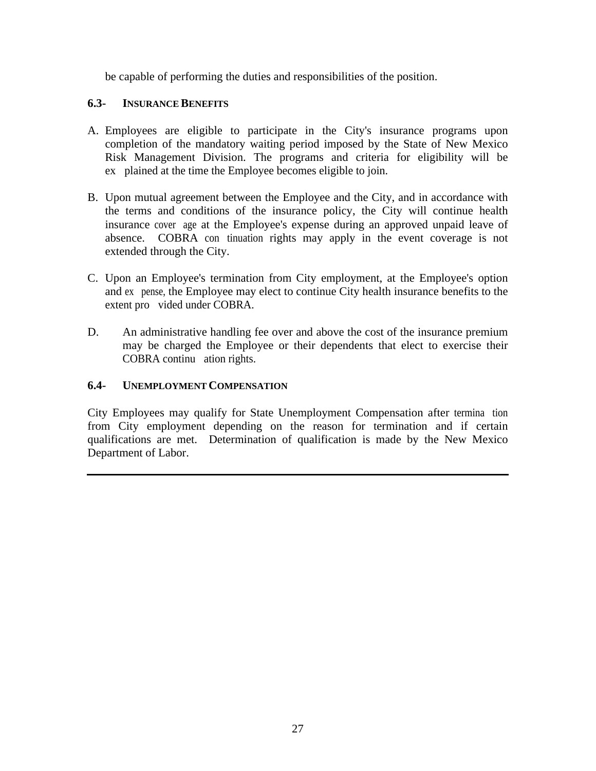be capable of performing the duties and responsibilities of the position.

### 6.3- INSURANCE BENEFITS

A. Employees are eligible to participate in the City's insurance programs upon completion of the mandatory waiting period imposed by the State of New Mexico Risk Management Division. The programs and criteria for eligibility will be explained at the time the Employee becomes eligible to join.

B. Upon mutual agreement between the Employee and the City, and in accordance with the terms and conditions of the insurance policy, the City will continue health insurance coverage at the Employee's expense during an approved unpaid leave of absence. COBRA continuation rights may apply in the event coverage is not extended through the City.

C. Upon an Employee's termination from City employment, at the Employee's option and expense, the Employee may elect to continue City health insurance benefits to the extent provided under COBRA.

D. An administrative handling fee over and above the cost of the insurance premium may be charged the Employee or their dependents that elect to exercise their COBRA continuation rights.

### 6.4- UNEMPLOYMENT COMPENSATION

City Employees may qualify for State Unemployment Compensation after termination from City employment depending on the reason for termination and if certain qualifications are met. Determination of qualification is made by the New Mexico Department of Labor.

---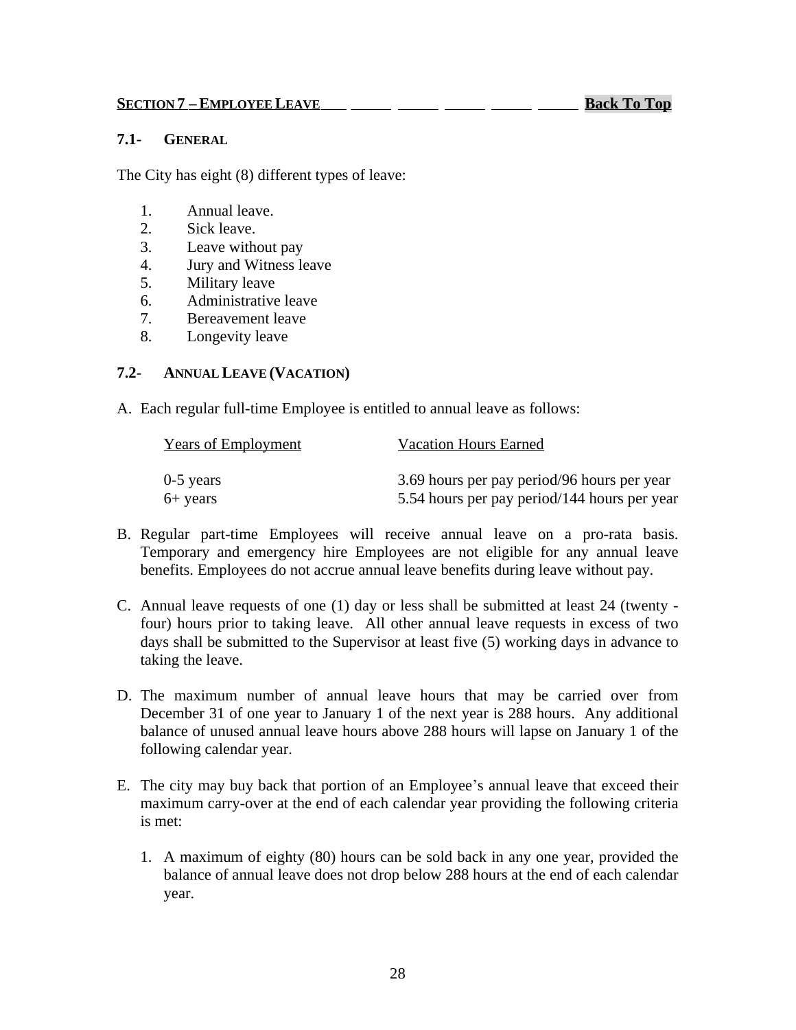## SECTION 7 – EMPLOYEE LEAVE

**Back To Top**

### 7.1- GENERAL

The City has eight (8) different types of leave:

1. Annual leave.
2. Sick leave.
3. Leave without pay
4. Jury and Witness leave
5. Military leave
6. Administrative leave
7. Bereavement leave
8. Longevity leave

### 7.2- ANNUAL LEAVE (VACATION)

A. Each regular full-time Employee is entitled to annual leave as follows:

| Years of Employment | Vacation Hours Earned |
|---|---|
| 0-5 years | 3.69 hours per pay period/96 hours per year |
| 6+ years | 5.54 hours per pay period/144 hours per year |

B. Regular part-time Employees will receive annual leave on a pro-rata basis. Temporary and emergency hire Employees are not eligible for any annual leave benefits. Employees do not accrue annual leave benefits during leave without pay.

C. Annual leave requests of one (1) day or less shall be submitted at least 24 (twenty - four) hours prior to taking leave. All other annual leave requests in excess of two days shall be submitted to the Supervisor at least five (5) working days in advance to taking the leave.

D. The maximum number of annual leave hours that may be carried over from December 31 of one year to January 1 of the next year is 288 hours. Any additional balance of unused annual leave hours above 288 hours will lapse on January 1 of the following calendar year.

E. The city may buy back that portion of an Employee's annual leave that exceed their maximum carry-over at the end of each calendar year providing the following criteria is met:

   1. A maximum of eighty (80) hours can be sold back in any one year, provided the balance of annual leave does not drop below 288 hours at the end of each calendar year.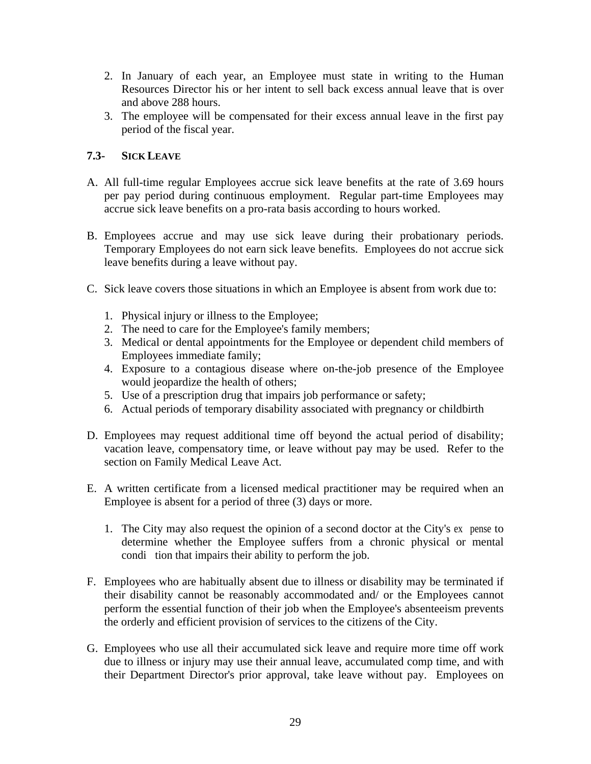2. In January of each year, an Employee must state in writing to the Human Resources Director his or her intent to sell back excess annual leave that is over and above 288 hours.
3. The employee will be compensated for their excess annual leave in the first pay period of the fiscal year.

### 7.3- SICK LEAVE

A. All full-time regular Employees accrue sick leave benefits at the rate of 3.69 hours per pay period during continuous employment. Regular part-time Employees may accrue sick leave benefits on a pro-rata basis according to hours worked.

B. Employees accrue and may use sick leave during their probationary periods. Temporary Employees do not earn sick leave benefits. Employees do not accrue sick leave benefits during a leave without pay.

C. Sick leave covers those situations in which an Employee is absent from work due to:

   1. Physical injury or illness to the Employee;
   2. The need to care for the Employee's family members;
   3. Medical or dental appointments for the Employee or dependent child members of Employees immediate family;
   4. Exposure to a contagious disease where on-the-job presence of the Employee would jeopardize the health of others;
   5. Use of a prescription drug that impairs job performance or safety;
   6. Actual periods of temporary disability associated with pregnancy or childbirth

D. Employees may request additional time off beyond the actual period of disability; vacation leave, compensatory time, or leave without pay may be used. Refer to the section on Family Medical Leave Act.

E. A written certificate from a licensed medical practitioner may be required when an Employee is absent for a period of three (3) days or more.

   1. The City may also request the opinion of a second doctor at the City's expense to determine whether the Employee suffers from a chronic physical or mental condition that impairs their ability to perform the job.

F. Employees who are habitually absent due to illness or disability may be terminated if their disability cannot be reasonably accommodated and/ or the Employees cannot perform the essential function of their job when the Employee's absenteeism prevents the orderly and efficient provision of services to the citizens of the City.

G. Employees who use all their accumulated sick leave and require more time off work due to illness or injury may use their annual leave, accumulated comp time, and with their Department Director's prior approval, take leave without pay. Employees on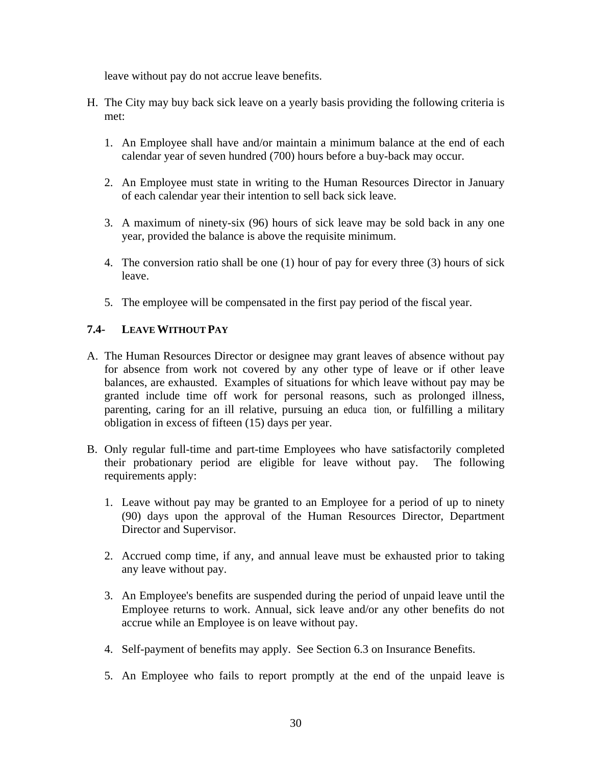leave without pay do not accrue leave benefits.

H. The City may buy back sick leave on a yearly basis providing the following criteria is met:

   1. An Employee shall have and/or maintain a minimum balance at the end of each calendar year of seven hundred (700) hours before a buy-back may occur.

   2. An Employee must state in writing to the Human Resources Director in January of each calendar year their intention to sell back sick leave.

   3. A maximum of ninety-six (96) hours of sick leave may be sold back in any one year, provided the balance is above the requisite minimum.

   4. The conversion ratio shall be one (1) hour of pay for every three (3) hours of sick leave.

   5. The employee will be compensated in the first pay period of the fiscal year.

### 7.4- LEAVE WITHOUT PAY

A. The Human Resources Director or designee may grant leaves of absence without pay for absence from work not covered by any other type of leave or if other leave balances, are exhausted. Examples of situations for which leave without pay may be granted include time off work for personal reasons, such as prolonged illness, parenting, caring for an ill relative, pursuing an education, or fulfilling a military obligation in excess of fifteen (15) days per year.

B. Only regular full-time and part-time Employees who have satisfactorily completed their probationary period are eligible for leave without pay. The following requirements apply:

   1. Leave without pay may be granted to an Employee for a period of up to ninety (90) days upon the approval of the Human Resources Director, Department Director and Supervisor.

   2. Accrued comp time, if any, and annual leave must be exhausted prior to taking any leave without pay.

   3. An Employee's benefits are suspended during the period of unpaid leave until the Employee returns to work. Annual, sick leave and/or any other benefits do not accrue while an Employee is on leave without pay.

   4. Self-payment of benefits may apply. See Section 6.3 on Insurance Benefits.

   5. An Employee who fails to report promptly at the end of the unpaid leave is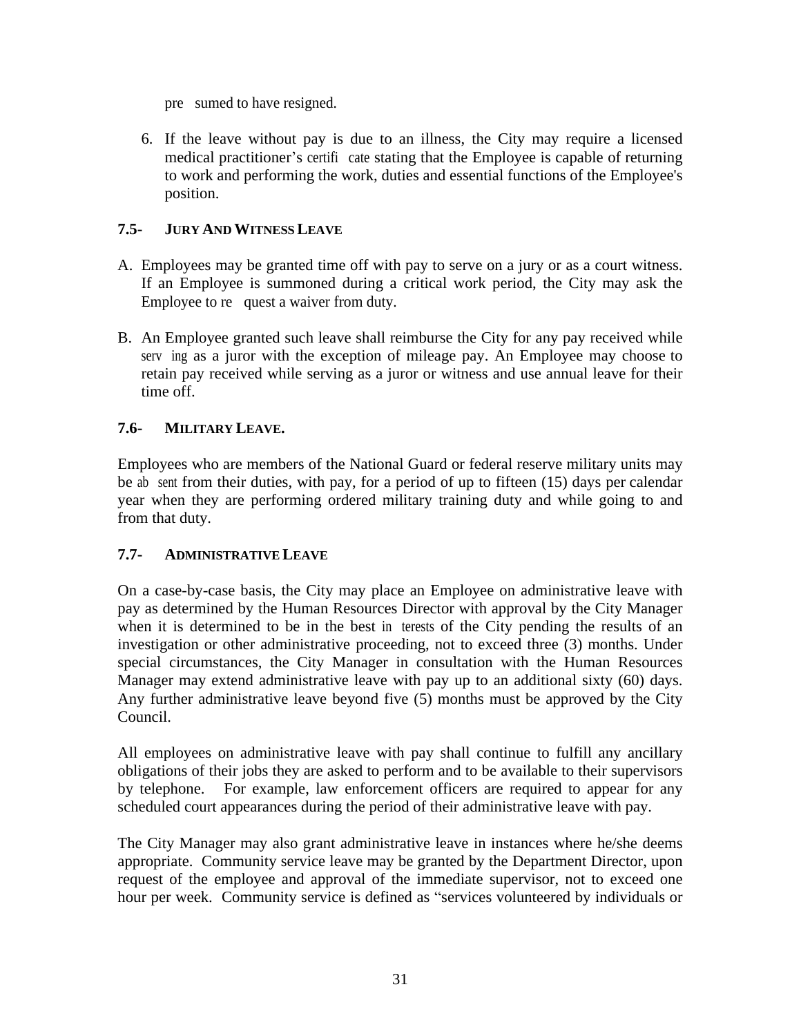presumed to have resigned.

6. If the leave without pay is due to an illness, the City may require a licensed medical practitioner's certificate stating that the Employee is capable of returning to work and performing the work, duties and essential functions of the Employee's position.

### 7.5- JURY AND WITNESS LEAVE

A. Employees may be granted time off with pay to serve on a jury or as a court witness. If an Employee is summoned during a critical work period, the City may ask the Employee to request a waiver from duty.

B. An Employee granted such leave shall reimburse the City for any pay received while serving as a juror with the exception of mileage pay. An Employee may choose to retain pay received while serving as a juror or witness and use annual leave for their time off.

### 7.6- MILITARY LEAVE.

Employees who are members of the National Guard or federal reserve military units may be absent from their duties, with pay, for a period of up to fifteen (15) days per calendar year when they are performing ordered military training duty and while going to and from that duty.

### 7.7- ADMINISTRATIVE LEAVE

On a case-by-case basis, the City may place an Employee on administrative leave with pay as determined by the Human Resources Director with approval by the City Manager when it is determined to be in the best interests of the City pending the results of an investigation or other administrative proceeding, not to exceed three (3) months. Under special circumstances, the City Manager in consultation with the Human Resources Manager may extend administrative leave with pay up to an additional sixty (60) days. Any further administrative leave beyond five (5) months must be approved by the City Council.

All employees on administrative leave with pay shall continue to fulfill any ancillary obligations of their jobs they are asked to perform and to be available to their supervisors by telephone. For example, law enforcement officers are required to appear for any scheduled court appearances during the period of their administrative leave with pay.

The City Manager may also grant administrative leave in instances where he/she deems appropriate. Community service leave may be granted by the Department Director, upon request of the employee and approval of the immediate supervisor, not to exceed one hour per week. Community service is defined as "services volunteered by individuals or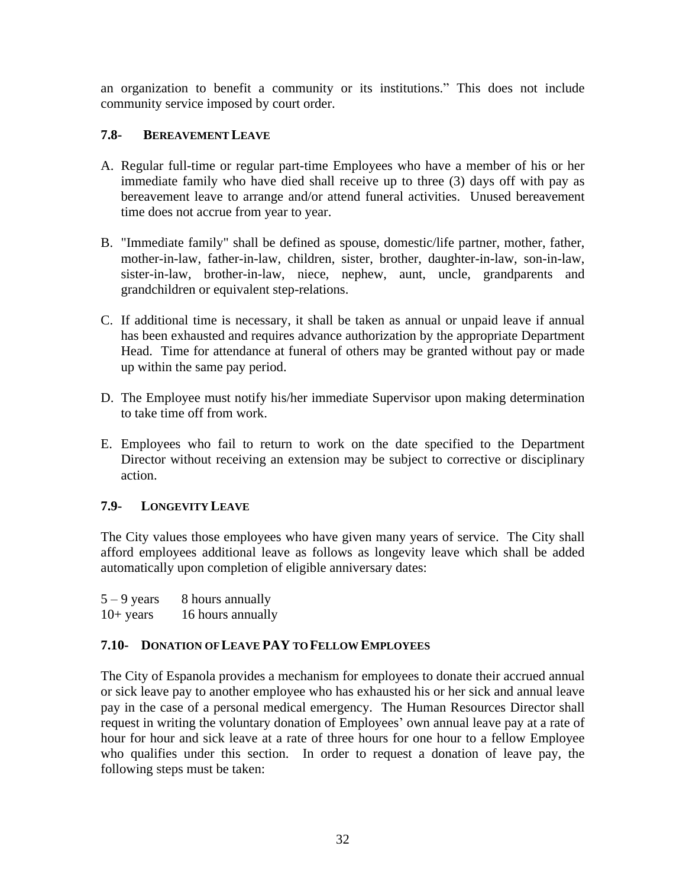an organization to benefit a community or its institutions." This does not include community service imposed by court order.

### 7.8- BEREAVEMENT LEAVE

A. Regular full-time or regular part-time Employees who have a member of his or her immediate family who have died shall receive up to three (3) days off with pay as bereavement leave to arrange and/or attend funeral activities. Unused bereavement time does not accrue from year to year.

B. "Immediate family" shall be defined as spouse, domestic/life partner, mother, father, mother-in-law, father-in-law, children, sister, brother, daughter-in-law, son-in-law, sister-in-law, brother-in-law, niece, nephew, aunt, uncle, grandparents and grandchildren or equivalent step-relations.

C. If additional time is necessary, it shall be taken as annual or unpaid leave if annual has been exhausted and requires advance authorization by the appropriate Department Head. Time for attendance at funeral of others may be granted without pay or made up within the same pay period.

D. The Employee must notify his/her immediate Supervisor upon making determination to take time off from work.

E. Employees who fail to return to work on the date specified to the Department Director without receiving an extension may be subject to corrective or disciplinary action.

### 7.9- LONGEVITY LEAVE

The City values those employees who have given many years of service. The City shall afford employees additional leave as follows as longevity leave which shall be added automatically upon completion of eligible anniversary dates:

5 – 9 years 8 hours annually
10+ years 16 hours annually

### 7.10- DONATION OF LEAVE PAY TO FELLOW EMPLOYEES

The City of Espanola provides a mechanism for employees to donate their accrued annual or sick leave pay to another employee who has exhausted his or her sick and annual leave pay in the case of a personal medical emergency. The Human Resources Director shall request in writing the voluntary donation of Employees' own annual leave pay at a rate of hour for hour and sick leave at a rate of three hours for one hour to a fellow Employee who qualifies under this section. In order to request a donation of leave pay, the following steps must be taken: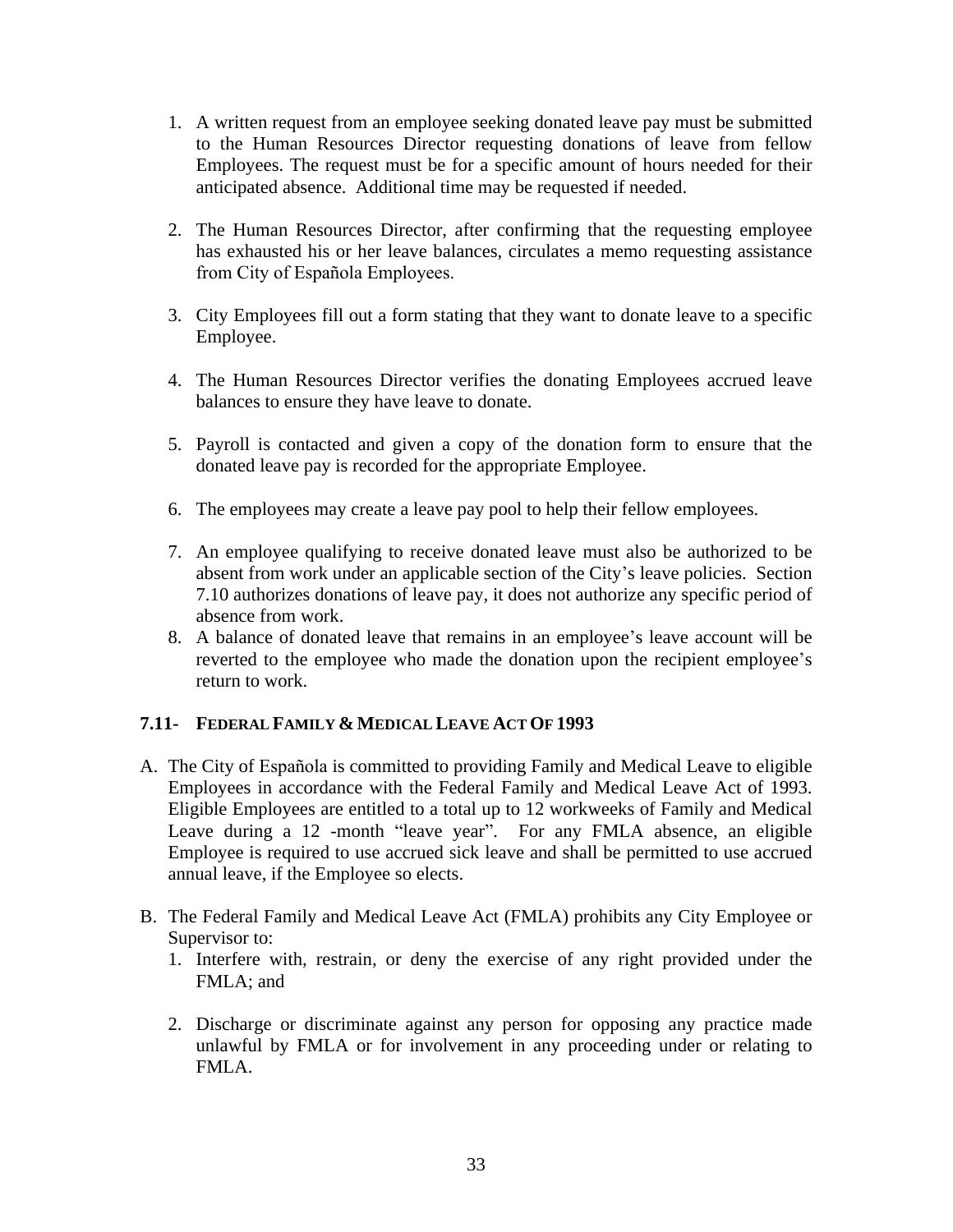1. A written request from an employee seeking donated leave pay must be submitted to the Human Resources Director requesting donations of leave from fellow Employees. The request must be for a specific amount of hours needed for their anticipated absence. Additional time may be requested if needed.

2. The Human Resources Director, after confirming that the requesting employee has exhausted his or her leave balances, circulates a memo requesting assistance from City of Española Employees.

3. City Employees fill out a form stating that they want to donate leave to a specific Employee.

4. The Human Resources Director verifies the donating Employees accrued leave balances to ensure they have leave to donate.

5. Payroll is contacted and given a copy of the donation form to ensure that the donated leave pay is recorded for the appropriate Employee.

6. The employees may create a leave pay pool to help their fellow employees.

7. An employee qualifying to receive donated leave must also be authorized to be absent from work under an applicable section of the City's leave policies. Section 7.10 authorizes donations of leave pay, it does not authorize any specific period of absence from work.
8. A balance of donated leave that remains in an employee's leave account will be reverted to the employee who made the donation upon the recipient employee's return to work.

### 7.11- FEDERAL FAMILY & MEDICAL LEAVE ACT OF 1993

A. The City of Española is committed to providing Family and Medical Leave to eligible Employees in accordance with the Federal Family and Medical Leave Act of 1993. Eligible Employees are entitled to a total up to 12 workweeks of Family and Medical Leave during a 12 -month "leave year". For any FMLA absence, an eligible Employee is required to use accrued sick leave and shall be permitted to use accrued annual leave, if the Employee so elects.

B. The Federal Family and Medical Leave Act (FMLA) prohibits any City Employee or Supervisor to:
   1. Interfere with, restrain, or deny the exercise of any right provided under the FMLA; and

   2. Discharge or discriminate against any person for opposing any practice made unlawful by FMLA or for involvement in any proceeding under or relating to FMLA.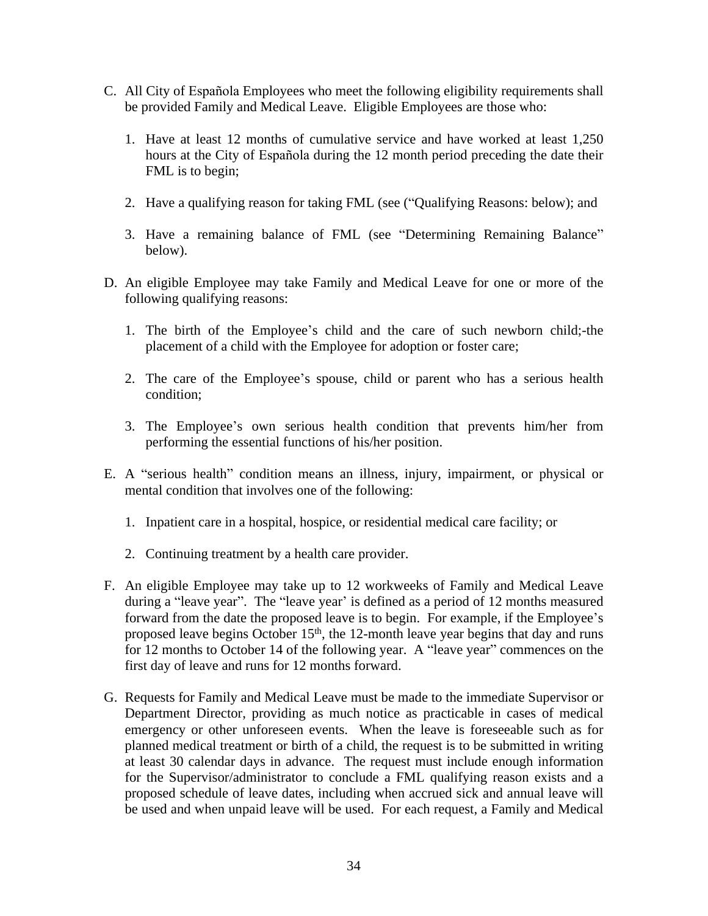C. All City of Española Employees who meet the following eligibility requirements shall be provided Family and Medical Leave. Eligible Employees are those who:

   1. Have at least 12 months of cumulative service and have worked at least 1,250 hours at the City of Española during the 12 month period preceding the date their FML is to begin;

   2. Have a qualifying reason for taking FML (see ("Qualifying Reasons: below); and

   3. Have a remaining balance of FML (see "Determining Remaining Balance" below).

D. An eligible Employee may take Family and Medical Leave for one or more of the following qualifying reasons:

   1. The birth of the Employee's child and the care of such newborn child;-the placement of a child with the Employee for adoption or foster care;

   2. The care of the Employee's spouse, child or parent who has a serious health condition;

   3. The Employee's own serious health condition that prevents him/her from performing the essential functions of his/her position.

E. A "serious health" condition means an illness, injury, impairment, or physical or mental condition that involves one of the following:

   1. Inpatient care in a hospital, hospice, or residential medical care facility; or

   2. Continuing treatment by a health care provider.

F. An eligible Employee may take up to 12 workweeks of Family and Medical Leave during a "leave year". The "leave year' is defined as a period of 12 months measured forward from the date the proposed leave is to begin. For example, if the Employee's proposed leave begins October 15th, the 12-month leave year begins that day and runs for 12 months to October 14 of the following year. A "leave year" commences on the first day of leave and runs for 12 months forward.

G. Requests for Family and Medical Leave must be made to the immediate Supervisor or Department Director, providing as much notice as practicable in cases of medical emergency or other unforeseen events. When the leave is foreseeable such as for planned medical treatment or birth of a child, the request is to be submitted in writing at least 30 calendar days in advance. The request must include enough information for the Supervisor/administrator to conclude a FML qualifying reason exists and a proposed schedule of leave dates, including when accrued sick and annual leave will be used and when unpaid leave will be used. For each request, a Family and Medical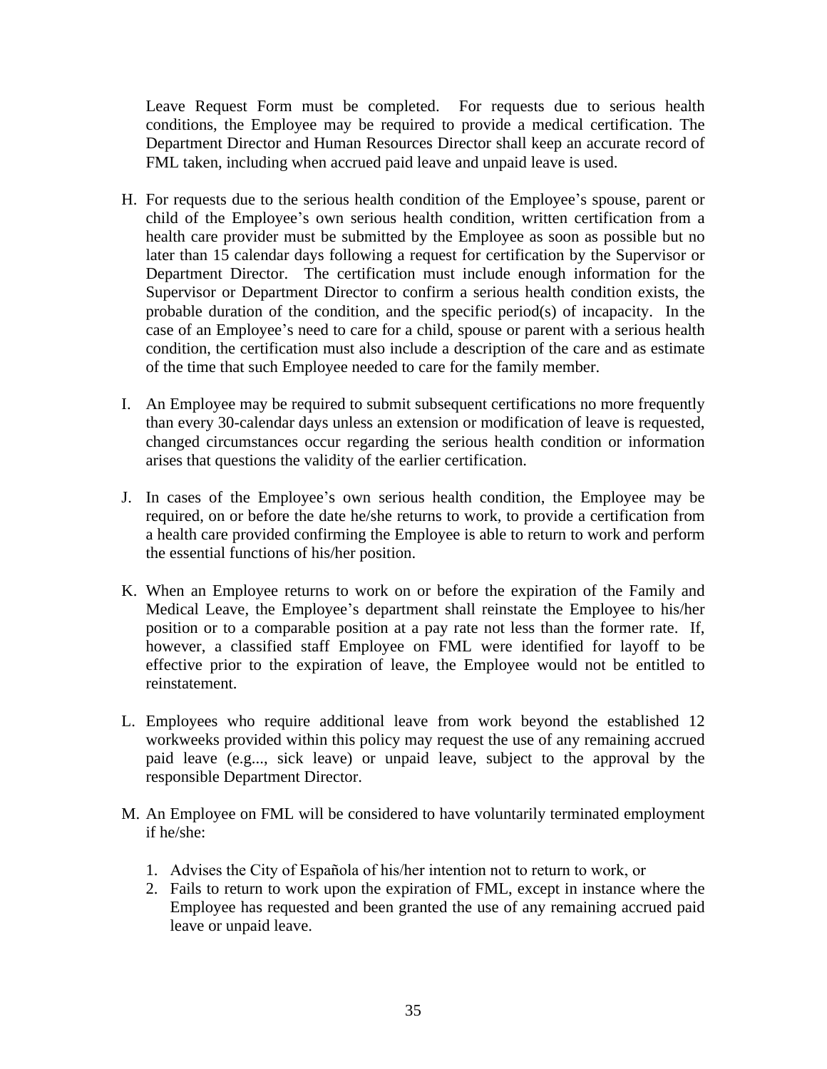Leave Request Form must be completed. For requests due to serious health conditions, the Employee may be required to provide a medical certification. The Department Director and Human Resources Director shall keep an accurate record of FML taken, including when accrued paid leave and unpaid leave is used.

H. For requests due to the serious health condition of the Employee's spouse, parent or child of the Employee's own serious health condition, written certification from a health care provider must be submitted by the Employee as soon as possible but no later than 15 calendar days following a request for certification by the Supervisor or Department Director. The certification must include enough information for the Supervisor or Department Director to confirm a serious health condition exists, the probable duration of the condition, and the specific period(s) of incapacity. In the case of an Employee's need to care for a child, spouse or parent with a serious health condition, the certification must also include a description of the care and as estimate of the time that such Employee needed to care for the family member.

I. An Employee may be required to submit subsequent certifications no more frequently than every 30-calendar days unless an extension or modification of leave is requested, changed circumstances occur regarding the serious health condition or information arises that questions the validity of the earlier certification.

J. In cases of the Employee's own serious health condition, the Employee may be required, on or before the date he/she returns to work, to provide a certification from a health care provided confirming the Employee is able to return to work and perform the essential functions of his/her position.

K. When an Employee returns to work on or before the expiration of the Family and Medical Leave, the Employee's department shall reinstate the Employee to his/her position or to a comparable position at a pay rate not less than the former rate. If, however, a classified staff Employee on FML were identified for layoff to be effective prior to the expiration of leave, the Employee would not be entitled to reinstatement.

L. Employees who require additional leave from work beyond the established 12 workweeks provided within this policy may request the use of any remaining accrued paid leave (e.g..., sick leave) or unpaid leave, subject to the approval by the responsible Department Director.

M. An Employee on FML will be considered to have voluntarily terminated employment if he/she:

   1. Advises the City of Española of his/her intention not to return to work, or
   2. Fails to return to work upon the expiration of FML, except in instance where the Employee has requested and been granted the use of any remaining accrued paid leave or unpaid leave.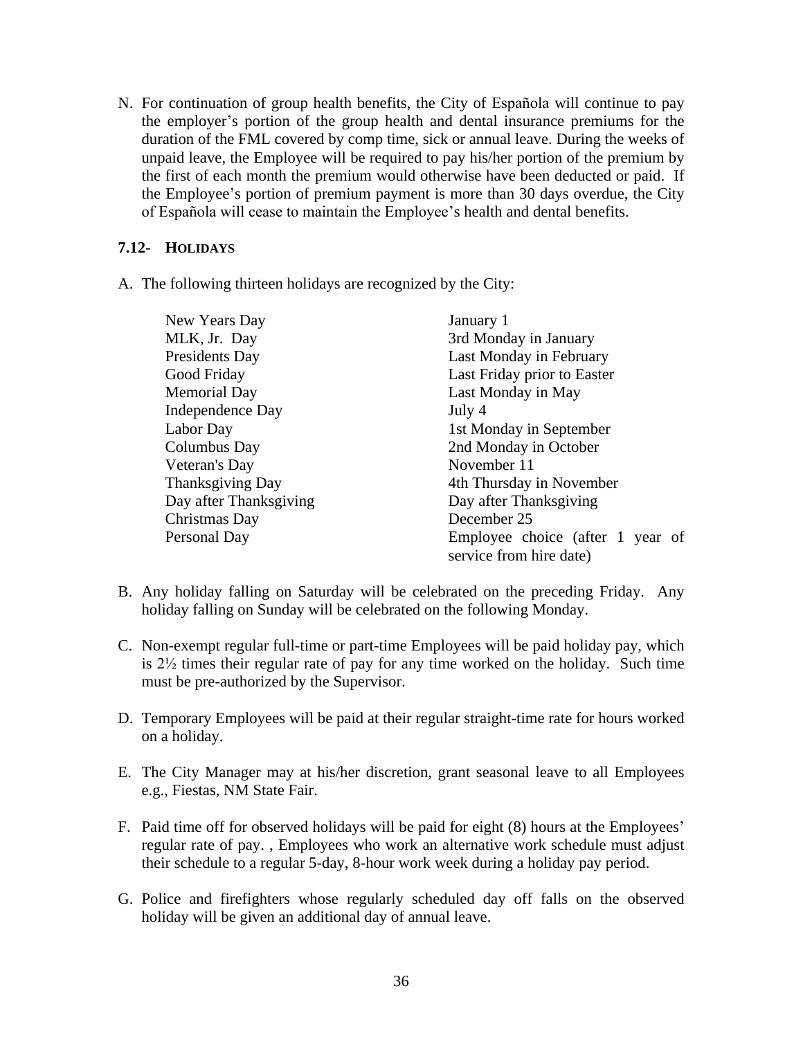N. For continuation of group health benefits, the City of Española will continue to pay the employer's portion of the group health and dental insurance premiums for the duration of the FML covered by comp time, sick or annual leave. During the weeks of unpaid leave, the Employee will be required to pay his/her portion of the premium by the first of each month the premium would otherwise have been deducted or paid. If the Employee's portion of premium payment is more than 30 days overdue, the City of Española will cease to maintain the Employee's health and dental benefits.

### 7.12- HOLIDAYS

A. The following thirteen holidays are recognized by the City:

| | |
|---|---|
| New Years Day | January 1 |
| MLK, Jr. Day | 3rd Monday in January |
| Presidents Day | Last Monday in February |
| Good Friday | Last Friday prior to Easter |
| Memorial Day | Last Monday in May |
| Independence Day | July 4 |
| Labor Day | 1st Monday in September |
| Columbus Day | 2nd Monday in October |
| Veteran's Day | November 11 |
| Thanksgiving Day | 4th Thursday in November |
| Day after Thanksgiving | Day after Thanksgiving |
| Christmas Day | December 25 |
| Personal Day | Employee choice (after 1 year of service from hire date) |

B. Any holiday falling on Saturday will be celebrated on the preceding Friday. Any holiday falling on Sunday will be celebrated on the following Monday.

C. Non-exempt regular full-time or part-time Employees will be paid holiday pay, which is 2½ times their regular rate of pay for any time worked on the holiday. Such time must be pre-authorized by the Supervisor.

D. Temporary Employees will be paid at their regular straight-time rate for hours worked on a holiday.

E. The City Manager may at his/her discretion, grant seasonal leave to all Employees e.g., Fiestas, NM State Fair.

F. Paid time off for observed holidays will be paid for eight (8) hours at the Employees' regular rate of pay. , Employees who work an alternative work schedule must adjust their schedule to a regular 5-day, 8-hour work week during a holiday pay period.

G. Police and firefighters whose regularly scheduled day off falls on the observed holiday will be given an additional day of annual leave.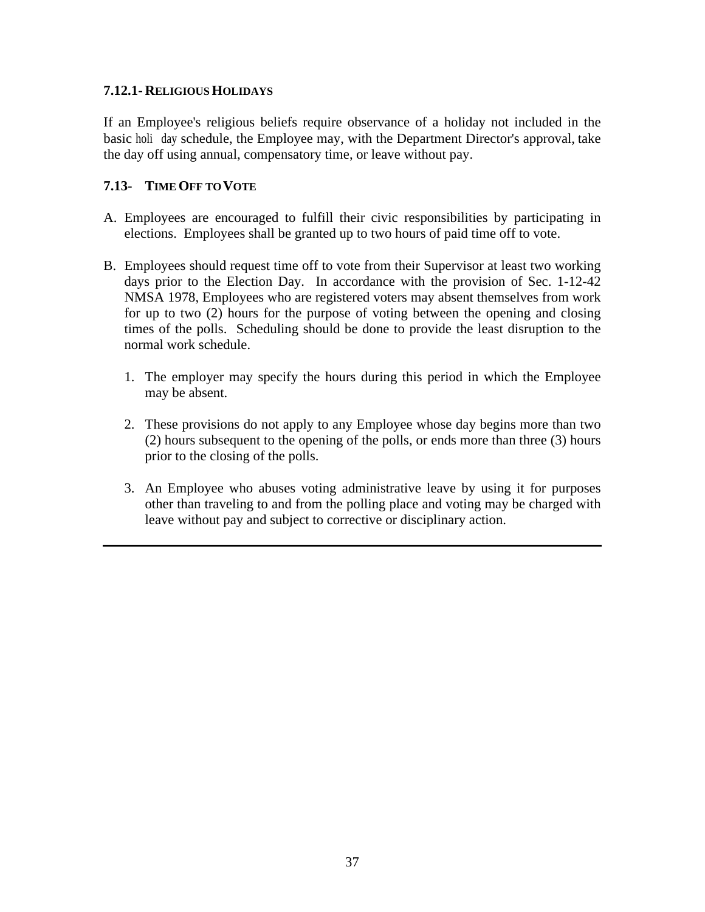### 7.12.1- RELIGIOUS HOLIDAYS

If an Employee's religious beliefs require observance of a holiday not included in the basic holi day schedule, the Employee may, with the Department Director's approval, take the day off using annual, compensatory time, or leave without pay.

### 7.13- TIME OFF TO VOTE

A. Employees are encouraged to fulfill their civic responsibilities by participating in elections. Employees shall be granted up to two hours of paid time off to vote.

B. Employees should request time off to vote from their Supervisor at least two working days prior to the Election Day. In accordance with the provision of Sec. 1-12-42 NMSA 1978, Employees who are registered voters may absent themselves from work for up to two (2) hours for the purpose of voting between the opening and closing times of the polls. Scheduling should be done to provide the least disruption to the normal work schedule.

   1. The employer may specify the hours during this period in which the Employee may be absent.

   2. These provisions do not apply to any Employee whose day begins more than two (2) hours subsequent to the opening of the polls, or ends more than three (3) hours prior to the closing of the polls.

   3. An Employee who abuses voting administrative leave by using it for purposes other than traveling to and from the polling place and voting may be charged with leave without pay and subject to corrective or disciplinary action.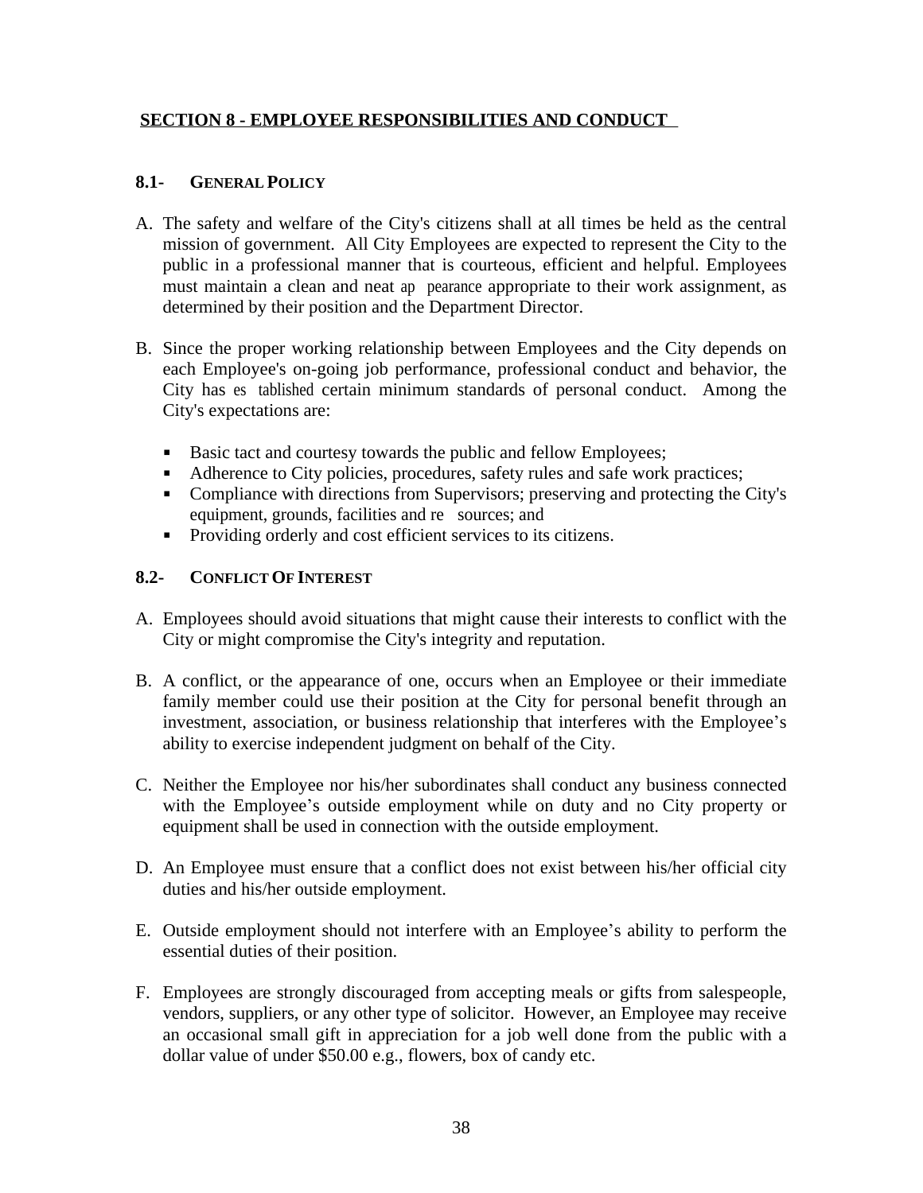## SECTION 8 - EMPLOYEE RESPONSIBILITIES AND CONDUCT

### 8.1- GENERAL POLICY

A. The safety and welfare of the City's citizens shall at all times be held as the central mission of government. All City Employees are expected to represent the City to the public in a professional manner that is courteous, efficient and helpful. Employees must maintain a clean and neat appearance appropriate to their work assignment, as determined by their position and the Department Director.

B. Since the proper working relationship between Employees and the City depends on each Employee's on-going job performance, professional conduct and behavior, the City has established certain minimum standards of personal conduct. Among the City's expectations are:

   - Basic tact and courtesy towards the public and fellow Employees;
   - Adherence to City policies, procedures, safety rules and safe work practices;
   - Compliance with directions from Supervisors; preserving and protecting the City's equipment, grounds, facilities and resources; and
   - Providing orderly and cost efficient services to its citizens.

### 8.2- CONFLICT OF INTEREST

A. Employees should avoid situations that might cause their interests to conflict with the City or might compromise the City's integrity and reputation.

B. A conflict, or the appearance of one, occurs when an Employee or their immediate family member could use their position at the City for personal benefit through an investment, association, or business relationship that interferes with the Employee's ability to exercise independent judgment on behalf of the City.

C. Neither the Employee nor his/her subordinates shall conduct any business connected with the Employee's outside employment while on duty and no City property or equipment shall be used in connection with the outside employment.

D. An Employee must ensure that a conflict does not exist between his/her official city duties and his/her outside employment.

E. Outside employment should not interfere with an Employee's ability to perform the essential duties of their position.

F. Employees are strongly discouraged from accepting meals or gifts from salespeople, vendors, suppliers, or any other type of solicitor. However, an Employee may receive an occasional small gift in appreciation for a job well done from the public with a dollar value of under $50.00 e.g., flowers, box of candy etc.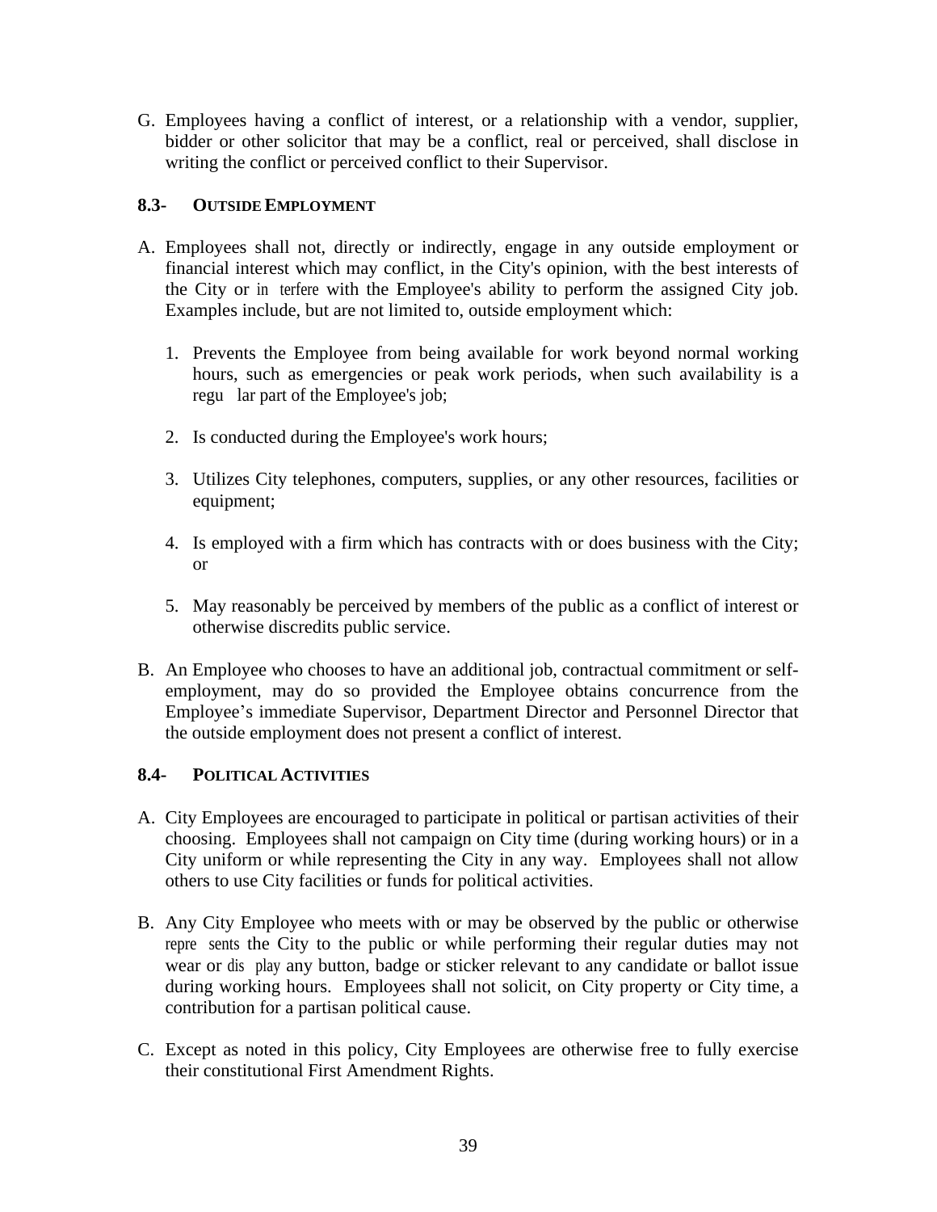G. Employees having a conflict of interest, or a relationship with a vendor, supplier, bidder or other solicitor that may be a conflict, real or perceived, shall disclose in writing the conflict or perceived conflict to their Supervisor.

### 8.3- OUTSIDE EMPLOYMENT

A. Employees shall not, directly or indirectly, engage in any outside employment or financial interest which may conflict, in the City's opinion, with the best interests of the City or interfere with the Employee's ability to perform the assigned City job. Examples include, but are not limited to, outside employment which:

   1. Prevents the Employee from being available for work beyond normal working hours, such as emergencies or peak work periods, when such availability is a regular part of the Employee's job;

   2. Is conducted during the Employee's work hours;

   3. Utilizes City telephones, computers, supplies, or any other resources, facilities or equipment;

   4. Is employed with a firm which has contracts with or does business with the City; or

   5. May reasonably be perceived by members of the public as a conflict of interest or otherwise discredits public service.

B. An Employee who chooses to have an additional job, contractual commitment or self-employment, may do so provided the Employee obtains concurrence from the Employee's immediate Supervisor, Department Director and Personnel Director that the outside employment does not present a conflict of interest.

### 8.4- POLITICAL ACTIVITIES

A. City Employees are encouraged to participate in political or partisan activities of their choosing. Employees shall not campaign on City time (during working hours) or in a City uniform or while representing the City in any way. Employees shall not allow others to use City facilities or funds for political activities.

B. Any City Employee who meets with or may be observed by the public or otherwise represents the City to the public or while performing their regular duties may not wear or display any button, badge or sticker relevant to any candidate or ballot issue during working hours. Employees shall not solicit, on City property or City time, a contribution for a partisan political cause.

C. Except as noted in this policy, City Employees are otherwise free to fully exercise their constitutional First Amendment Rights.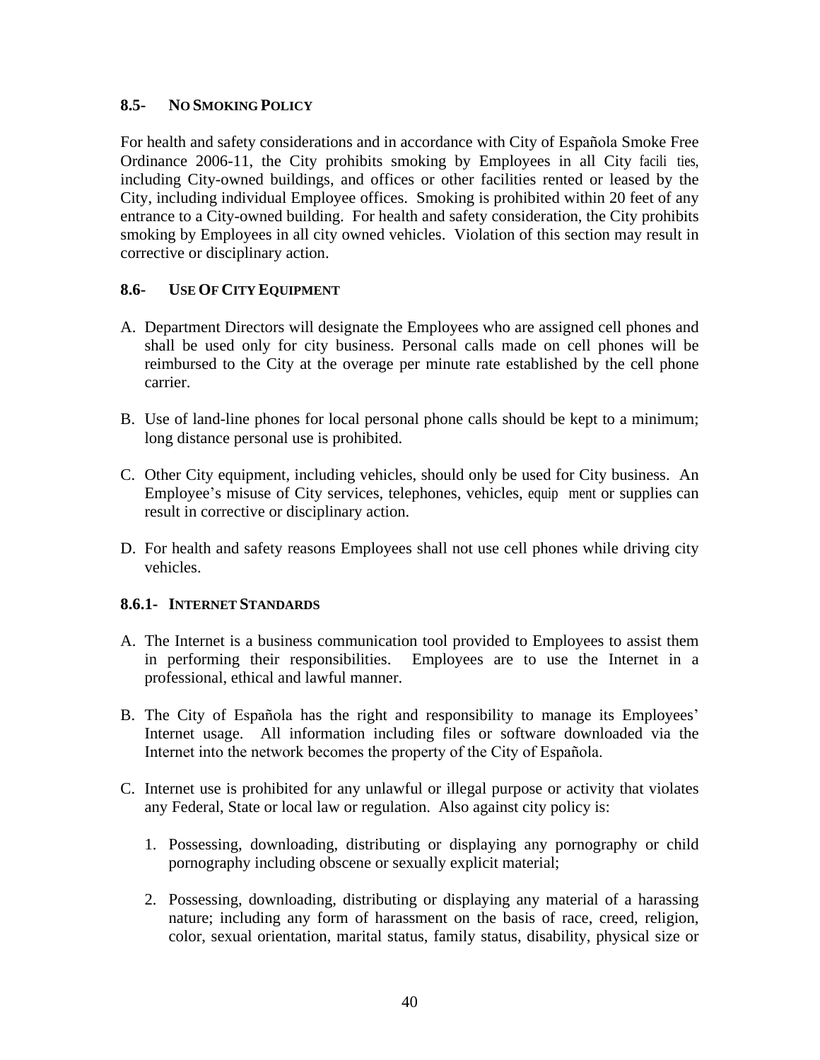### 8.5- NO SMOKING POLICY

For health and safety considerations and in accordance with City of Española Smoke Free Ordinance 2006-11, the City prohibits smoking by Employees in all City facilities, including City-owned buildings, and offices or other facilities rented or leased by the City, including individual Employee offices. Smoking is prohibited within 20 feet of any entrance to a City-owned building. For health and safety consideration, the City prohibits smoking by Employees in all city owned vehicles. Violation of this section may result in corrective or disciplinary action.

### 8.6- USE OF CITY EQUIPMENT

A. Department Directors will designate the Employees who are assigned cell phones and shall be used only for city business. Personal calls made on cell phones will be reimbursed to the City at the overage per minute rate established by the cell phone carrier.

B. Use of land-line phones for local personal phone calls should be kept to a minimum; long distance personal use is prohibited.

C. Other City equipment, including vehicles, should only be used for City business. An Employee's misuse of City services, telephones, vehicles, equipment or supplies can result in corrective or disciplinary action.

D. For health and safety reasons Employees shall not use cell phones while driving city vehicles.

### 8.6.1- INTERNET STANDARDS

A. The Internet is a business communication tool provided to Employees to assist them in performing their responsibilities. Employees are to use the Internet in a professional, ethical and lawful manner.

B. The City of Española has the right and responsibility to manage its Employees' Internet usage. All information including files or software downloaded via the Internet into the network becomes the property of the City of Española.

C. Internet use is prohibited for any unlawful or illegal purpose or activity that violates any Federal, State or local law or regulation. Also against city policy is:

   1. Possessing, downloading, distributing or displaying any pornography or child pornography including obscene or sexually explicit material;

   2. Possessing, downloading, distributing or displaying any material of a harassing nature; including any form of harassment on the basis of race, creed, religion, color, sexual orientation, marital status, family status, disability, physical size or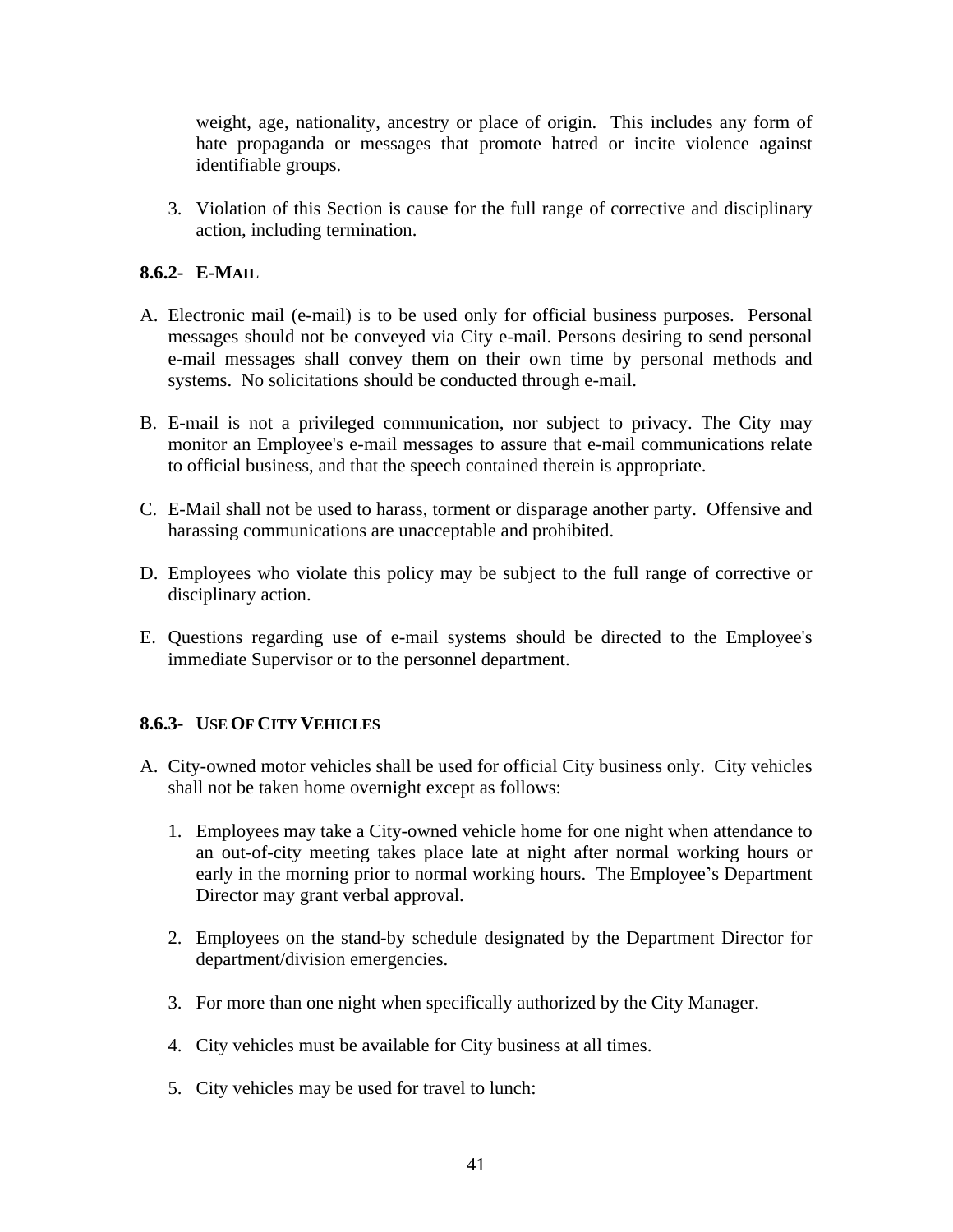weight, age, nationality, ancestry or place of origin. This includes any form of hate propaganda or messages that promote hatred or incite violence against identifiable groups.

3. Violation of this Section is cause for the full range of corrective and disciplinary action, including termination.

### 8.6.2- E-MAIL

A. Electronic mail (e-mail) is to be used only for official business purposes. Personal messages should not be conveyed via City e-mail. Persons desiring to send personal e-mail messages shall convey them on their own time by personal methods and systems. No solicitations should be conducted through e-mail.

B. E-mail is not a privileged communication, nor subject to privacy. The City may monitor an Employee's e-mail messages to assure that e-mail communications relate to official business, and that the speech contained therein is appropriate.

C. E-Mail shall not be used to harass, torment or disparage another party. Offensive and harassing communications are unacceptable and prohibited.

D. Employees who violate this policy may be subject to the full range of corrective or disciplinary action.

E. Questions regarding use of e-mail systems should be directed to the Employee's immediate Supervisor or to the personnel department.

### 8.6.3- USE OF CITY VEHICLES

A. City-owned motor vehicles shall be used for official City business only. City vehicles shall not be taken home overnight except as follows:

   1. Employees may take a City-owned vehicle home for one night when attendance to an out-of-city meeting takes place late at night after normal working hours or early in the morning prior to normal working hours. The Employee's Department Director may grant verbal approval.

   2. Employees on the stand-by schedule designated by the Department Director for department/division emergencies.

   3. For more than one night when specifically authorized by the City Manager.

   4. City vehicles must be available for City business at all times.

   5. City vehicles may be used for travel to lunch: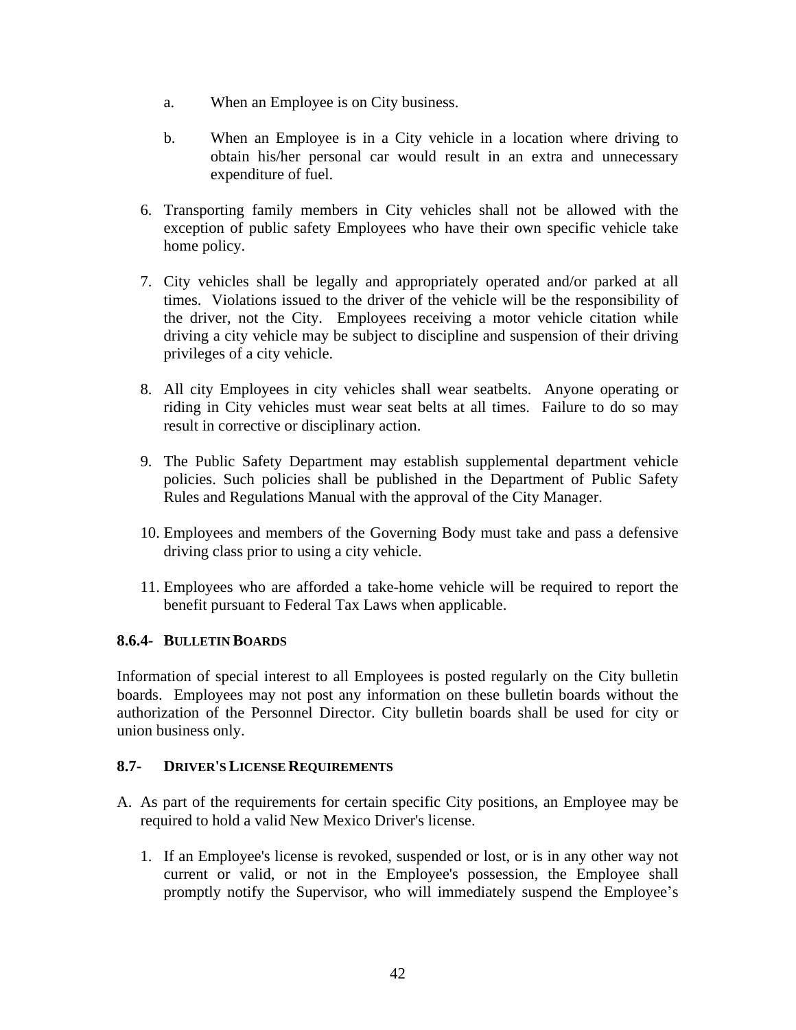a. When an Employee is on City business.

   b. When an Employee is in a City vehicle in a location where driving to obtain his/her personal car would result in an extra and unnecessary expenditure of fuel.

6. Transporting family members in City vehicles shall not be allowed with the exception of public safety Employees who have their own specific vehicle take home policy.

7. City vehicles shall be legally and appropriately operated and/or parked at all times. Violations issued to the driver of the vehicle will be the responsibility of the driver, not the City. Employees receiving a motor vehicle citation while driving a city vehicle may be subject to discipline and suspension of their driving privileges of a city vehicle.

8. All city Employees in city vehicles shall wear seatbelts. Anyone operating or riding in City vehicles must wear seat belts at all times. Failure to do so may result in corrective or disciplinary action.

9. The Public Safety Department may establish supplemental department vehicle policies. Such policies shall be published in the Department of Public Safety Rules and Regulations Manual with the approval of the City Manager.

10. Employees and members of the Governing Body must take and pass a defensive driving class prior to using a city vehicle.

11. Employees who are afforded a take-home vehicle will be required to report the benefit pursuant to Federal Tax Laws when applicable.

### 8.6.4- BULLETIN BOARDS

Information of special interest to all Employees is posted regularly on the City bulletin boards. Employees may not post any information on these bulletin boards without the authorization of the Personnel Director. City bulletin boards shall be used for city or union business only.

### 8.7- DRIVER'S LICENSE REQUIREMENTS

A. As part of the requirements for certain specific City positions, an Employee may be required to hold a valid New Mexico Driver's license.

   1. If an Employee's license is revoked, suspended or lost, or is in any other way not current or valid, or not in the Employee's possession, the Employee shall promptly notify the Supervisor, who will immediately suspend the Employee's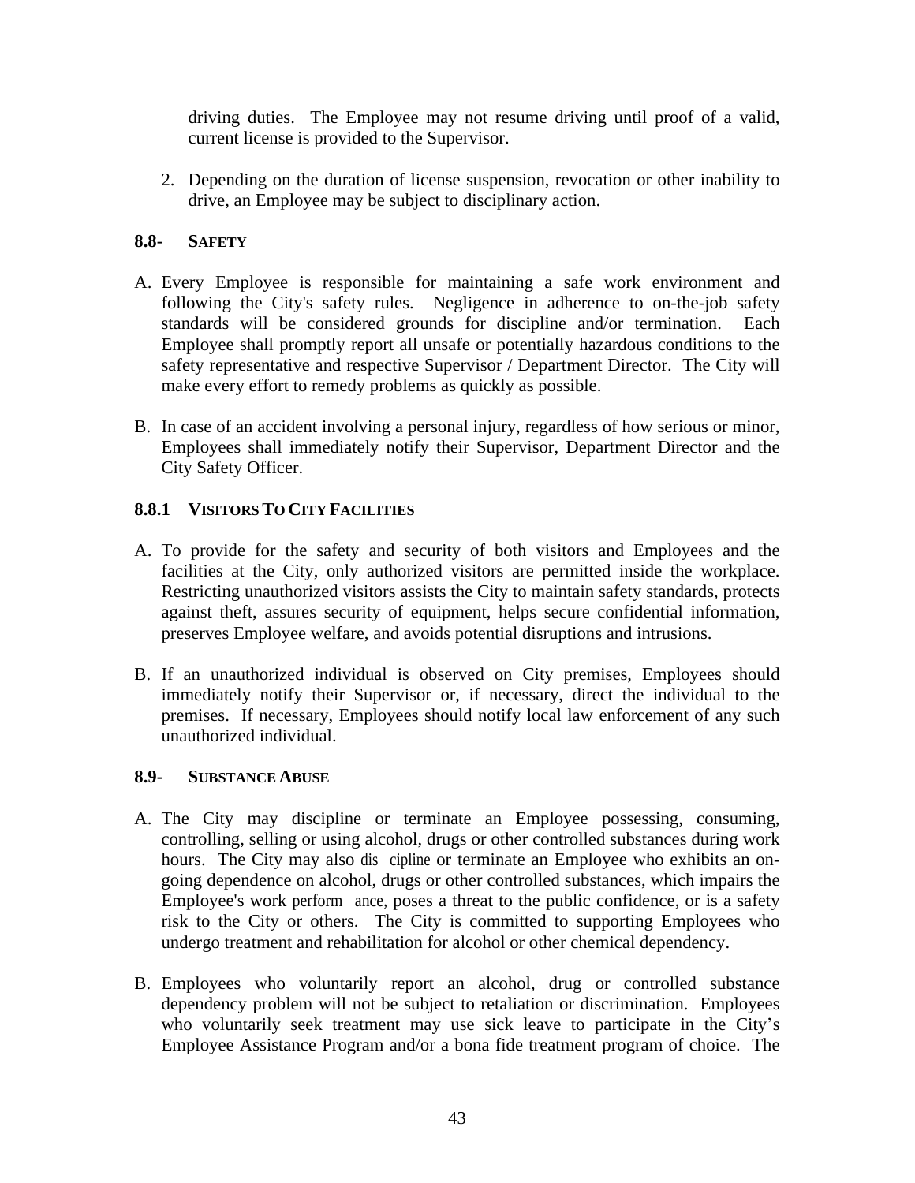driving duties. The Employee may not resume driving until proof of a valid, current license is provided to the Supervisor.

2. Depending on the duration of license suspension, revocation or other inability to drive, an Employee may be subject to disciplinary action.

### 8.8- SAFETY

A. Every Employee is responsible for maintaining a safe work environment and following the City's safety rules. Negligence in adherence to on-the-job safety standards will be considered grounds for discipline and/or termination. Each Employee shall promptly report all unsafe or potentially hazardous conditions to the safety representative and respective Supervisor / Department Director. The City will make every effort to remedy problems as quickly as possible.

B. In case of an accident involving a personal injury, regardless of how serious or minor, Employees shall immediately notify their Supervisor, Department Director and the City Safety Officer.

### 8.8.1 VISITORS TO CITY FACILITIES

A. To provide for the safety and security of both visitors and Employees and the facilities at the City, only authorized visitors are permitted inside the workplace. Restricting unauthorized visitors assists the City to maintain safety standards, protects against theft, assures security of equipment, helps secure confidential information, preserves Employee welfare, and avoids potential disruptions and intrusions.

B. If an unauthorized individual is observed on City premises, Employees should immediately notify their Supervisor or, if necessary, direct the individual to the premises. If necessary, Employees should notify local law enforcement of any such unauthorized individual.

### 8.9- SUBSTANCE ABUSE

A. The City may discipline or terminate an Employee possessing, consuming, controlling, selling or using alcohol, drugs or other controlled substances during work hours. The City may also discipline or terminate an Employee who exhibits an on-going dependence on alcohol, drugs or other controlled substances, which impairs the Employee's work performance, poses a threat to the public confidence, or is a safety risk to the City or others. The City is committed to supporting Employees who undergo treatment and rehabilitation for alcohol or other chemical dependency.

B. Employees who voluntarily report an alcohol, drug or controlled substance dependency problem will not be subject to retaliation or discrimination. Employees who voluntarily seek treatment may use sick leave to participate in the City's Employee Assistance Program and/or a bona fide treatment program of choice. The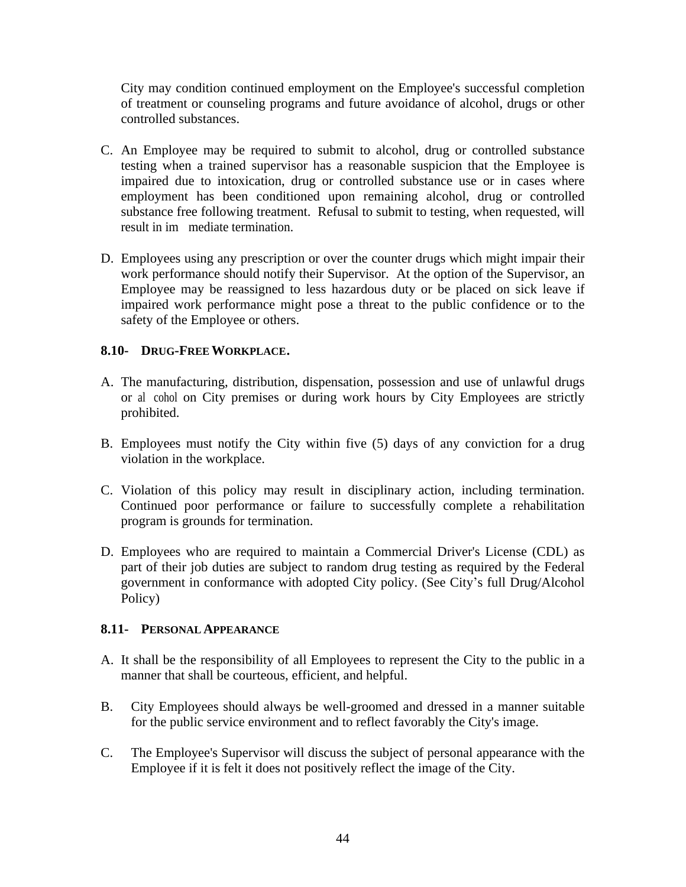City may condition continued employment on the Employee's successful completion of treatment or counseling programs and future avoidance of alcohol, drugs or other controlled substances.

C. An Employee may be required to submit to alcohol, drug or controlled substance testing when a trained supervisor has a reasonable suspicion that the Employee is impaired due to intoxication, drug or controlled substance use or in cases where employment has been conditioned upon remaining alcohol, drug or controlled substance free following treatment. Refusal to submit to testing, when requested, will result in immediate termination.

D. Employees using any prescription or over the counter drugs which might impair their work performance should notify their Supervisor. At the option of the Supervisor, an Employee may be reassigned to less hazardous duty or be placed on sick leave if impaired work performance might pose a threat to the public confidence or to the safety of the Employee or others.

### 8.10- DRUG-FREE WORKPLACE.

A. The manufacturing, distribution, dispensation, possession and use of unlawful drugs or alcohol on City premises or during work hours by City Employees are strictly prohibited.

B. Employees must notify the City within five (5) days of any conviction for a drug violation in the workplace.

C. Violation of this policy may result in disciplinary action, including termination. Continued poor performance or failure to successfully complete a rehabilitation program is grounds for termination.

D. Employees who are required to maintain a Commercial Driver's License (CDL) as part of their job duties are subject to random drug testing as required by the Federal government in conformance with adopted City policy. (See City's full Drug/Alcohol Policy)

### 8.11- PERSONAL APPEARANCE

A. It shall be the responsibility of all Employees to represent the City to the public in a manner that shall be courteous, efficient, and helpful.

B. City Employees should always be well-groomed and dressed in a manner suitable for the public service environment and to reflect favorably the City's image.

C. The Employee's Supervisor will discuss the subject of personal appearance with the Employee if it is felt it does not positively reflect the image of the City.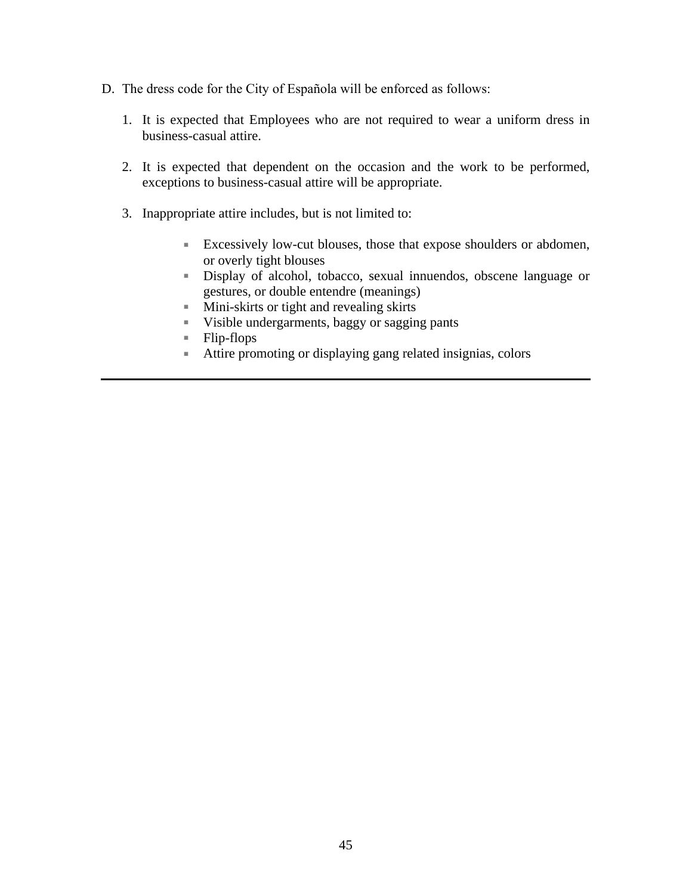D. The dress code for the City of Española will be enforced as follows:

1. It is expected that Employees who are not required to wear a uniform dress in business-casual attire.

2. It is expected that dependent on the occasion and the work to be performed, exceptions to business-casual attire will be appropriate.

3. Inappropriate attire includes, but is not limited to:

    - Excessively low-cut blouses, those that expose shoulders or abdomen, or overly tight blouses
    - Display of alcohol, tobacco, sexual innuendos, obscene language or gestures, or double entendre (meanings)
    - Mini-skirts or tight and revealing skirts
    - Visible undergarments, baggy or sagging pants
    - Flip-flops
    - Attire promoting or displaying gang related insignias, colors

---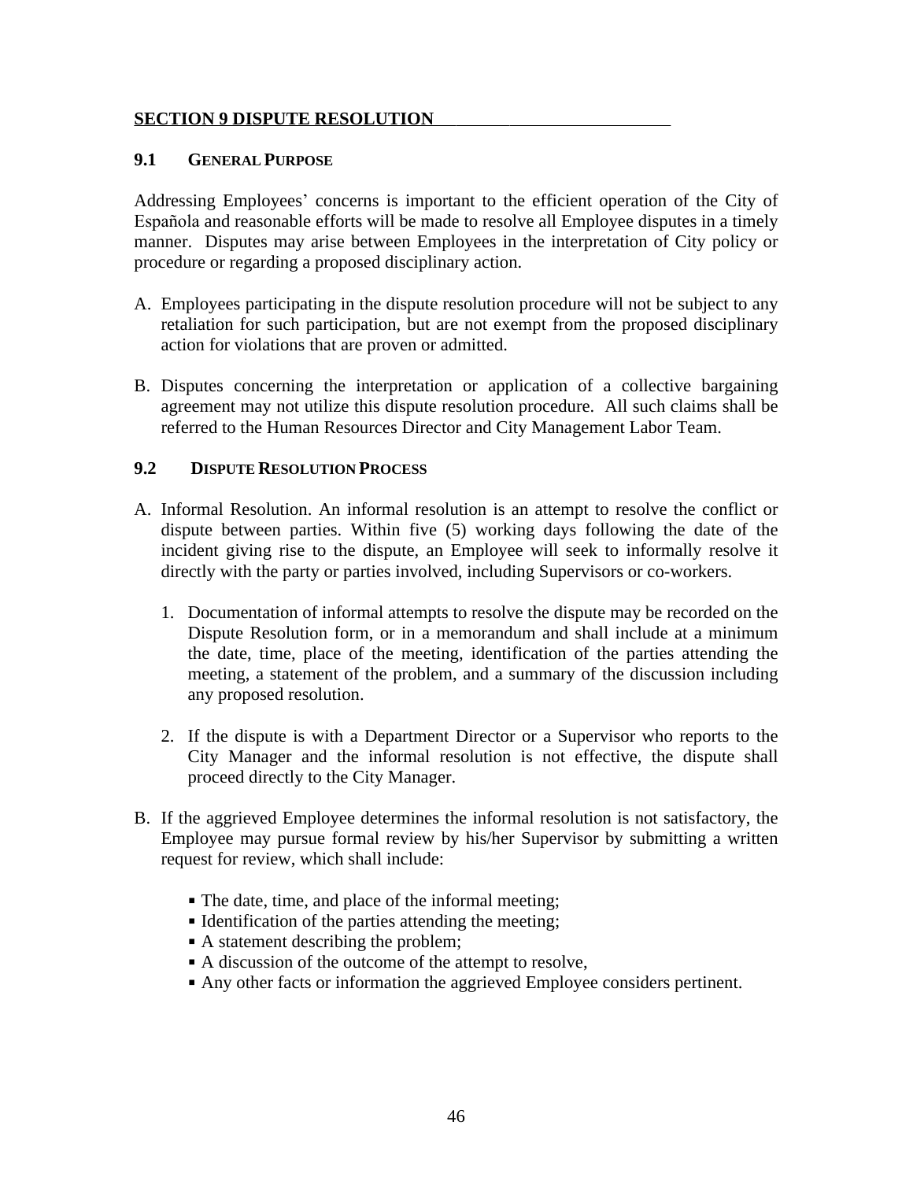## SECTION 9 DISPUTE RESOLUTION

### 9.1 GENERAL PURPOSE

Addressing Employees' concerns is important to the efficient operation of the City of Española and reasonable efforts will be made to resolve all Employee disputes in a timely manner. Disputes may arise between Employees in the interpretation of City policy or procedure or regarding a proposed disciplinary action.

A. Employees participating in the dispute resolution procedure will not be subject to any retaliation for such participation, but are not exempt from the proposed disciplinary action for violations that are proven or admitted.

B. Disputes concerning the interpretation or application of a collective bargaining agreement may not utilize this dispute resolution procedure. All such claims shall be referred to the Human Resources Director and City Management Labor Team.

### 9.2 DISPUTE RESOLUTION PROCESS

A. Informal Resolution. An informal resolution is an attempt to resolve the conflict or dispute between parties. Within five (5) working days following the date of the incident giving rise to the dispute, an Employee will seek to informally resolve it directly with the party or parties involved, including Supervisors or co-workers.

   1. Documentation of informal attempts to resolve the dispute may be recorded on the Dispute Resolution form, or in a memorandum and shall include at a minimum the date, time, place of the meeting, identification of the parties attending the meeting, a statement of the problem, and a summary of the discussion including any proposed resolution.

   2. If the dispute is with a Department Director or a Supervisor who reports to the City Manager and the informal resolution is not effective, the dispute shall proceed directly to the City Manager.

B. If the aggrieved Employee determines the informal resolution is not satisfactory, the Employee may pursue formal review by his/her Supervisor by submitting a written request for review, which shall include:

   - The date, time, and place of the informal meeting;
   - Identification of the parties attending the meeting;
   - A statement describing the problem;
   - A discussion of the outcome of the attempt to resolve,
   - Any other facts or information the aggrieved Employee considers pertinent.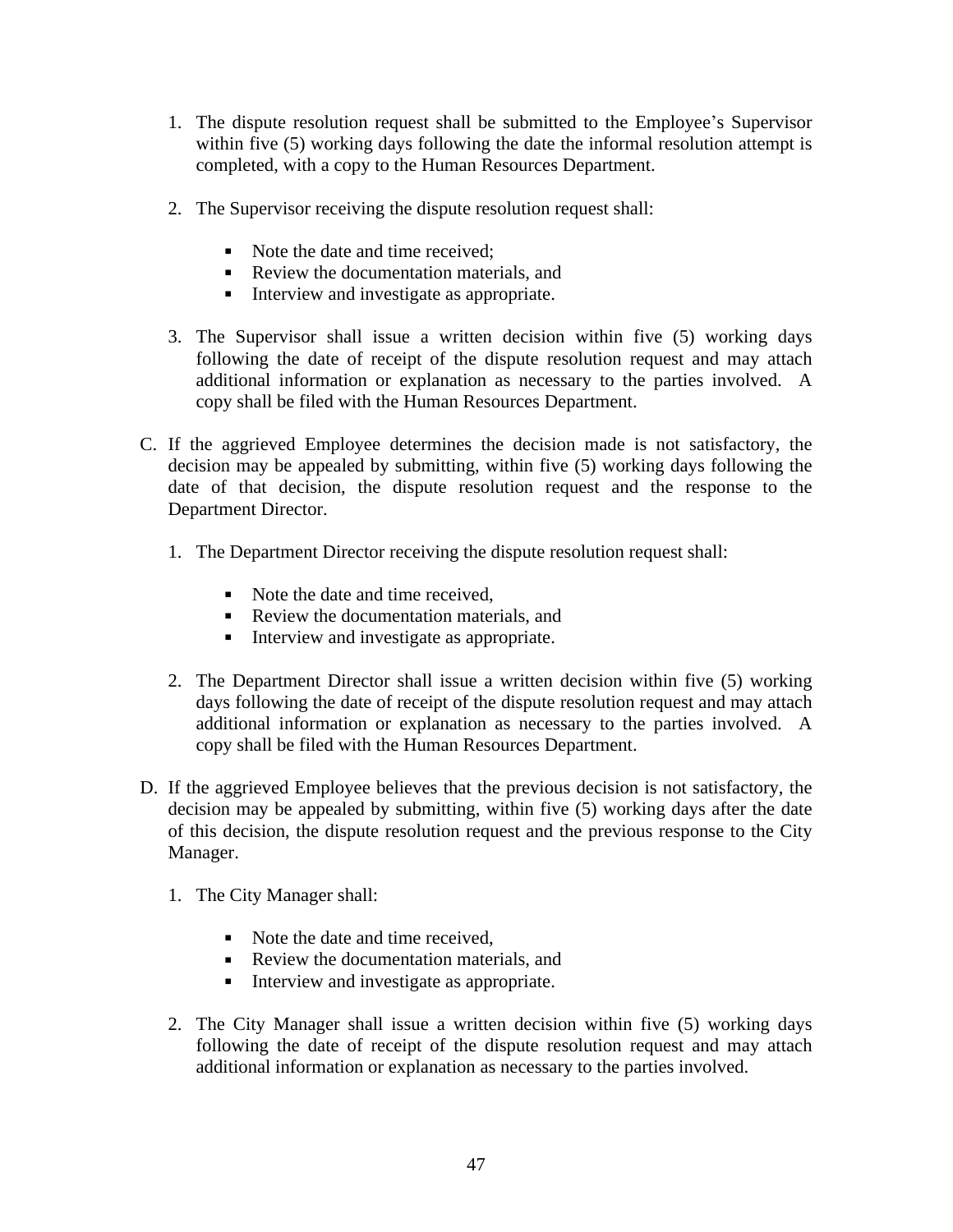1. The dispute resolution request shall be submitted to the Employee's Supervisor within five (5) working days following the date the informal resolution attempt is completed, with a copy to the Human Resources Department.

2. The Supervisor receiving the dispute resolution request shall:

   - Note the date and time received;
   - Review the documentation materials, and
   - Interview and investigate as appropriate.

3. The Supervisor shall issue a written decision within five (5) working days following the date of receipt of the dispute resolution request and may attach additional information or explanation as necessary to the parties involved. A copy shall be filed with the Human Resources Department.

C. If the aggrieved Employee determines the decision made is not satisfactory, the decision may be appealed by submitting, within five (5) working days following the date of that decision, the dispute resolution request and the response to the Department Director.

   1. The Department Director receiving the dispute resolution request shall:

      - Note the date and time received,
      - Review the documentation materials, and
      - Interview and investigate as appropriate.

   2. The Department Director shall issue a written decision within five (5) working days following the date of receipt of the dispute resolution request and may attach additional information or explanation as necessary to the parties involved. A copy shall be filed with the Human Resources Department.

D. If the aggrieved Employee believes that the previous decision is not satisfactory, the decision may be appealed by submitting, within five (5) working days after the date of this decision, the dispute resolution request and the previous response to the City Manager.

   1. The City Manager shall:

      - Note the date and time received,
      - Review the documentation materials, and
      - Interview and investigate as appropriate.

   2. The City Manager shall issue a written decision within five (5) working days following the date of receipt of the dispute resolution request and may attach additional information or explanation as necessary to the parties involved.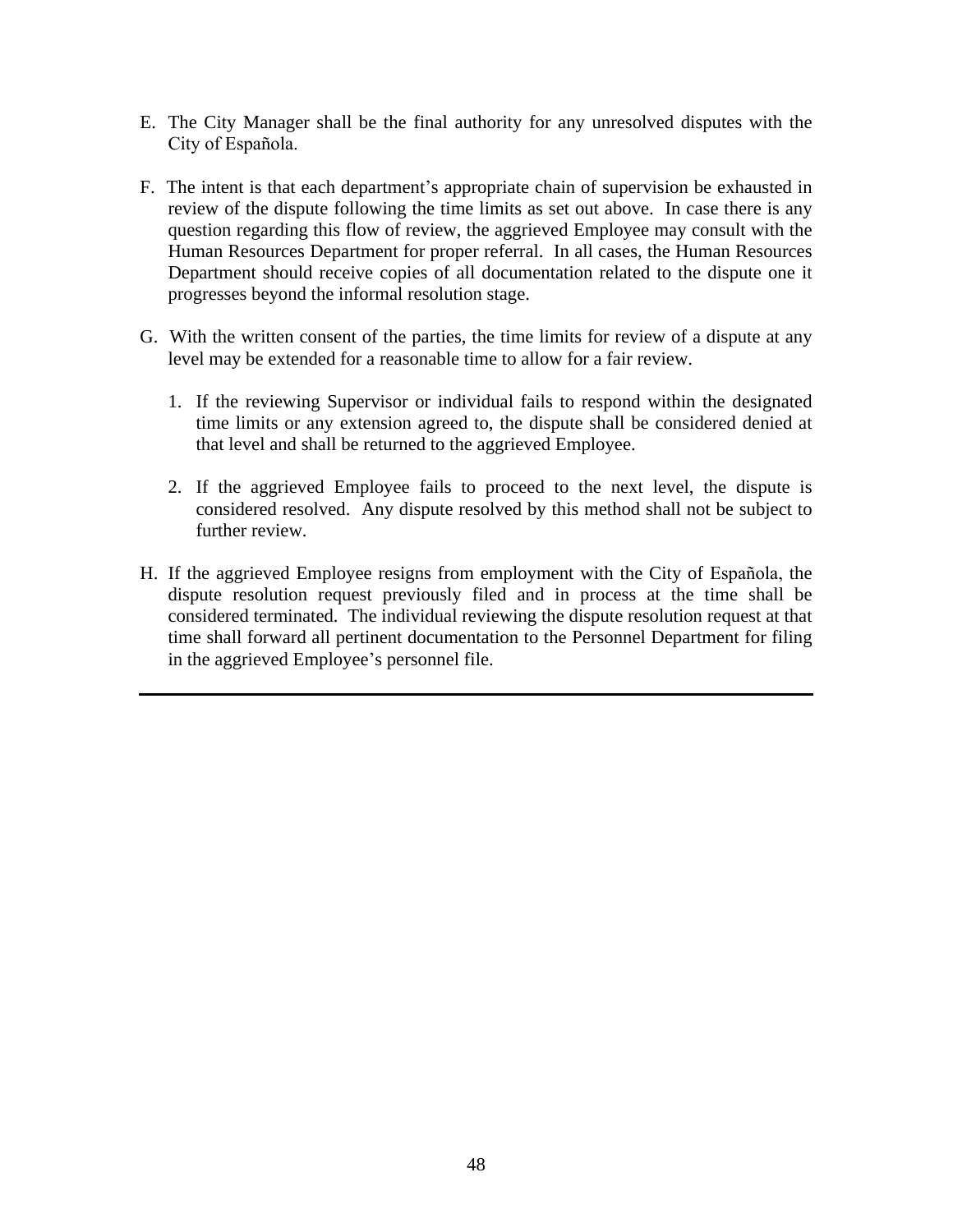E. The City Manager shall be the final authority for any unresolved disputes with the City of Española.

F. The intent is that each department's appropriate chain of supervision be exhausted in review of the dispute following the time limits as set out above. In case there is any question regarding this flow of review, the aggrieved Employee may consult with the Human Resources Department for proper referral. In all cases, the Human Resources Department should receive copies of all documentation related to the dispute one it progresses beyond the informal resolution stage.

G. With the written consent of the parties, the time limits for review of a dispute at any level may be extended for a reasonable time to allow for a fair review.

   1. If the reviewing Supervisor or individual fails to respond within the designated time limits or any extension agreed to, the dispute shall be considered denied at that level and shall be returned to the aggrieved Employee.

   2. If the aggrieved Employee fails to proceed to the next level, the dispute is considered resolved. Any dispute resolved by this method shall not be subject to further review.

H. If the aggrieved Employee resigns from employment with the City of Española, the dispute resolution request previously filed and in process at the time shall be considered terminated. The individual reviewing the dispute resolution request at that time shall forward all pertinent documentation to the Personnel Department for filing in the aggrieved Employee's personnel file.

---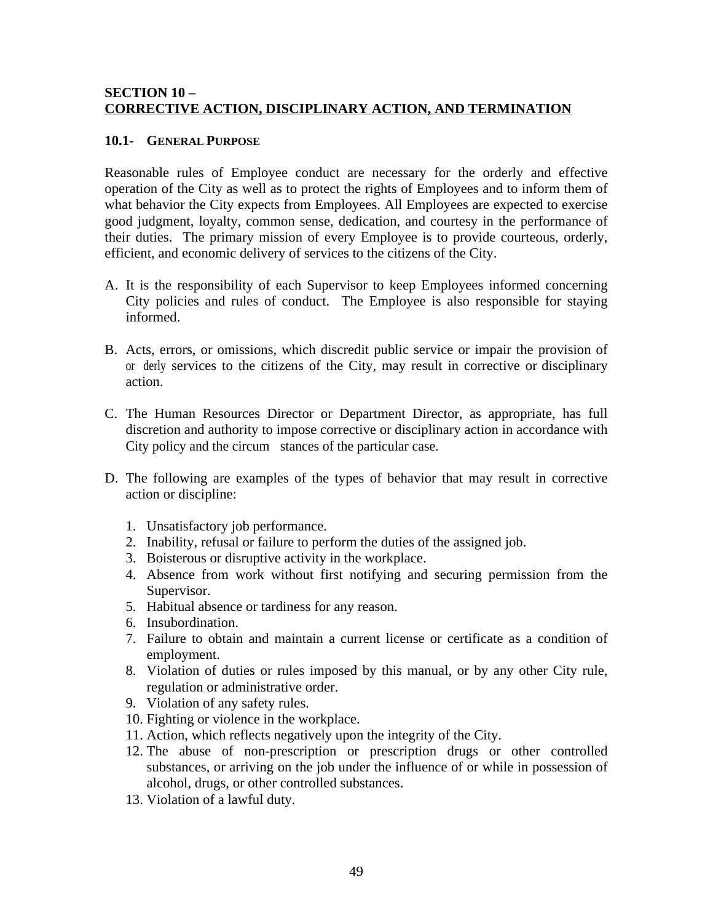**SECTION 10 –**
**CORRECTIVE ACTION, DISCIPLINARY ACTION, AND TERMINATION**

**10.1- GENERAL PURPOSE**

Reasonable rules of Employee conduct are necessary for the orderly and effective operation of the City as well as to protect the rights of Employees and to inform them of what behavior the City expects from Employees. All Employees are expected to exercise good judgment, loyalty, common sense, dedication, and courtesy in the performance of their duties. The primary mission of every Employee is to provide courteous, orderly, efficient, and economic delivery of services to the citizens of the City.

A. It is the responsibility of each Supervisor to keep Employees informed concerning City policies and rules of conduct. The Employee is also responsible for staying informed.

B. Acts, errors, or omissions, which discredit public service or impair the provision of or derly services to the citizens of the City, may result in corrective or disciplinary action.

C. The Human Resources Director or Department Director, as appropriate, has full discretion and authority to impose corrective or disciplinary action in accordance with City policy and the circum stances of the particular case.

D. The following are examples of the types of behavior that may result in corrective action or discipline:

   1. Unsatisfactory job performance.
   2. Inability, refusal or failure to perform the duties of the assigned job.
   3. Boisterous or disruptive activity in the workplace.
   4. Absence from work without first notifying and securing permission from the Supervisor.
   5. Habitual absence or tardiness for any reason.
   6. Insubordination.
   7. Failure to obtain and maintain a current license or certificate as a condition of employment.
   8. Violation of duties or rules imposed by this manual, or by any other City rule, regulation or administrative order.
   9. Violation of any safety rules.
   10. Fighting or violence in the workplace.
   11. Action, which reflects negatively upon the integrity of the City.
   12. The abuse of non-prescription or prescription drugs or other controlled substances, or arriving on the job under the influence of or while in possession of alcohol, drugs, or other controlled substances.
   13. Violation of a lawful duty.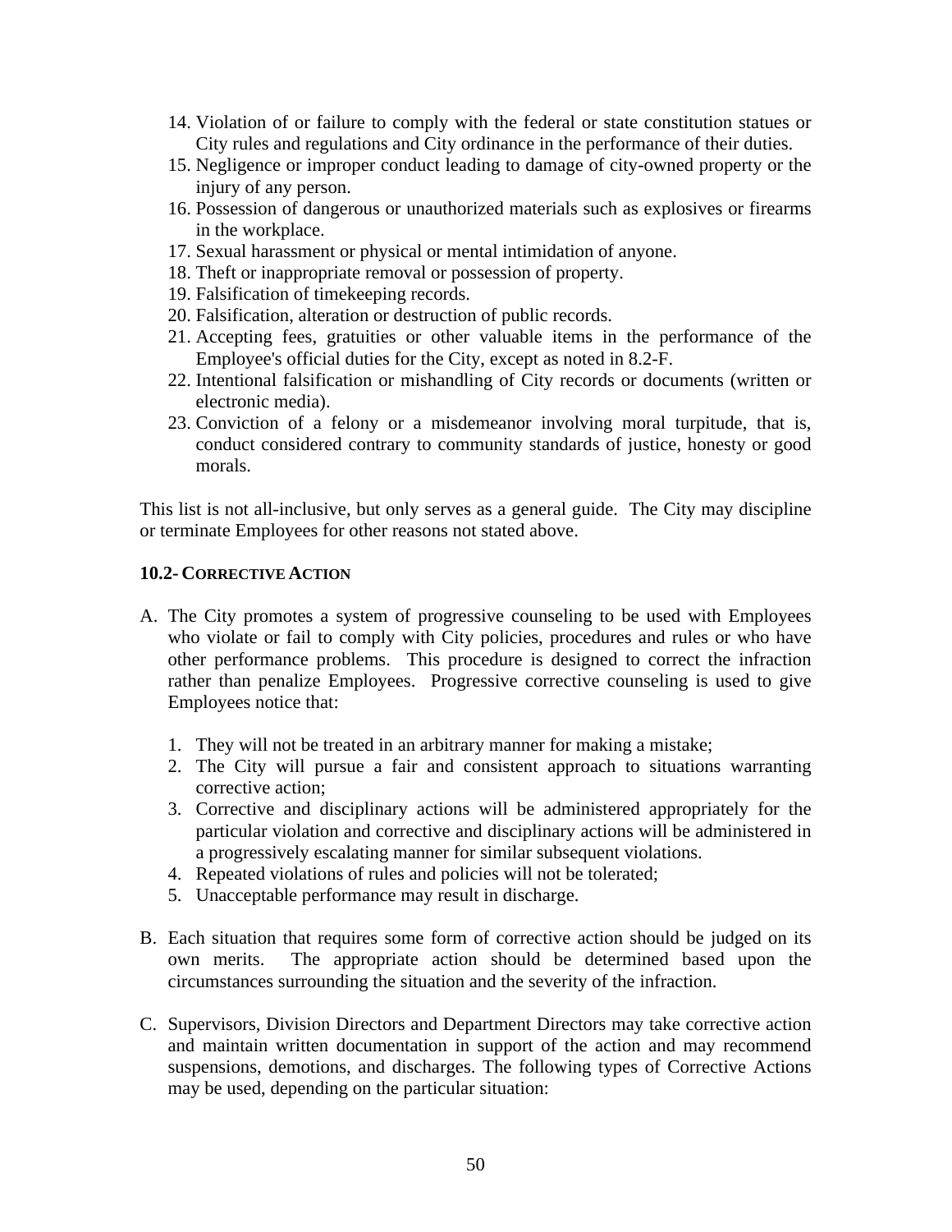14. Violation of or failure to comply with the federal or state constitution statues or City rules and regulations and City ordinance in the performance of their duties.
15. Negligence or improper conduct leading to damage of city-owned property or the injury of any person.
16. Possession of dangerous or unauthorized materials such as explosives or firearms in the workplace.
17. Sexual harassment or physical or mental intimidation of anyone.
18. Theft or inappropriate removal or possession of property.
19. Falsification of timekeeping records.
20. Falsification, alteration or destruction of public records.
21. Accepting fees, gratuities or other valuable items in the performance of the Employee's official duties for the City, except as noted in 8.2-F.
22. Intentional falsification or mishandling of City records or documents (written or electronic media).
23. Conviction of a felony or a misdemeanor involving moral turpitude, that is, conduct considered contrary to community standards of justice, honesty or good morals.

This list is not all-inclusive, but only serves as a general guide. The City may discipline or terminate Employees for other reasons not stated above.

**10.2- CORRECTIVE ACTION**

A. The City promotes a system of progressive counseling to be used with Employees who violate or fail to comply with City policies, procedures and rules or who have other performance problems. This procedure is designed to correct the infraction rather than penalize Employees. Progressive corrective counseling is used to give Employees notice that:

   1. They will not be treated in an arbitrary manner for making a mistake;
   2. The City will pursue a fair and consistent approach to situations warranting corrective action;
   3. Corrective and disciplinary actions will be administered appropriately for the particular violation and corrective and disciplinary actions will be administered in a progressively escalating manner for similar subsequent violations.
   4. Repeated violations of rules and policies will not be tolerated;
   5. Unacceptable performance may result in discharge.

B. Each situation that requires some form of corrective action should be judged on its own merits. The appropriate action should be determined based upon the circumstances surrounding the situation and the severity of the infraction.

C. Supervisors, Division Directors and Department Directors may take corrective action and maintain written documentation in support of the action and may recommend suspensions, demotions, and discharges. The following types of Corrective Actions may be used, depending on the particular situation: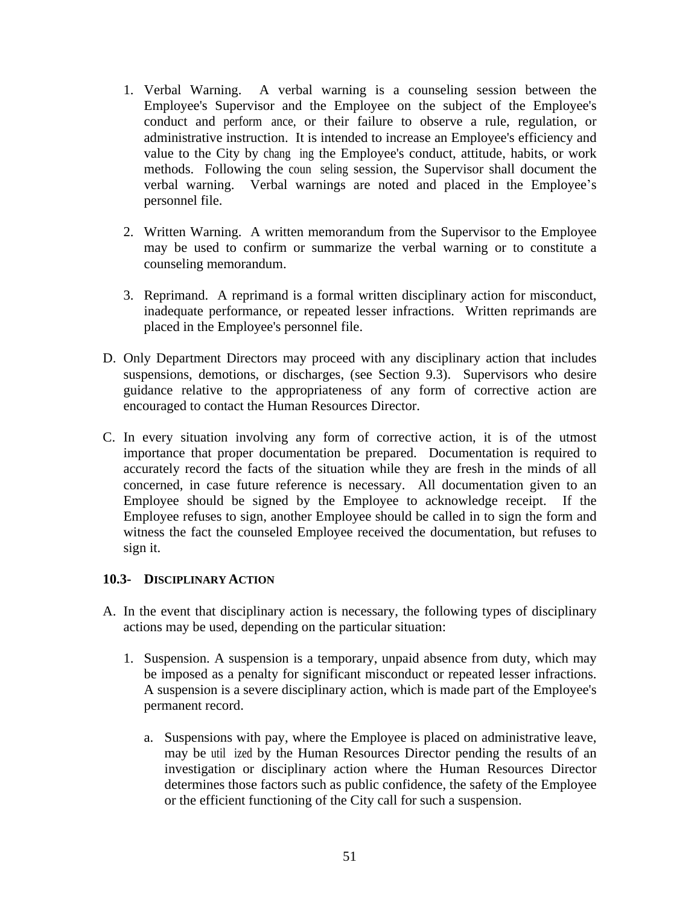1. Verbal Warning. A verbal warning is a counseling session between the Employee's Supervisor and the Employee on the subject of the Employee's conduct and performance, or their failure to observe a rule, regulation, or administrative instruction. It is intended to increase an Employee's efficiency and value to the City by changing the Employee's conduct, attitude, habits, or work methods. Following the counseling session, the Supervisor shall document the verbal warning. Verbal warnings are noted and placed in the Employee's personnel file.

2. Written Warning. A written memorandum from the Supervisor to the Employee may be used to confirm or summarize the verbal warning or to constitute a counseling memorandum.

3. Reprimand. A reprimand is a formal written disciplinary action for misconduct, inadequate performance, or repeated lesser infractions. Written reprimands are placed in the Employee's personnel file.

D. Only Department Directors may proceed with any disciplinary action that includes suspensions, demotions, or discharges, (see Section 9.3). Supervisors who desire guidance relative to the appropriateness of any form of corrective action are encouraged to contact the Human Resources Director.

C. In every situation involving any form of corrective action, it is of the utmost importance that proper documentation be prepared. Documentation is required to accurately record the facts of the situation while they are fresh in the minds of all concerned, in case future reference is necessary. All documentation given to an Employee should be signed by the Employee to acknowledge receipt. If the Employee refuses to sign, another Employee should be called in to sign the form and witness the fact the counseled Employee received the documentation, but refuses to sign it.

### 10.3- Disciplinary Action

A. In the event that disciplinary action is necessary, the following types of disciplinary actions may be used, depending on the particular situation:

1. Suspension. A suspension is a temporary, unpaid absence from duty, which may be imposed as a penalty for significant misconduct or repeated lesser infractions. A suspension is a severe disciplinary action, which is made part of the Employee's permanent record.

   a. Suspensions with pay, where the Employee is placed on administrative leave, may be utilized by the Human Resources Director pending the results of an investigation or disciplinary action where the Human Resources Director determines those factors such as public confidence, the safety of the Employee or the efficient functioning of the City call for such a suspension.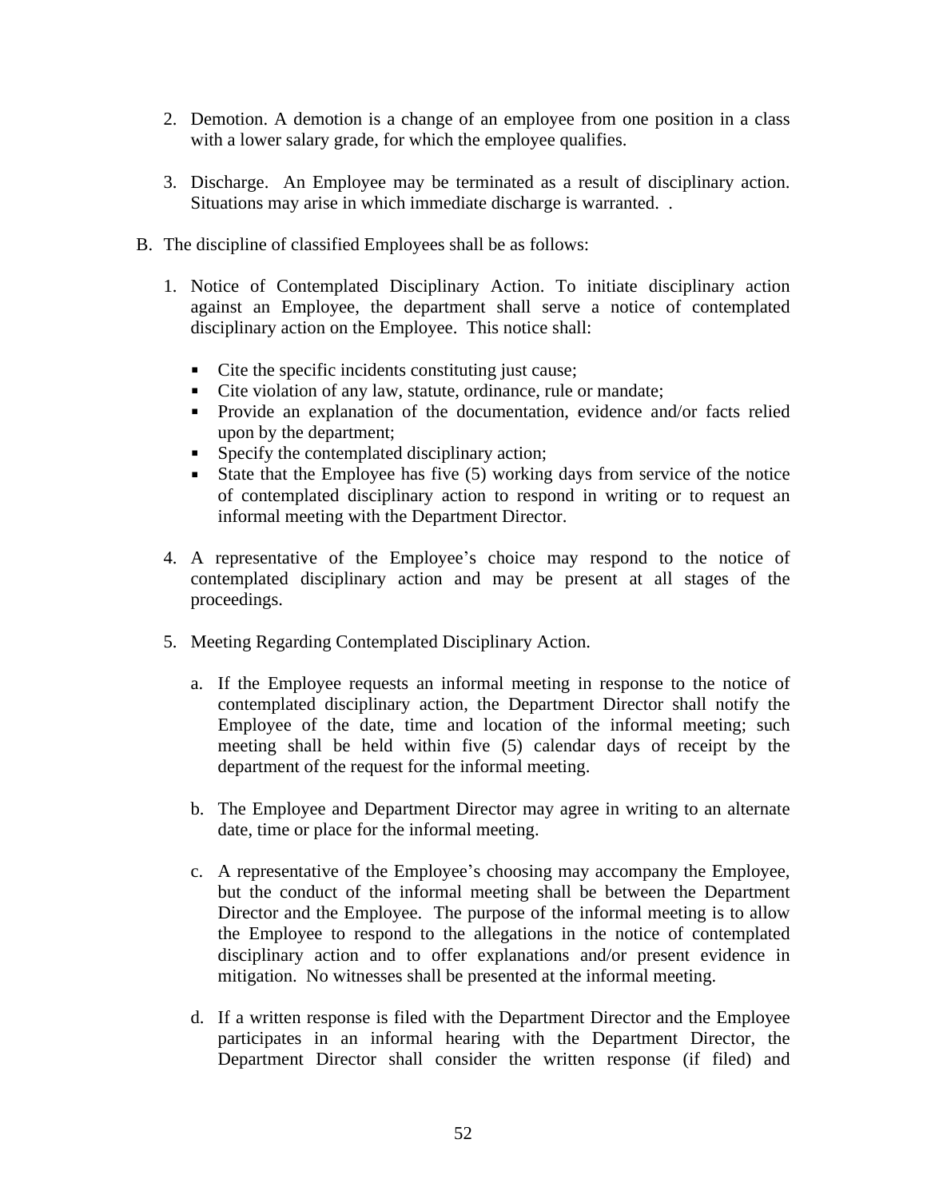2. Demotion. A demotion is a change of an employee from one position in a class with a lower salary grade, for which the employee qualifies.

3. Discharge. An Employee may be terminated as a result of disciplinary action. Situations may arise in which immediate discharge is warranted. .

B. The discipline of classified Employees shall be as follows:

1. Notice of Contemplated Disciplinary Action. To initiate disciplinary action against an Employee, the department shall serve a notice of contemplated disciplinary action on the Employee. This notice shall:

   - Cite the specific incidents constituting just cause;
   - Cite violation of any law, statute, ordinance, rule or mandate;
   - Provide an explanation of the documentation, evidence and/or facts relied upon by the department;
   - Specify the contemplated disciplinary action;
   - State that the Employee has five (5) working days from service of the notice of contemplated disciplinary action to respond in writing or to request an informal meeting with the Department Director.

4. A representative of the Employee's choice may respond to the notice of contemplated disciplinary action and may be present at all stages of the proceedings.

5. Meeting Regarding Contemplated Disciplinary Action.

   a. If the Employee requests an informal meeting in response to the notice of contemplated disciplinary action, the Department Director shall notify the Employee of the date, time and location of the informal meeting; such meeting shall be held within five (5) calendar days of receipt by the department of the request for the informal meeting.

   b. The Employee and Department Director may agree in writing to an alternate date, time or place for the informal meeting.

   c. A representative of the Employee's choosing may accompany the Employee, but the conduct of the informal meeting shall be between the Department Director and the Employee. The purpose of the informal meeting is to allow the Employee to respond to the allegations in the notice of contemplated disciplinary action and to offer explanations and/or present evidence in mitigation. No witnesses shall be presented at the informal meeting.

   d. If a written response is filed with the Department Director and the Employee participates in an informal hearing with the Department Director, the Department Director shall consider the written response (if filed) and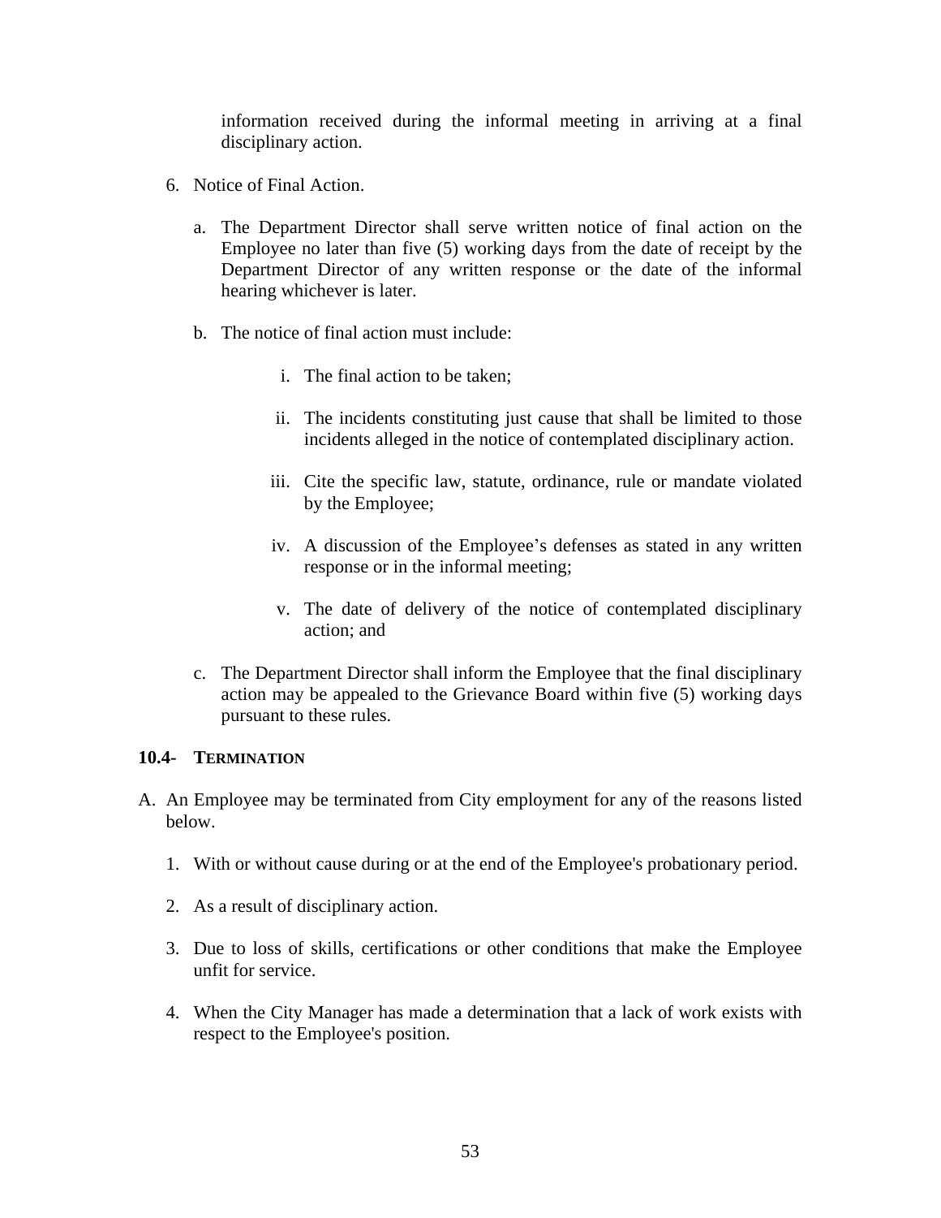information received during the informal meeting in arriving at a final disciplinary action.

6. Notice of Final Action.

   a. The Department Director shall serve written notice of final action on the Employee no later than five (5) working days from the date of receipt by the Department Director of any written response or the date of the informal hearing whichever is later.

   b. The notice of final action must include:

      i. The final action to be taken;

      ii. The incidents constituting just cause that shall be limited to those incidents alleged in the notice of contemplated disciplinary action.

      iii. Cite the specific law, statute, ordinance, rule or mandate violated by the Employee;

      iv. A discussion of the Employee's defenses as stated in any written response or in the informal meeting;

      v. The date of delivery of the notice of contemplated disciplinary action; and

   c. The Department Director shall inform the Employee that the final disciplinary action may be appealed to the Grievance Board within five (5) working days pursuant to these rules.

### 10.4- Termination

A. An Employee may be terminated from City employment for any of the reasons listed below.

   1. With or without cause during or at the end of the Employee's probationary period.

   2. As a result of disciplinary action.

   3. Due to loss of skills, certifications or other conditions that make the Employee unfit for service.

   4. When the City Manager has made a determination that a lack of work exists with respect to the Employee's position.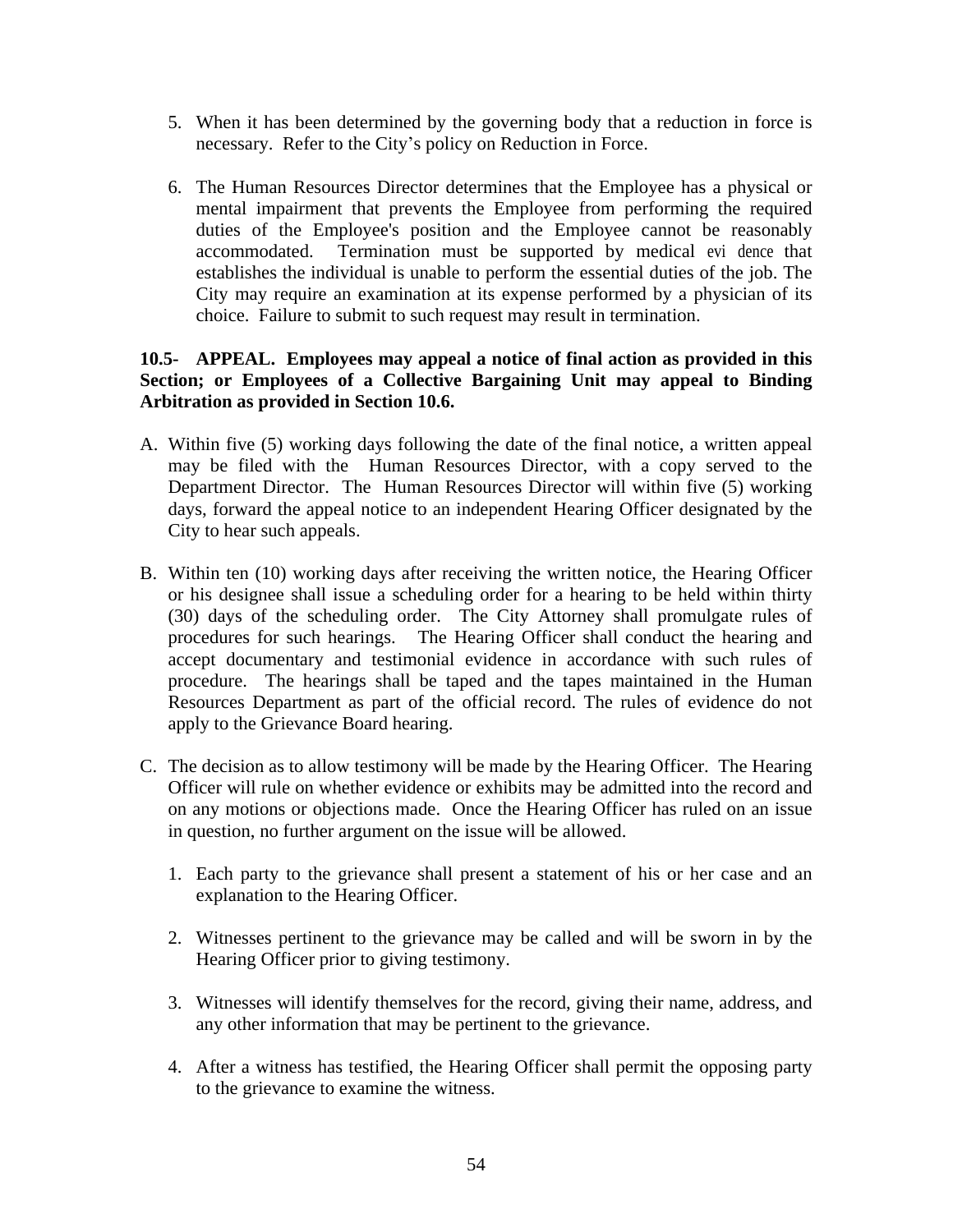5. When it has been determined by the governing body that a reduction in force is necessary. Refer to the City's policy on Reduction in Force.

6. The Human Resources Director determines that the Employee has a physical or mental impairment that prevents the Employee from performing the required duties of the Employee's position and the Employee cannot be reasonably accommodated. Termination must be supported by medical evi dence that establishes the individual is unable to perform the essential duties of the job. The City may require an examination at its expense performed by a physician of its choice. Failure to submit to such request may result in termination.

**10.5- APPEAL. Employees may appeal a notice of final action as provided in this Section; or Employees of a Collective Bargaining Unit may appeal to Binding Arbitration as provided in Section 10.6.**

A. Within five (5) working days following the date of the final notice, a written appeal may be filed with the Human Resources Director, with a copy served to the Department Director. The Human Resources Director will within five (5) working days, forward the appeal notice to an independent Hearing Officer designated by the City to hear such appeals.

B. Within ten (10) working days after receiving the written notice, the Hearing Officer or his designee shall issue a scheduling order for a hearing to be held within thirty (30) days of the scheduling order. The City Attorney shall promulgate rules of procedures for such hearings. The Hearing Officer shall conduct the hearing and accept documentary and testimonial evidence in accordance with such rules of procedure. The hearings shall be taped and the tapes maintained in the Human Resources Department as part of the official record. The rules of evidence do not apply to the Grievance Board hearing.

C. The decision as to allow testimony will be made by the Hearing Officer. The Hearing Officer will rule on whether evidence or exhibits may be admitted into the record and on any motions or objections made. Once the Hearing Officer has ruled on an issue in question, no further argument on the issue will be allowed.

   1. Each party to the grievance shall present a statement of his or her case and an explanation to the Hearing Officer.

   2. Witnesses pertinent to the grievance may be called and will be sworn in by the Hearing Officer prior to giving testimony.

   3. Witnesses will identify themselves for the record, giving their name, address, and any other information that may be pertinent to the grievance.

   4. After a witness has testified, the Hearing Officer shall permit the opposing party to the grievance to examine the witness.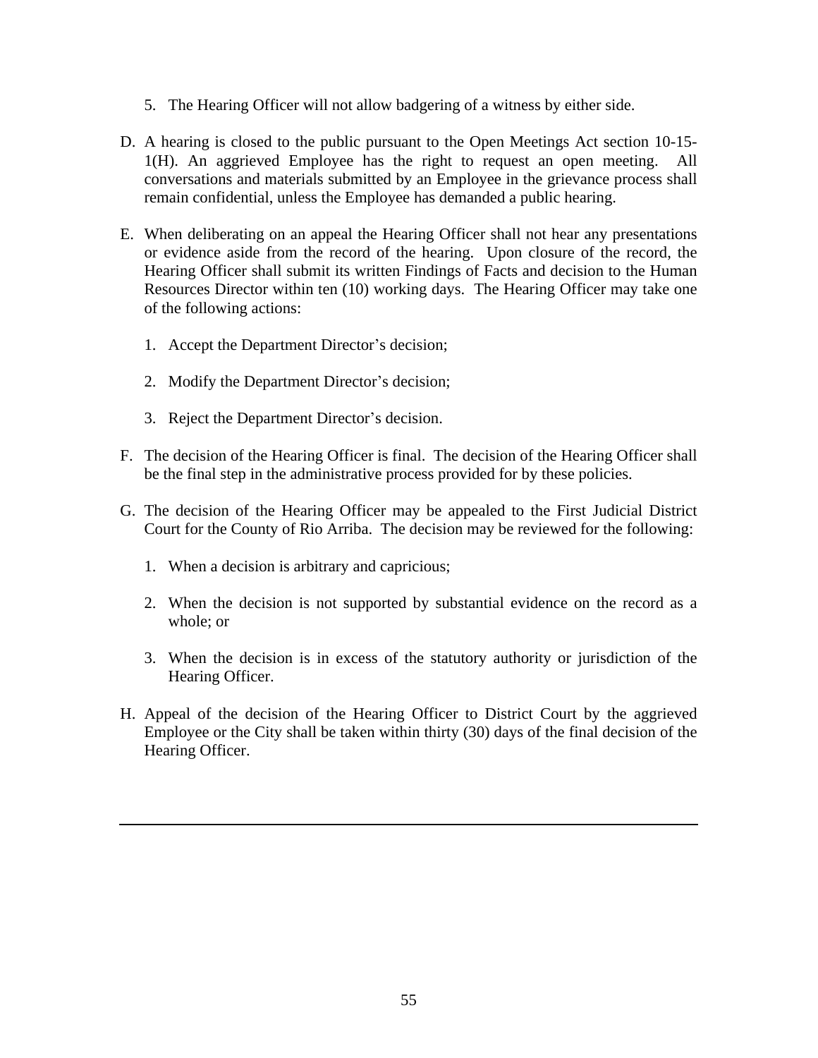5. The Hearing Officer will not allow badgering of a witness by either side.

D. A hearing is closed to the public pursuant to the Open Meetings Act section 10-15-1(H). An aggrieved Employee has the right to request an open meeting. All conversations and materials submitted by an Employee in the grievance process shall remain confidential, unless the Employee has demanded a public hearing.

E. When deliberating on an appeal the Hearing Officer shall not hear any presentations or evidence aside from the record of the hearing. Upon closure of the record, the Hearing Officer shall submit its written Findings of Facts and decision to the Human Resources Director within ten (10) working days. The Hearing Officer may take one of the following actions:

   1. Accept the Department Director's decision;

   2. Modify the Department Director's decision;

   3. Reject the Department Director's decision.

F. The decision of the Hearing Officer is final. The decision of the Hearing Officer shall be the final step in the administrative process provided for by these policies.

G. The decision of the Hearing Officer may be appealed to the First Judicial District Court for the County of Rio Arriba. The decision may be reviewed for the following:

   1. When a decision is arbitrary and capricious;

   2. When the decision is not supported by substantial evidence on the record as a whole; or

   3. When the decision is in excess of the statutory authority or jurisdiction of the Hearing Officer.

H. Appeal of the decision of the Hearing Officer to District Court by the aggrieved Employee or the City shall be taken within thirty (30) days of the final decision of the Hearing Officer.

---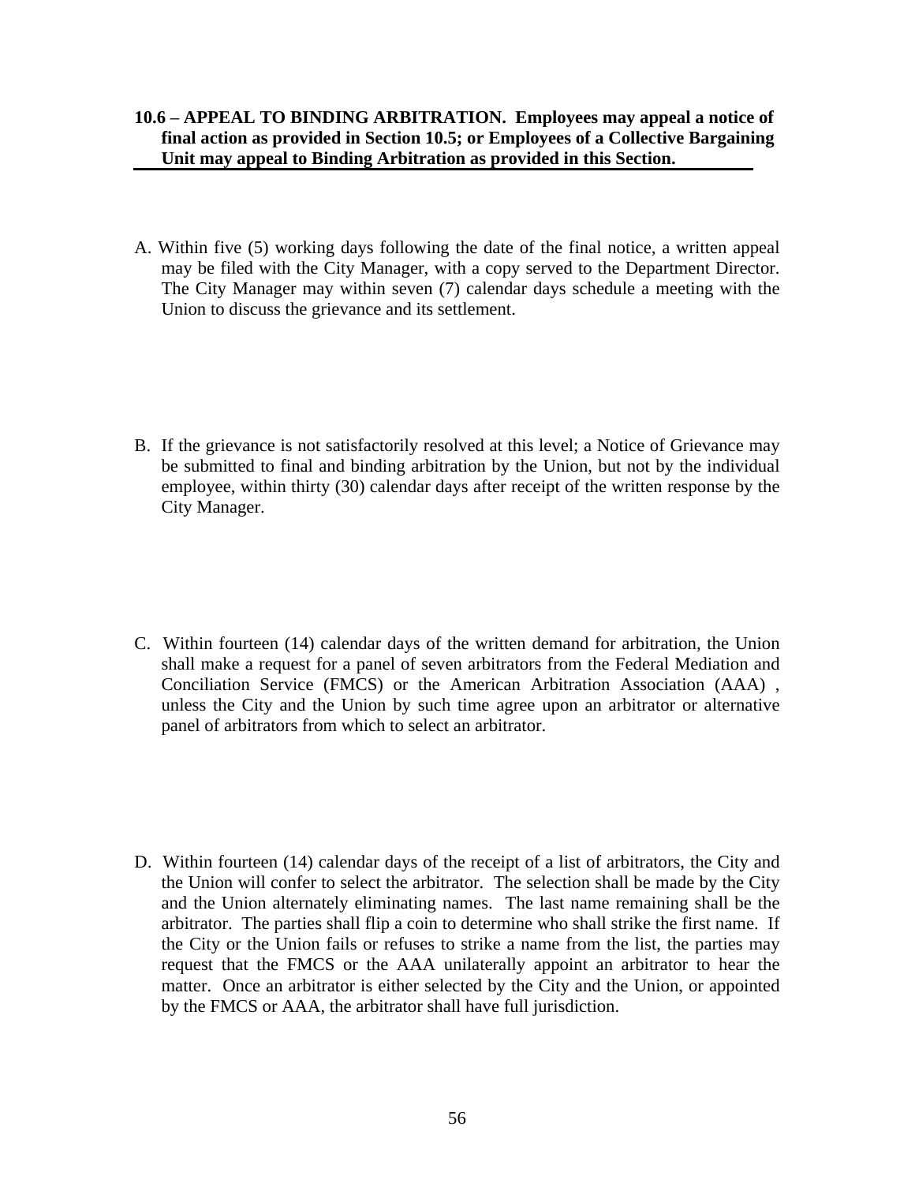**10.6 – APPEAL TO BINDING ARBITRATION. Employees may appeal a notice of final action as provided in Section 10.5; or Employees of a Collective Bargaining Unit may appeal to Binding Arbitration as provided in this Section.**

A. Within five (5) working days following the date of the final notice, a written appeal may be filed with the City Manager, with a copy served to the Department Director. The City Manager may within seven (7) calendar days schedule a meeting with the Union to discuss the grievance and its settlement.

B. If the grievance is not satisfactorily resolved at this level; a Notice of Grievance may be submitted to final and binding arbitration by the Union, but not by the individual employee, within thirty (30) calendar days after receipt of the written response by the City Manager.

C. Within fourteen (14) calendar days of the written demand for arbitration, the Union shall make a request for a panel of seven arbitrators from the Federal Mediation and Conciliation Service (FMCS) or the American Arbitration Association (AAA) , unless the City and the Union by such time agree upon an arbitrator or alternative panel of arbitrators from which to select an arbitrator.

D. Within fourteen (14) calendar days of the receipt of a list of arbitrators, the City and the Union will confer to select the arbitrator. The selection shall be made by the City and the Union alternately eliminating names. The last name remaining shall be the arbitrator. The parties shall flip a coin to determine who shall strike the first name. If the City or the Union fails or refuses to strike a name from the list, the parties may request that the FMCS or the AAA unilaterally appoint an arbitrator to hear the matter. Once an arbitrator is either selected by the City and the Union, or appointed by the FMCS or AAA, the arbitrator shall have full jurisdiction.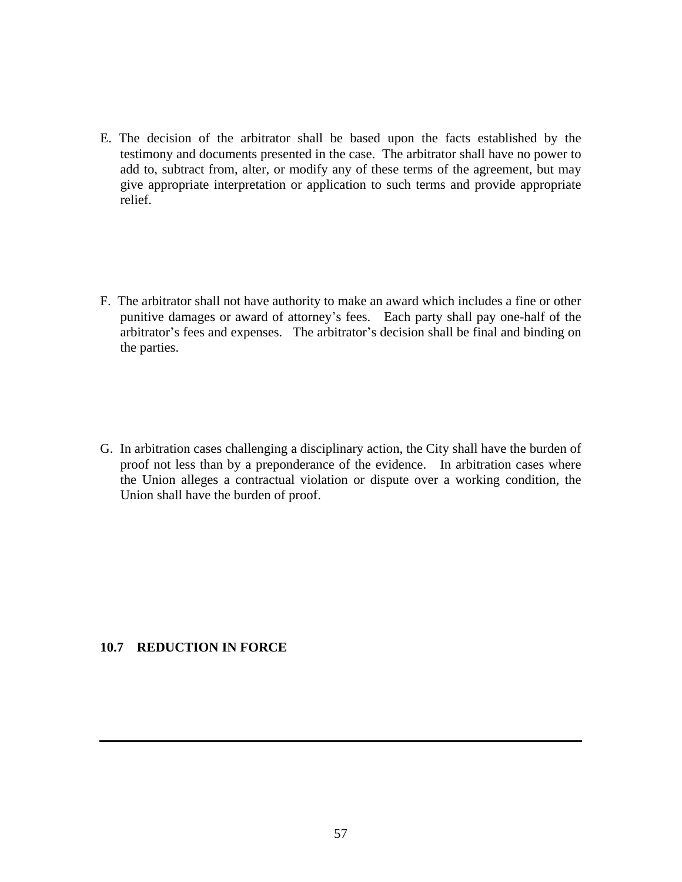E. The decision of the arbitrator shall be based upon the facts established by the testimony and documents presented in the case. The arbitrator shall have no power to add to, subtract from, alter, or modify any of these terms of the agreement, but may give appropriate interpretation or application to such terms and provide appropriate relief.

F. The arbitrator shall not have authority to make an award which includes a fine or other punitive damages or award of attorney's fees. Each party shall pay one-half of the arbitrator's fees and expenses. The arbitrator's decision shall be final and binding on the parties.

G. In arbitration cases challenging a disciplinary action, the City shall have the burden of proof not less than by a preponderance of the evidence. In arbitration cases where the Union alleges a contractual violation or dispute over a working condition, the Union shall have the burden of proof.

**10.7 REDUCTION IN FORCE**

---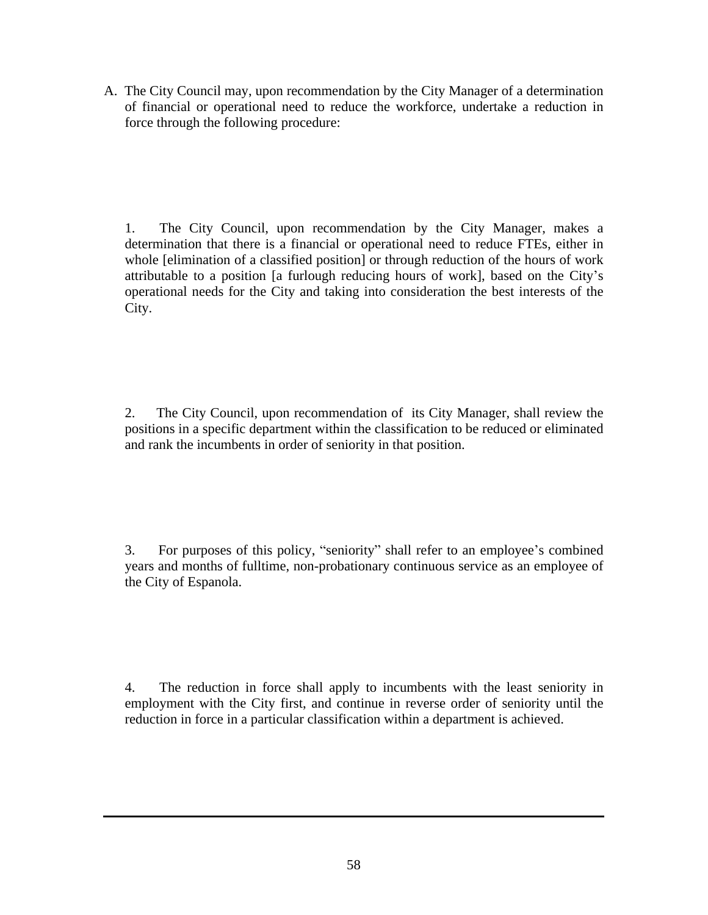A. The City Council may, upon recommendation by the City Manager of a determination of financial or operational need to reduce the workforce, undertake a reduction in force through the following procedure:

1. The City Council, upon recommendation by the City Manager, makes a determination that there is a financial or operational need to reduce FTEs, either in whole [elimination of a classified position] or through reduction of the hours of work attributable to a position [a furlough reducing hours of work], based on the City's operational needs for the City and taking into consideration the best interests of the City.

2. The City Council, upon recommendation of its City Manager, shall review the positions in a specific department within the classification to be reduced or eliminated and rank the incumbents in order of seniority in that position.

3. For purposes of this policy, "seniority" shall refer to an employee's combined years and months of fulltime, non-probationary continuous service as an employee of the City of Espanola.

4. The reduction in force shall apply to incumbents with the least seniority in employment with the City first, and continue in reverse order of seniority until the reduction in force in a particular classification within a department is achieved.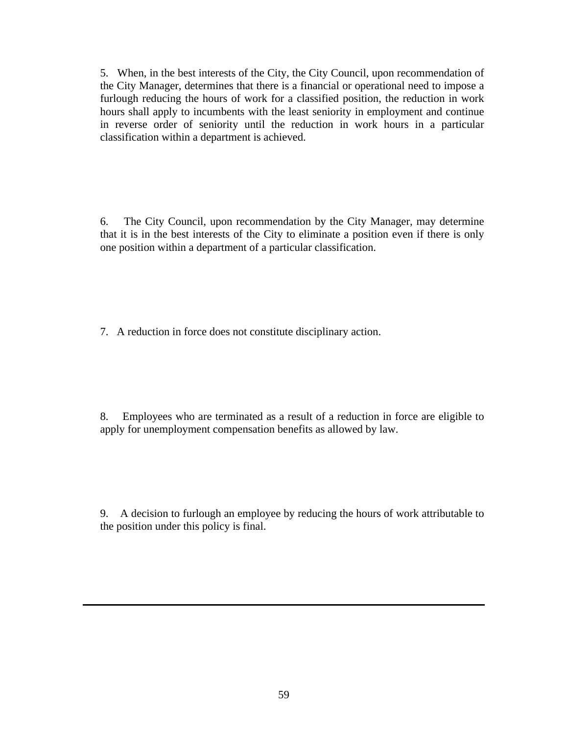5. When, in the best interests of the City, the City Council, upon recommendation of the City Manager, determines that there is a financial or operational need to impose a furlough reducing the hours of work for a classified position, the reduction in work hours shall apply to incumbents with the least seniority in employment and continue in reverse order of seniority until the reduction in work hours in a particular classification within a department is achieved.

6. The City Council, upon recommendation by the City Manager, may determine that it is in the best interests of the City to eliminate a position even if there is only one position within a department of a particular classification.

7. A reduction in force does not constitute disciplinary action.

8. Employees who are terminated as a result of a reduction in force are eligible to apply for unemployment compensation benefits as allowed by law.

9. A decision to furlough an employee by reducing the hours of work attributable to the position under this policy is final.

---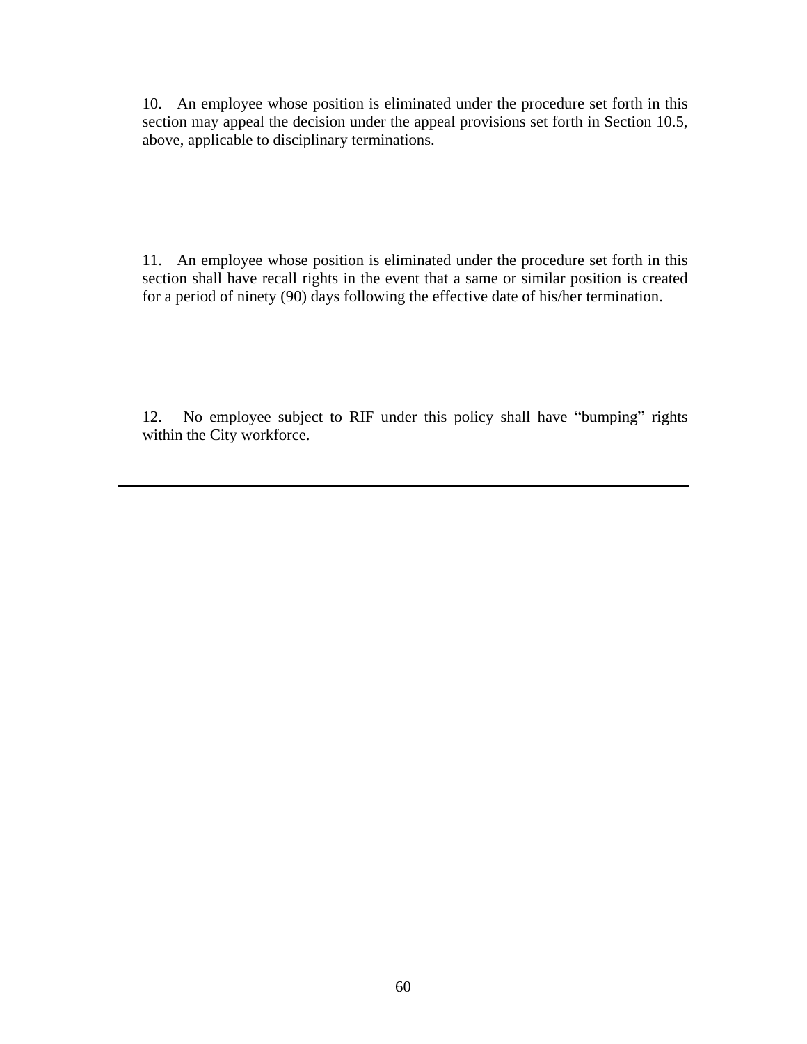10. An employee whose position is eliminated under the procedure set forth in this section may appeal the decision under the appeal provisions set forth in Section 10.5, above, applicable to disciplinary terminations.

11. An employee whose position is eliminated under the procedure set forth in this section shall have recall rights in the event that a same or similar position is created for a period of ninety (90) days following the effective date of his/her termination.

12. No employee subject to RIF under this policy shall have "bumping" rights within the City workforce.

---